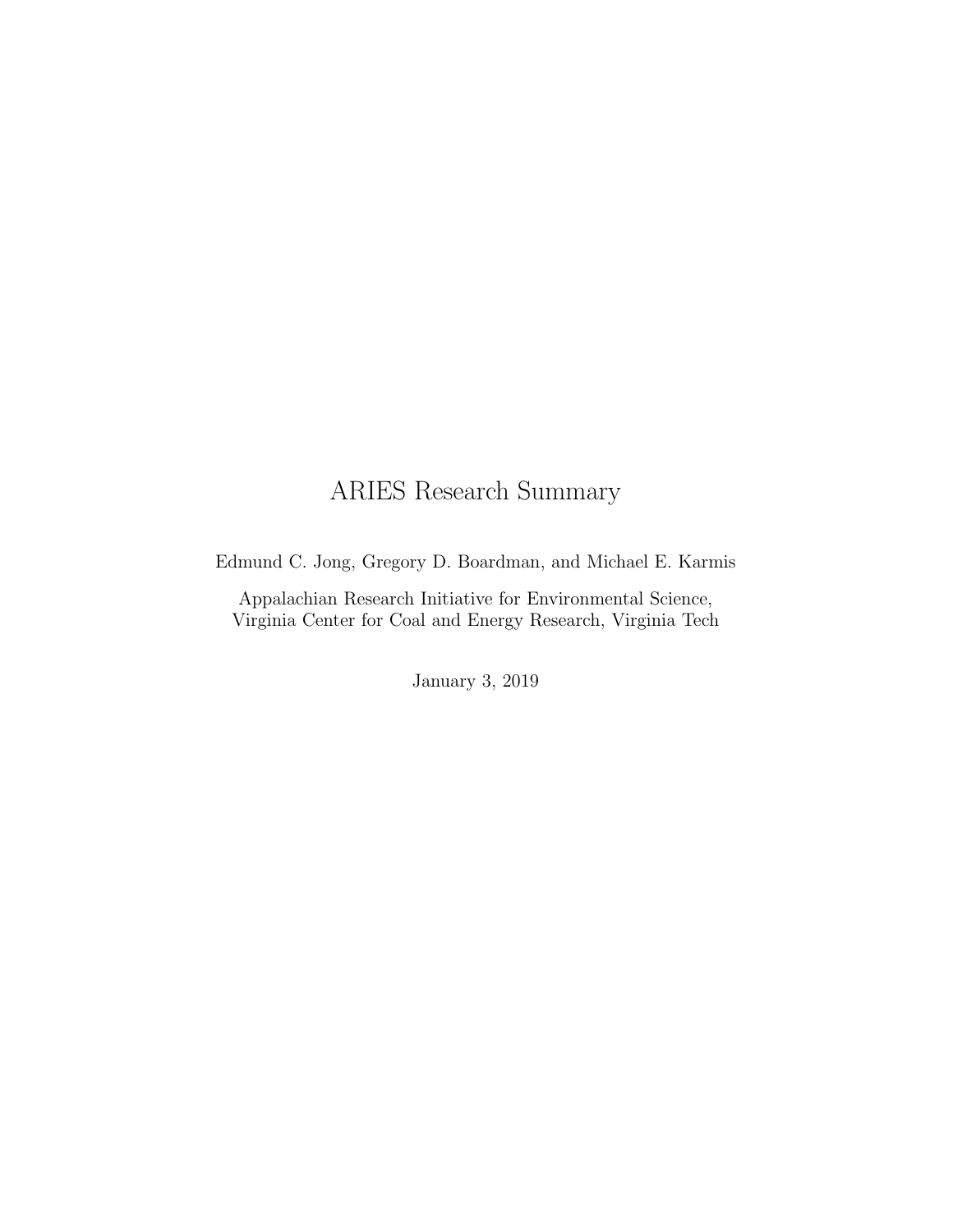# ARIES Research Summary

Edmund C. Jong, Gregory D. Boardman, and Michael E. Karmis

Appalachian Research Initiative for Environmental Science,
Virginia Center for Coal and Energy Research, Virginia Tech

January 3, 2019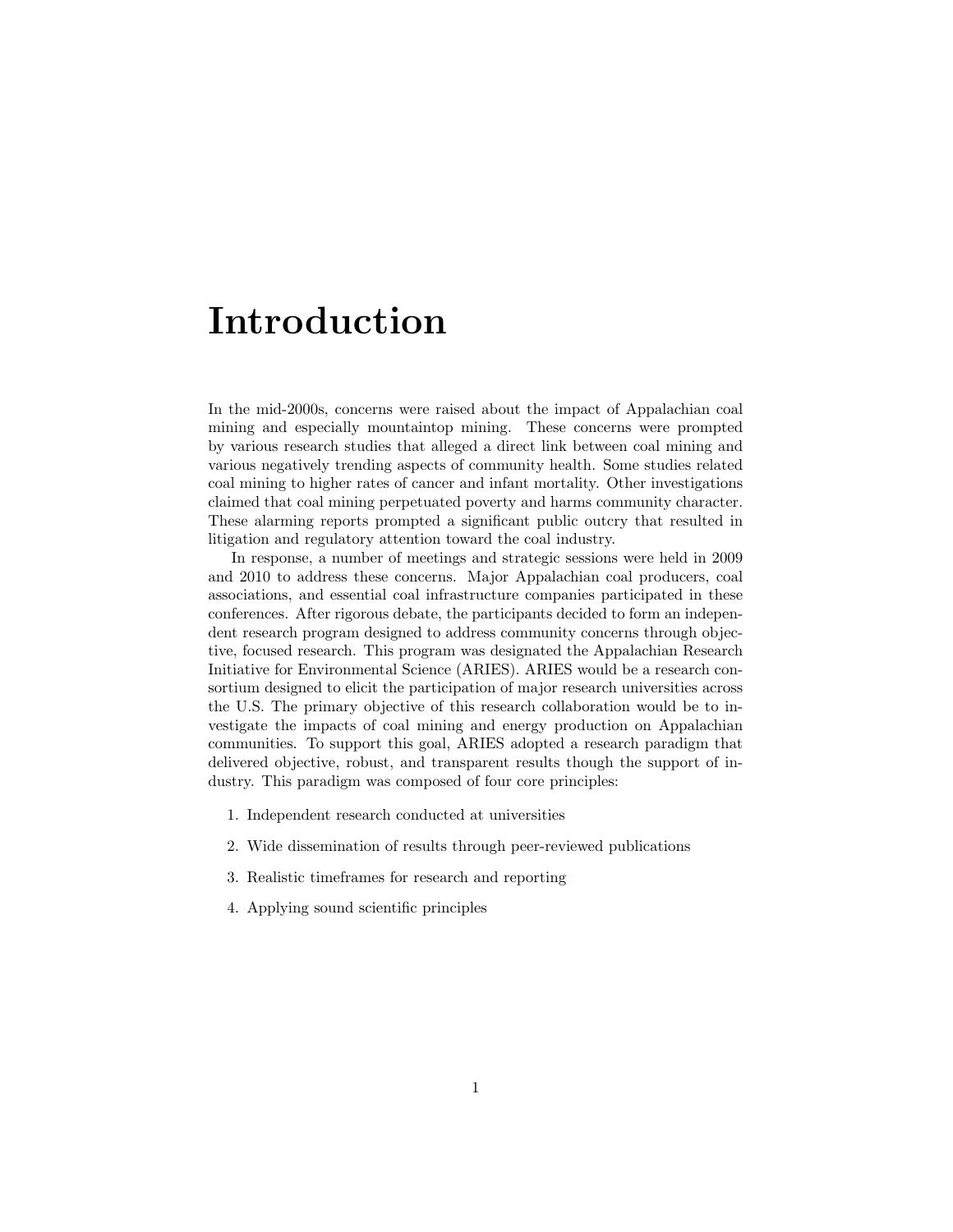# Introduction

In the mid-2000s, concerns were raised about the impact of Appalachian coal mining and especially mountaintop mining. These concerns were prompted by various research studies that alleged a direct link between coal mining and various negatively trending aspects of community health. Some studies related coal mining to higher rates of cancer and infant mortality. Other investigations claimed that coal mining perpetuated poverty and harms community character. These alarming reports prompted a significant public outcry that resulted in litigation and regulatory attention toward the coal industry.

In response, a number of meetings and strategic sessions were held in 2009 and 2010 to address these concerns. Major Appalachian coal producers, coal associations, and essential coal infrastructure companies participated in these conferences. After rigorous debate, the participants decided to form an independent research program designed to address community concerns through objective, focused research. This program was designated the Appalachian Research Initiative for Environmental Science (ARIES). ARIES would be a research consortium designed to elicit the participation of major research universities across the U.S. The primary objective of this research collaboration would be to investigate the impacts of coal mining and energy production on Appalachian communities. To support this goal, ARIES adopted a research paradigm that delivered objective, robust, and transparent results though the support of industry. This paradigm was composed of four core principles:

1. Independent research conducted at universities
2. Wide dissemination of results through peer-reviewed publications
3. Realistic timeframes for research and reporting
4. Applying sound scientific principles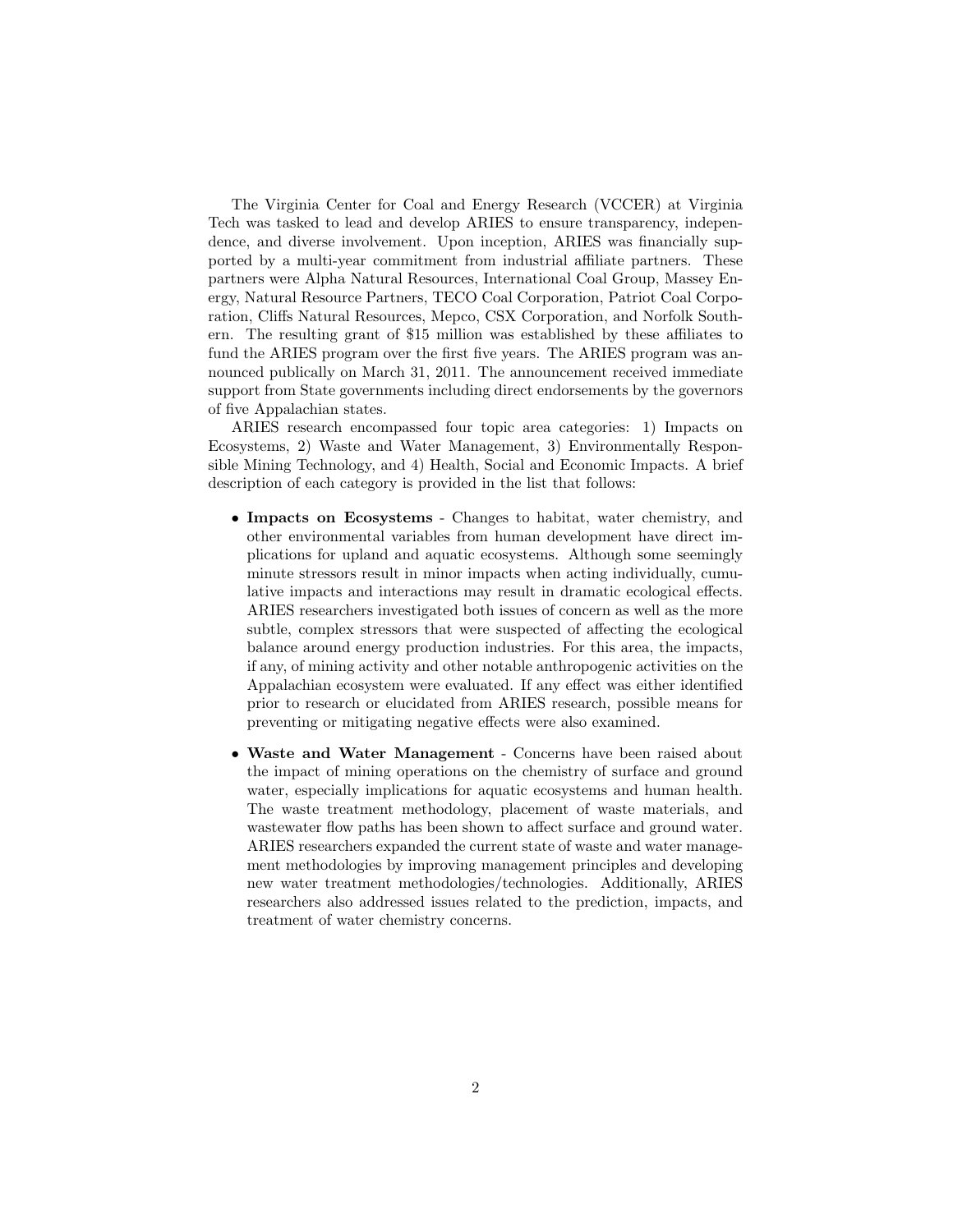The Virginia Center for Coal and Energy Research (VCCER) at Virginia Tech was tasked to lead and develop ARIES to ensure transparency, independence, and diverse involvement. Upon inception, ARIES was financially supported by a multi-year commitment from industrial affiliate partners. These partners were Alpha Natural Resources, International Coal Group, Massey Energy, Natural Resource Partners, TECO Coal Corporation, Patriot Coal Corporation, Cliffs Natural Resources, Mepco, CSX Corporation, and Norfolk Southern. The resulting grant of $15 million was established by these affiliates to fund the ARIES program over the first five years. The ARIES program was announced publically on March 31, 2011. The announcement received immediate support from State governments including direct endorsements by the governors of five Appalachian states.

ARIES research encompassed four topic area categories: 1) Impacts on Ecosystems, 2) Waste and Water Management, 3) Environmentally Responsible Mining Technology, and 4) Health, Social and Economic Impacts. A brief description of each category is provided in the list that follows:

- **Impacts on Ecosystems** - Changes to habitat, water chemistry, and other environmental variables from human development have direct implications for upland and aquatic ecosystems. Although some seemingly minute stressors result in minor impacts when acting individually, cumulative impacts and interactions may result in dramatic ecological effects. ARIES researchers investigated both issues of concern as well as the more subtle, complex stressors that were suspected of affecting the ecological balance around energy production industries. For this area, the impacts, if any, of mining activity and other notable anthropogenic activities on the Appalachian ecosystem were evaluated. If any effect was either identified prior to research or elucidated from ARIES research, possible means for preventing or mitigating negative effects were also examined.

- **Waste and Water Management** - Concerns have been raised about the impact of mining operations on the chemistry of surface and ground water, especially implications for aquatic ecosystems and human health. The waste treatment methodology, placement of waste materials, and wastewater flow paths has been shown to affect surface and ground water. ARIES researchers expanded the current state of waste and water management methodologies by improving management principles and developing new water treatment methodologies/technologies. Additionally, ARIES researchers also addressed issues related to the prediction, impacts, and treatment of water chemistry concerns.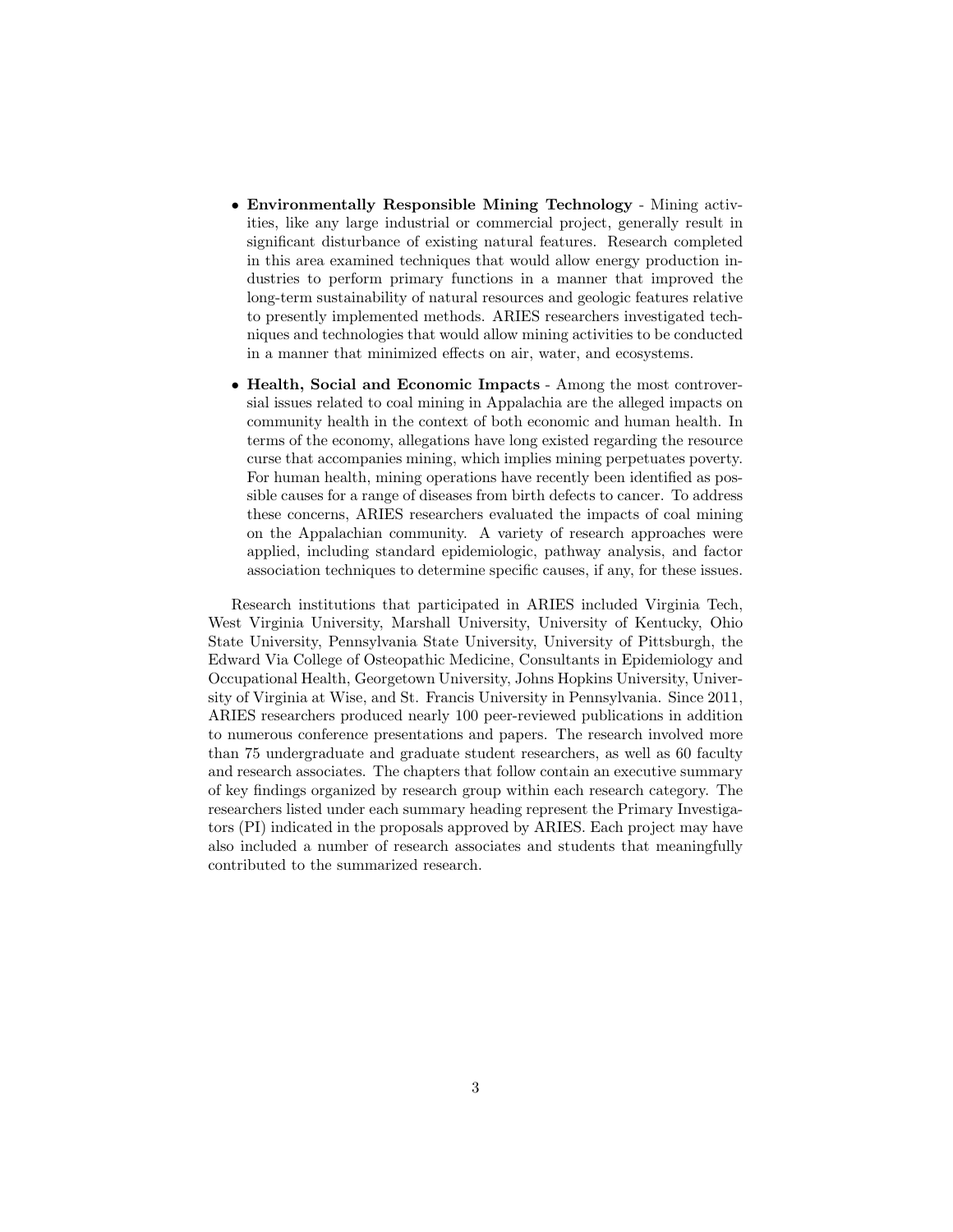- **Environmentally Responsible Mining Technology** - Mining activities, like any large industrial or commercial project, generally result in significant disturbance of existing natural features. Research completed in this area examined techniques that would allow energy production industries to perform primary functions in a manner that improved the long-term sustainability of natural resources and geologic features relative to presently implemented methods. ARIES researchers investigated techniques and technologies that would allow mining activities to be conducted in a manner that minimized effects on air, water, and ecosystems.

- **Health, Social and Economic Impacts** - Among the most controversial issues related to coal mining in Appalachia are the alleged impacts on community health in the context of both economic and human health. In terms of the economy, allegations have long existed regarding the resource curse that accompanies mining, which implies mining perpetuates poverty. For human health, mining operations have recently been identified as possible causes for a range of diseases from birth defects to cancer. To address these concerns, ARIES researchers evaluated the impacts of coal mining on the Appalachian community. A variety of research approaches were applied, including standard epidemiologic, pathway analysis, and factor association techniques to determine specific causes, if any, for these issues.

Research institutions that participated in ARIES included Virginia Tech, West Virginia University, Marshall University, University of Kentucky, Ohio State University, Pennsylvania State University, University of Pittsburgh, the Edward Via College of Osteopathic Medicine, Consultants in Epidemiology and Occupational Health, Georgetown University, Johns Hopkins University, University of Virginia at Wise, and St. Francis University in Pennsylvania. Since 2011, ARIES researchers produced nearly 100 peer-reviewed publications in addition to numerous conference presentations and papers. The research involved more than 75 undergraduate and graduate student researchers, as well as 60 faculty and research associates. The chapters that follow contain an executive summary of key findings organized by research group within each research category. The researchers listed under each summary heading represent the Primary Investigators (PI) indicated in the proposals approved by ARIES. Each project may have also included a number of research associates and students that meaningfully contributed to the summarized research.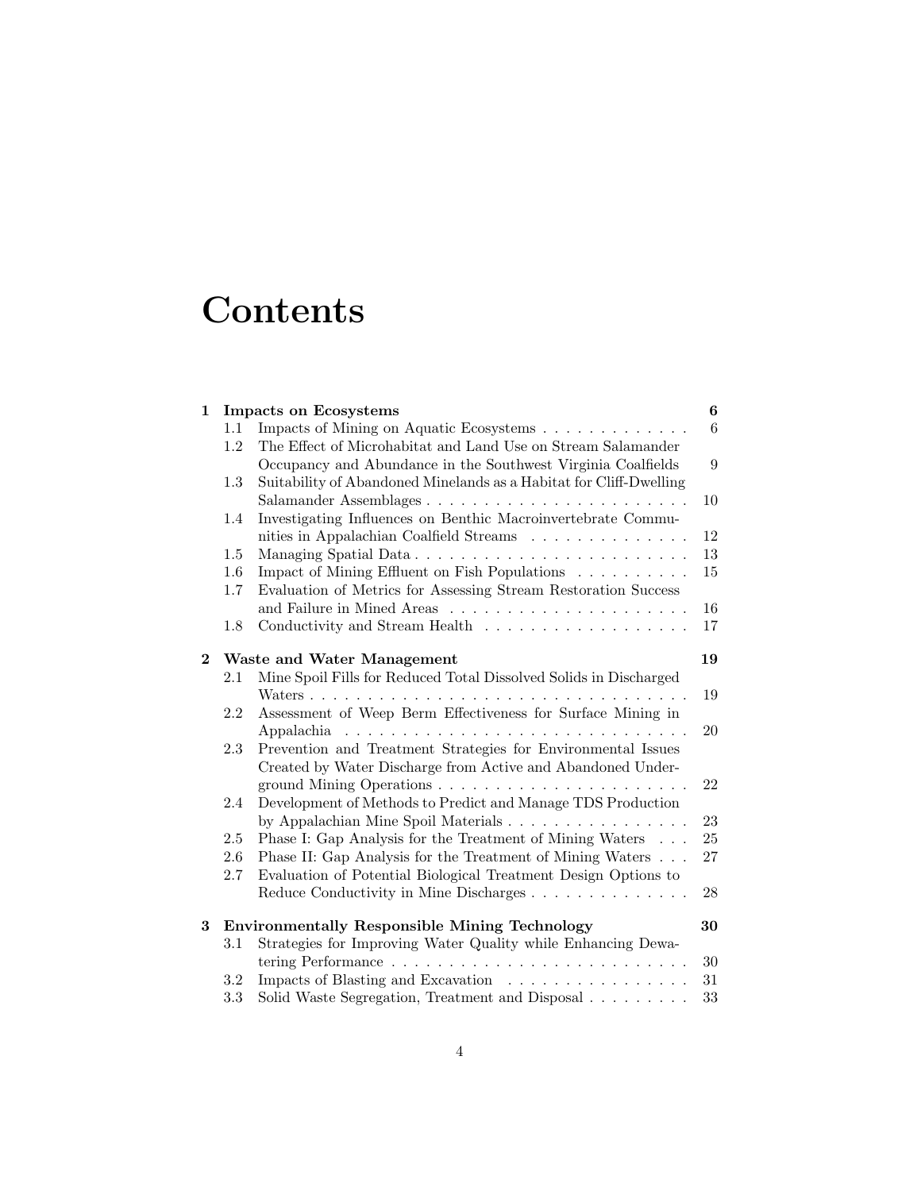# Contents

| | | |
|---|---|---|
| **1** | **Impacts on Ecosystems** | **6** |
| 1.1 | Impacts of Mining on Aquatic Ecosystems | 6 |
| 1.2 | The Effect of Microhabitat and Land Use on Stream Salamander Occupancy and Abundance in the Southwest Virginia Coalfields | 9 |
| 1.3 | Suitability of Abandoned Minelands as a Habitat for Cliff-Dwelling Salamander Assemblages | 10 |
| 1.4 | Investigating Influences on Benthic Macroinvertebrate Communities in Appalachian Coalfield Streams | 12 |
| 1.5 | Managing Spatial Data | 13 |
| 1.6 | Impact of Mining Effluent on Fish Populations | 15 |
| 1.7 | Evaluation of Metrics for Assessing Stream Restoration Success and Failure in Mined Areas | 16 |
| 1.8 | Conductivity and Stream Health | 17 |
| **2** | **Waste and Water Management** | **19** |
| 2.1 | Mine Spoil Fills for Reduced Total Dissolved Solids in Discharged Waters | 19 |
| 2.2 | Assessment of Weep Berm Effectiveness for Surface Mining in Appalachia | 20 |
| 2.3 | Prevention and Treatment Strategies for Environmental Issues Created by Water Discharge from Active and Abandoned Underground Mining Operations | 22 |
| 2.4 | Development of Methods to Predict and Manage TDS Production by Appalachian Mine Spoil Materials | 23 |
| 2.5 | Phase I: Gap Analysis for the Treatment of Mining Waters | 25 |
| 2.6 | Phase II: Gap Analysis for the Treatment of Mining Waters | 27 |
| 2.7 | Evaluation of Potential Biological Treatment Design Options to Reduce Conductivity in Mine Discharges | 28 |
| **3** | **Environmentally Responsible Mining Technology** | **30** |
| 3.1 | Strategies for Improving Water Quality while Enhancing Dewatering Performance | 30 |
| 3.2 | Impacts of Blasting and Excavation | 31 |
| 3.3 | Solid Waste Segregation, Treatment and Disposal | 33 |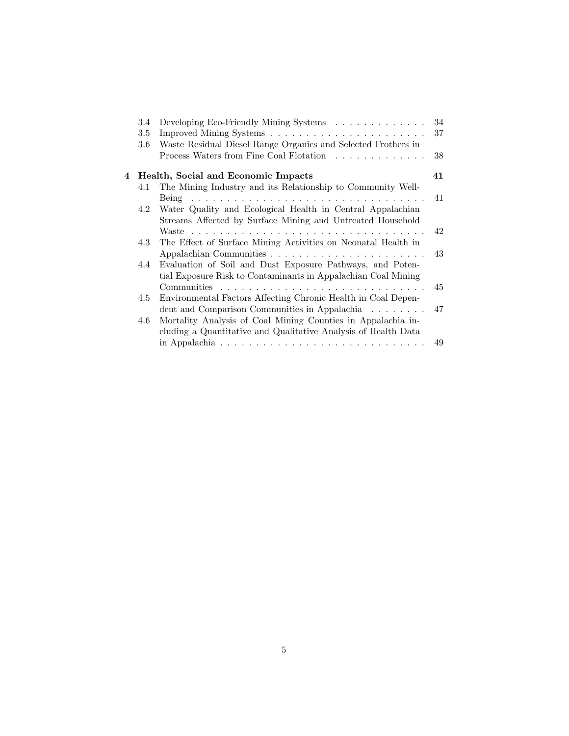- 3.4 Developing Eco-Friendly Mining Systems . . . . . . . . . . . . . 34
- 3.5 Improved Mining Systems . . . . . . . . . . . . . . . . . . . . . . 37
- 3.6 Waste Residual Diesel Range Organics and Selected Frothers in Process Waters from Fine Coal Flotation . . . . . . . . . . . . . 38

**4 Health, Social and Economic Impacts** **41**

- 4.1 The Mining Industry and its Relationship to Community Well-Being . . . . . . . . . . . . . . . . . . . . . . . . . . . . . . . . . . 41
- 4.2 Water Quality and Ecological Health in Central Appalachian Streams Affected by Surface Mining and Untreated Household Waste . . . . . . . . . . . . . . . . . . . . . . . . . . . . . . . . . . 42
- 4.3 The Effect of Surface Mining Activities on Neonatal Health in Appalachian Communities . . . . . . . . . . . . . . . . . . . . . . 43
- 4.4 Evaluation of Soil and Dust Exposure Pathways, and Potential Exposure Risk to Contaminants in Appalachian Coal Mining Communities . . . . . . . . . . . . . . . . . . . . . . . . . . . . . 45
- 4.5 Environmental Factors Affecting Chronic Health in Coal Dependent and Comparison Communities in Appalachia . . . . . . . . 47
- 4.6 Mortality Analysis of Coal Mining Counties in Appalachia including a Quantitative and Qualitative Analysis of Health Data in Appalachia . . . . . . . . . . . . . . . . . . . . . . . . . . . . . 49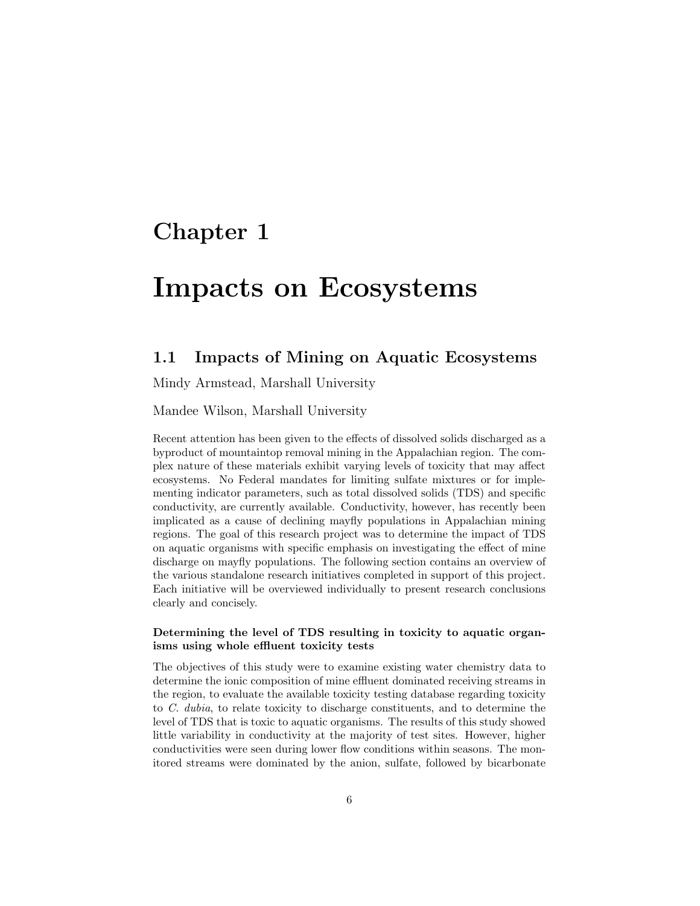# Chapter 1

# Impacts on Ecosystems

## 1.1 Impacts of Mining on Aquatic Ecosystems

Mindy Armstead, Marshall University

Mandee Wilson, Marshall University

Recent attention has been given to the effects of dissolved solids discharged as a byproduct of mountaintop removal mining in the Appalachian region. The complex nature of these materials exhibit varying levels of toxicity that may affect ecosystems. No Federal mandates for limiting sulfate mixtures or for implementing indicator parameters, such as total dissolved solids (TDS) and specific conductivity, are currently available. Conductivity, however, has recently been implicated as a cause of declining mayfly populations in Appalachian mining regions. The goal of this research project was to determine the impact of TDS on aquatic organisms with specific emphasis on investigating the effect of mine discharge on mayfly populations. The following section contains an overview of the various standalone research initiatives completed in support of this project. Each initiative will be overviewed individually to present research conclusions clearly and concisely.

#### Determining the level of TDS resulting in toxicity to aquatic organisms using whole effluent toxicity tests

The objectives of this study were to examine existing water chemistry data to determine the ionic composition of mine effluent dominated receiving streams in the region, to evaluate the available toxicity testing database regarding toxicity to *C. dubia*, to relate toxicity to discharge constituents, and to determine the level of TDS that is toxic to aquatic organisms. The results of this study showed little variability in conductivity at the majority of test sites. However, higher conductivities were seen during lower flow conditions within seasons. The monitored streams were dominated by the anion, sulfate, followed by bicarbonate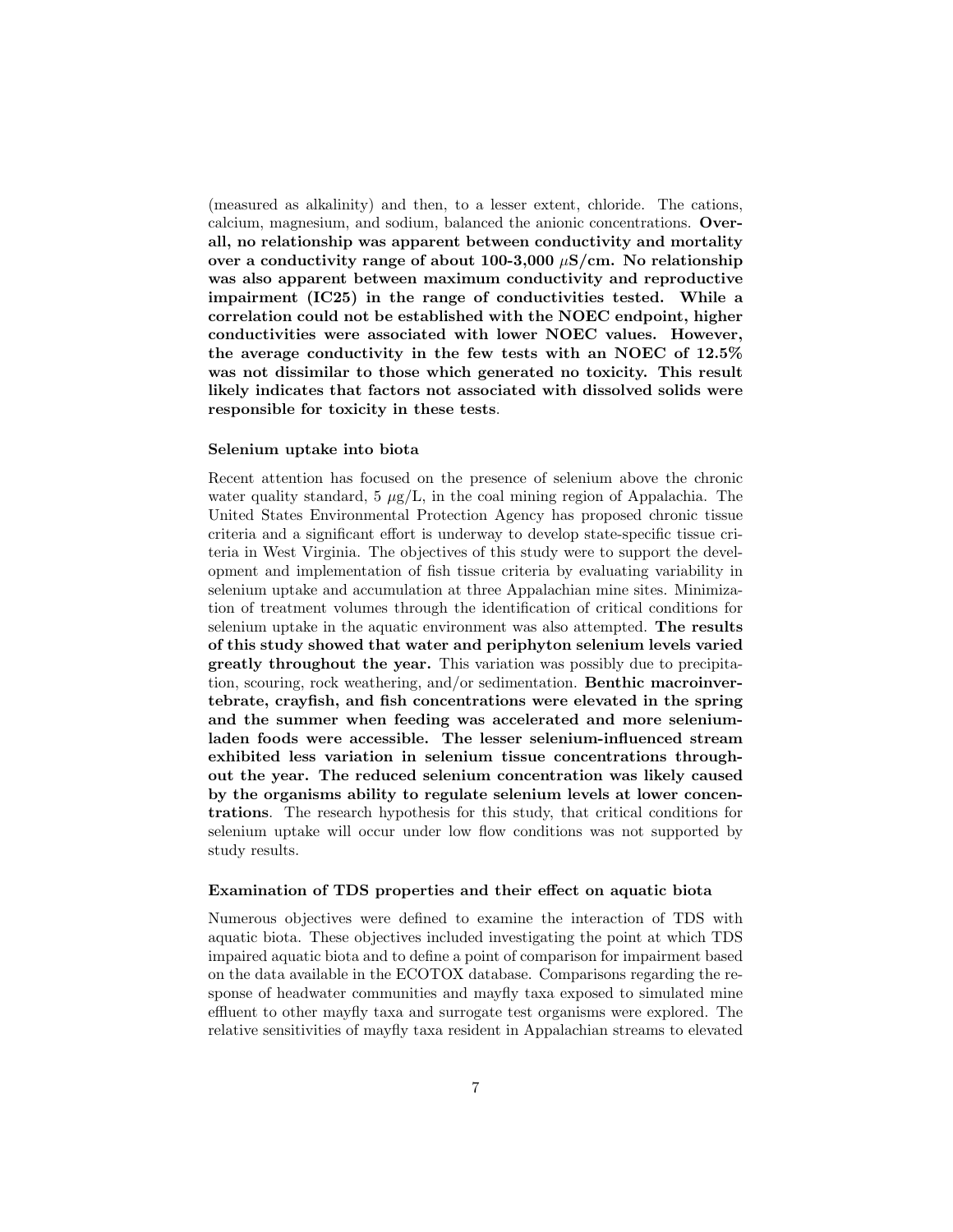(measured as alkalinity) and then, to a lesser extent, chloride. The cations, calcium, magnesium, and sodium, balanced the anionic concentrations. **Overall, no relationship was apparent between conductivity and mortality over a conductivity range of about 100-3,000 $\mu$S/cm. No relationship was also apparent between maximum conductivity and reproductive impairment (IC25) in the range of conductivities tested. While a correlation could not be established with the NOEC endpoint, higher conductivities were associated with lower NOEC values. However, the average conductivity in the few tests with an NOEC of 12.5% was not dissimilar to those which generated no toxicity. This result likely indicates that factors not associated with dissolved solids were responsible for toxicity in these tests**.

#### Selenium uptake into biota

Recent attention has focused on the presence of selenium above the chronic water quality standard, 5 $\mu$g/L, in the coal mining region of Appalachia. The United States Environmental Protection Agency has proposed chronic tissue criteria and a significant effort is underway to develop state-specific tissue criteria in West Virginia. The objectives of this study were to support the development and implementation of fish tissue criteria by evaluating variability in selenium uptake and accumulation at three Appalachian mine sites. Minimization of treatment volumes through the identification of critical conditions for selenium uptake in the aquatic environment was also attempted. **The results of this study showed that water and periphyton selenium levels varied greatly throughout the year.** This variation was possibly due to precipitation, scouring, rock weathering, and/or sedimentation. **Benthic macroinvertebrate, crayfish, and fish concentrations were elevated in the spring and the summer when feeding was accelerated and more selenium-laden foods were accessible. The lesser selenium-influenced stream exhibited less variation in selenium tissue concentrations throughout the year. The reduced selenium concentration was likely caused by the organisms ability to regulate selenium levels at lower concentrations**. The research hypothesis for this study, that critical conditions for selenium uptake will occur under low flow conditions was not supported by study results.

#### Examination of TDS properties and their effect on aquatic biota

Numerous objectives were defined to examine the interaction of TDS with aquatic biota. These objectives included investigating the point at which TDS impaired aquatic biota and to define a point of comparison for impairment based on the data available in the ECOTOX database. Comparisons regarding the response of headwater communities and mayfly taxa exposed to simulated mine effluent to other mayfly taxa and surrogate test organisms were explored. The relative sensitivities of mayfly taxa resident in Appalachian streams to elevated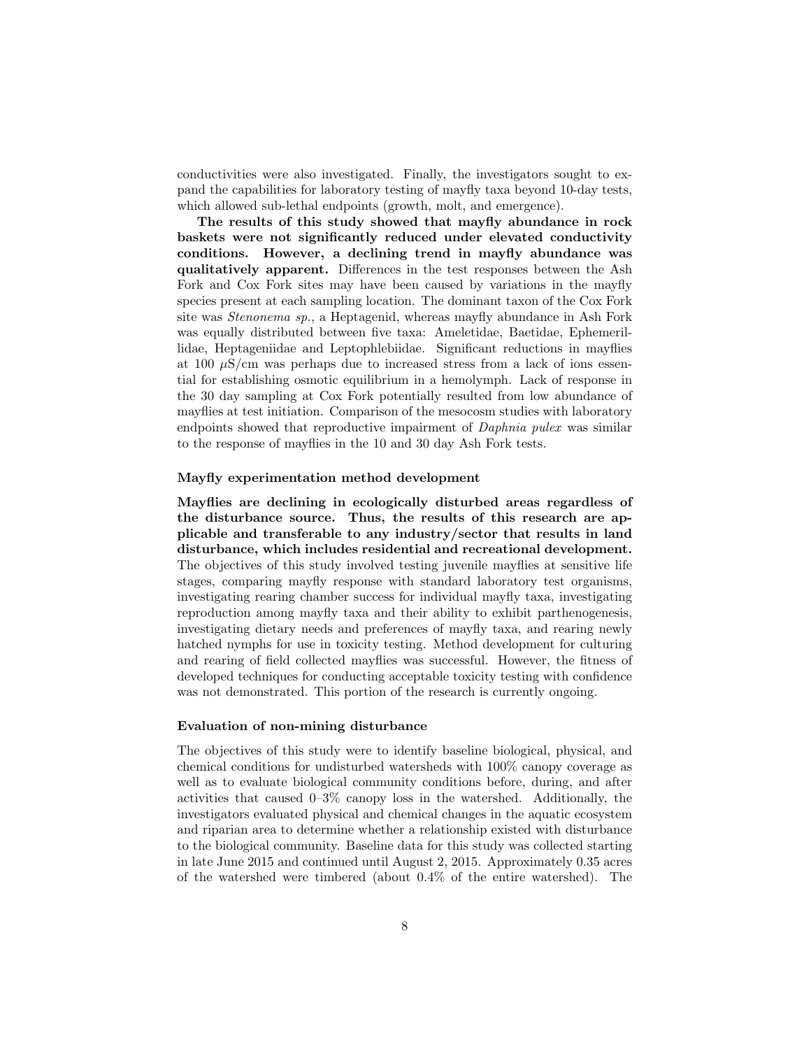conductivities were also investigated. Finally, the investigators sought to expand the capabilities for laboratory testing of mayfly taxa beyond 10-day tests, which allowed sub-lethal endpoints (growth, molt, and emergence).

**The results of this study showed that mayfly abundance in rock baskets were not significantly reduced under elevated conductivity conditions. However, a declining trend in mayfly abundance was qualitatively apparent.** Differences in the test responses between the Ash Fork and Cox Fork sites may have been caused by variations in the mayfly species present at each sampling location. The dominant taxon of the Cox Fork site was *Stenonema sp.*, a Heptagenid, whereas mayfly abundance in Ash Fork was equally distributed between five taxa: Ameletidae, Baetidae, Ephemerillidae, Heptageniidae and Leptophlebiidae. Significant reductions in mayflies at 100 $\mu$S/cm was perhaps due to increased stress from a lack of ions essential for establishing osmotic equilibrium in a hemolymph. Lack of response in the 30 day sampling at Cox Fork potentially resulted from low abundance of mayflies at test initiation. Comparison of the mesocosm studies with laboratory endpoints showed that reproductive impairment of *Daphnia pulex* was similar to the response of mayflies in the 10 and 30 day Ash Fork tests.

### Mayfly experimentation method development

**Mayflies are declining in ecologically disturbed areas regardless of the disturbance source. Thus, the results of this research are applicable and transferable to any industry/sector that results in land disturbance, which includes residential and recreational development.** The objectives of this study involved testing juvenile mayflies at sensitive life stages, comparing mayfly response with standard laboratory test organisms, investigating rearing chamber success for individual mayfly taxa, investigating reproduction among mayfly taxa and their ability to exhibit parthenogenesis, investigating dietary needs and preferences of mayfly taxa, and rearing newly hatched nymphs for use in toxicity testing. Method development for culturing and rearing of field collected mayflies was successful. However, the fitness of developed techniques for conducting acceptable toxicity testing with confidence was not demonstrated. This portion of the research is currently ongoing.

### Evaluation of non-mining disturbance

The objectives of this study were to identify baseline biological, physical, and chemical conditions for undisturbed watersheds with 100% canopy coverage as well as to evaluate biological community conditions before, during, and after activities that caused 0–3% canopy loss in the watershed. Additionally, the investigators evaluated physical and chemical changes in the aquatic ecosystem and riparian area to determine whether a relationship existed with disturbance to the biological community. Baseline data for this study was collected starting in late June 2015 and continued until August 2, 2015. Approximately 0.35 acres of the watershed were timbered (about 0.4% of the entire watershed). The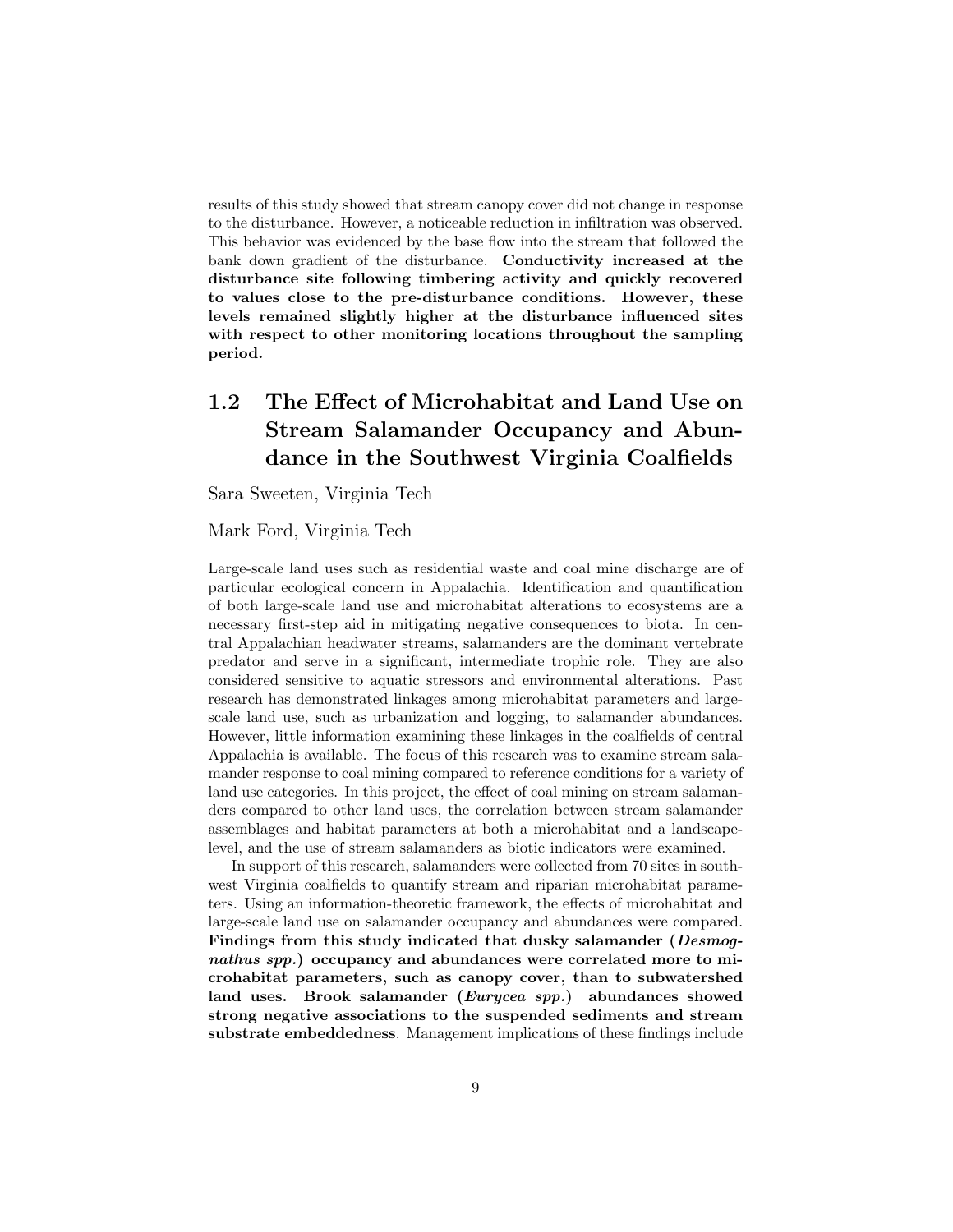results of this study showed that stream canopy cover did not change in response to the disturbance. However, a noticeable reduction in infiltration was observed. This behavior was evidenced by the base flow into the stream that followed the bank down gradient of the disturbance. **Conductivity increased at the disturbance site following timbering activity and quickly recovered to values close to the pre-disturbance conditions. However, these levels remained slightly higher at the disturbance influenced sites with respect to other monitoring locations throughout the sampling period.**

## 1.2 The Effect of Microhabitat and Land Use on Stream Salamander Occupancy and Abundance in the Southwest Virginia Coalfields

Sara Sweeten, Virginia Tech

Mark Ford, Virginia Tech

Large-scale land uses such as residential waste and coal mine discharge are of particular ecological concern in Appalachia. Identification and quantification of both large-scale land use and microhabitat alterations to ecosystems are a necessary first-step aid in mitigating negative consequences to biota. In central Appalachian headwater streams, salamanders are the dominant vertebrate predator and serve in a significant, intermediate trophic role. They are also considered sensitive to aquatic stressors and environmental alterations. Past research has demonstrated linkages among microhabitat parameters and large-scale land use, such as urbanization and logging, to salamander abundances. However, little information examining these linkages in the coalfields of central Appalachia is available. The focus of this research was to examine stream salamander response to coal mining compared to reference conditions for a variety of land use categories. In this project, the effect of coal mining on stream salamanders compared to other land uses, the correlation between stream salamander assemblages and habitat parameters at both a microhabitat and a landscape-level, and the use of stream salamanders as biotic indicators were examined.

In support of this research, salamanders were collected from 70 sites in southwest Virginia coalfields to quantify stream and riparian microhabitat parameters. Using an information-theoretic framework, the effects of microhabitat and large-scale land use on salamander occupancy and abundances were compared. **Findings from this study indicated that dusky salamander (*Desmognathus spp.*) occupancy and abundances were correlated more to microhabitat parameters, such as canopy cover, than to subwatershed land uses. Brook salamander (*Eurycea spp.*) abundances showed strong negative associations to the suspended sediments and stream substrate embeddedness**. Management implications of these findings include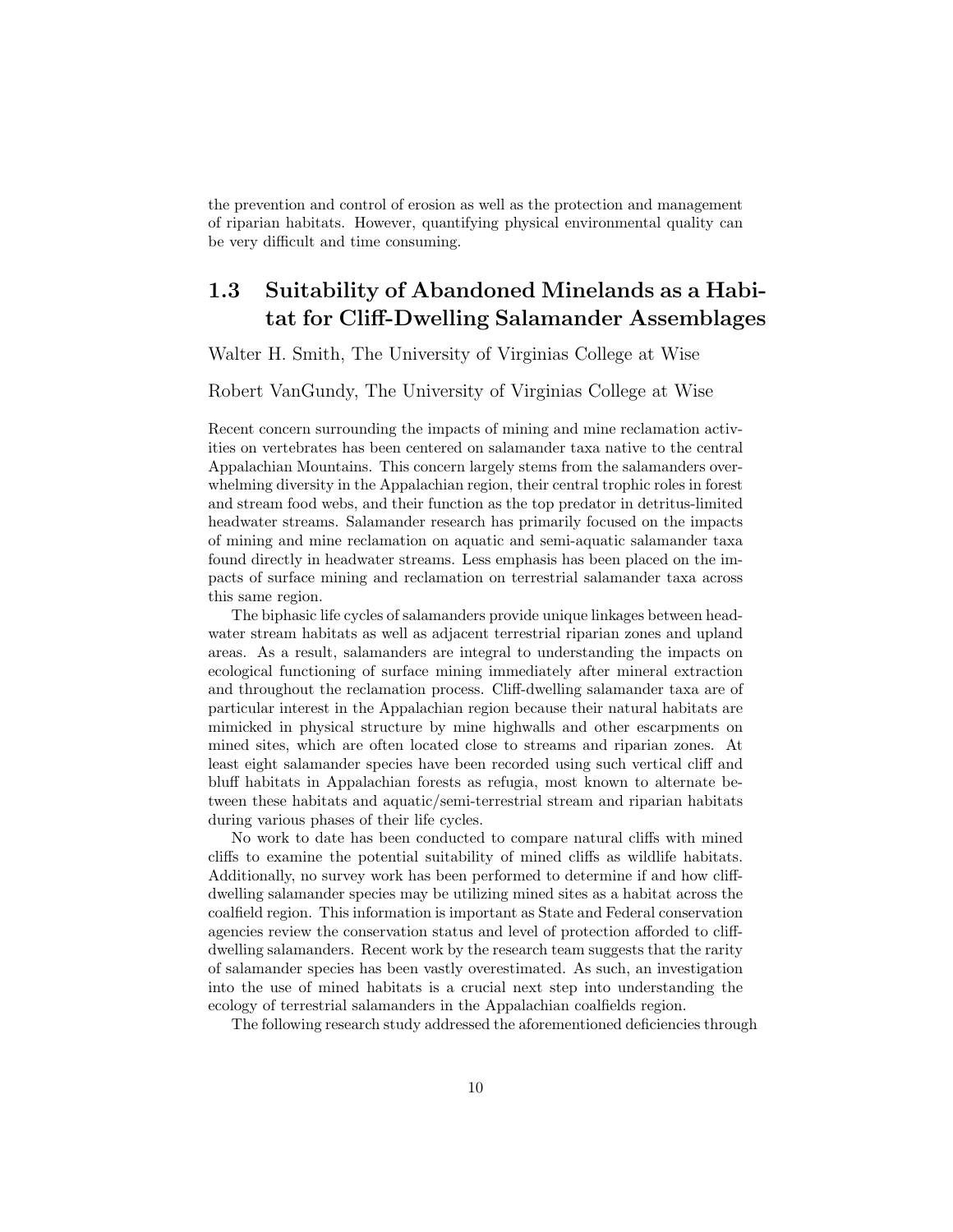the prevention and control of erosion as well as the protection and management of riparian habitats. However, quantifying physical environmental quality can be very difficult and time consuming.

## 1.3 Suitability of Abandoned Minelands as a Habitat for Cliff-Dwelling Salamander Assemblages

Walter H. Smith, The University of Virginias College at Wise

Robert VanGundy, The University of Virginias College at Wise

Recent concern surrounding the impacts of mining and mine reclamation activities on vertebrates has been centered on salamander taxa native to the central Appalachian Mountains. This concern largely stems from the salamanders overwhelming diversity in the Appalachian region, their central trophic roles in forest and stream food webs, and their function as the top predator in detritus-limited headwater streams. Salamander research has primarily focused on the impacts of mining and mine reclamation on aquatic and semi-aquatic salamander taxa found directly in headwater streams. Less emphasis has been placed on the impacts of surface mining and reclamation on terrestrial salamander taxa across this same region.

The biphasic life cycles of salamanders provide unique linkages between headwater stream habitats as well as adjacent terrestrial riparian zones and upland areas. As a result, salamanders are integral to understanding the impacts on ecological functioning of surface mining immediately after mineral extraction and throughout the reclamation process. Cliff-dwelling salamander taxa are of particular interest in the Appalachian region because their natural habitats are mimicked in physical structure by mine highwalls and other escarpments on mined sites, which are often located close to streams and riparian zones. At least eight salamander species have been recorded using such vertical cliff and bluff habitats in Appalachian forests as refugia, most known to alternate between these habitats and aquatic/semi-terrestrial stream and riparian habitats during various phases of their life cycles.

No work to date has been conducted to compare natural cliffs with mined cliffs to examine the potential suitability of mined cliffs as wildlife habitats. Additionally, no survey work has been performed to determine if and how cliff-dwelling salamander species may be utilizing mined sites as a habitat across the coalfield region. This information is important as State and Federal conservation agencies review the conservation status and level of protection afforded to cliff-dwelling salamanders. Recent work by the research team suggests that the rarity of salamander species has been vastly overestimated. As such, an investigation into the use of mined habitats is a crucial next step into understanding the ecology of terrestrial salamanders in the Appalachian coalfields region.

The following research study addressed the aforementioned deficiencies through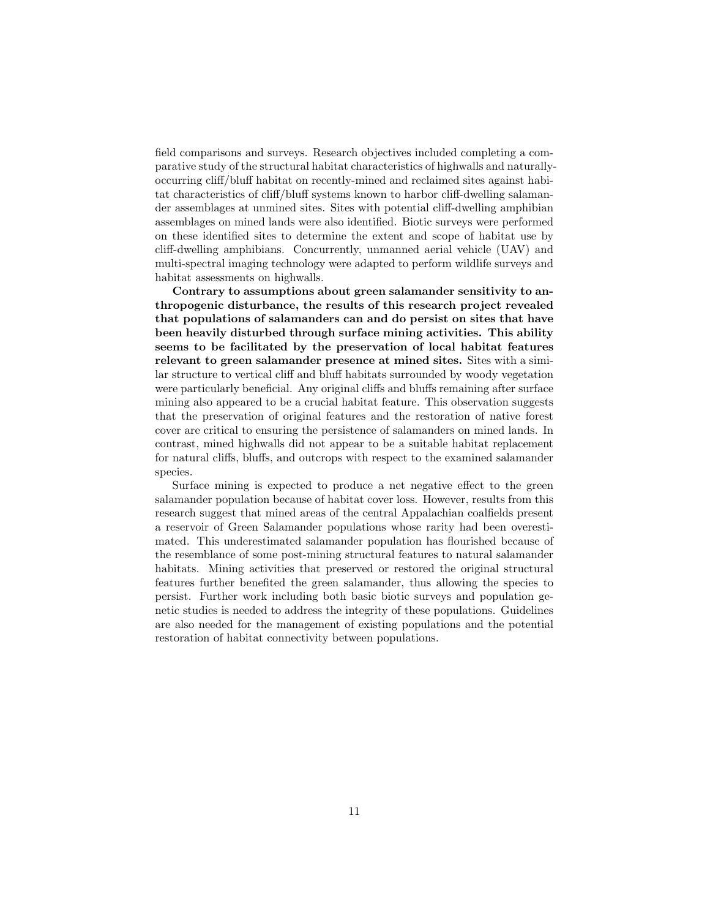field comparisons and surveys. Research objectives included completing a comparative study of the structural habitat characteristics of highwalls and naturally-occurring cliff/bluff habitat on recently-mined and reclaimed sites against habitat characteristics of cliff/bluff systems known to harbor cliff-dwelling salamander assemblages at unmined sites. Sites with potential cliff-dwelling amphibian assemblages on mined lands were also identified. Biotic surveys were performed on these identified sites to determine the extent and scope of habitat use by cliff-dwelling amphibians. Concurrently, unmanned aerial vehicle (UAV) and multi-spectral imaging technology were adapted to perform wildlife surveys and habitat assessments on highwalls.

**Contrary to assumptions about green salamander sensitivity to anthropogenic disturbance, the results of this research project revealed that populations of salamanders can and do persist on sites that have been heavily disturbed through surface mining activities. This ability seems to be facilitated by the preservation of local habitat features relevant to green salamander presence at mined sites.** Sites with a similar structure to vertical cliff and bluff habitats surrounded by woody vegetation were particularly beneficial. Any original cliffs and bluffs remaining after surface mining also appeared to be a crucial habitat feature. This observation suggests that the preservation of original features and the restoration of native forest cover are critical to ensuring the persistence of salamanders on mined lands. In contrast, mined highwalls did not appear to be a suitable habitat replacement for natural cliffs, bluffs, and outcrops with respect to the examined salamander species.

Surface mining is expected to produce a net negative effect to the green salamander population because of habitat cover loss. However, results from this research suggest that mined areas of the central Appalachian coalfields present a reservoir of Green Salamander populations whose rarity had been overestimated. This underestimated salamander population has flourished because of the resemblance of some post-mining structural features to natural salamander habitats. Mining activities that preserved or restored the original structural features further benefited the green salamander, thus allowing the species to persist. Further work including both basic biotic surveys and population genetic studies is needed to address the integrity of these populations. Guidelines are also needed for the management of existing populations and the potential restoration of habitat connectivity between populations.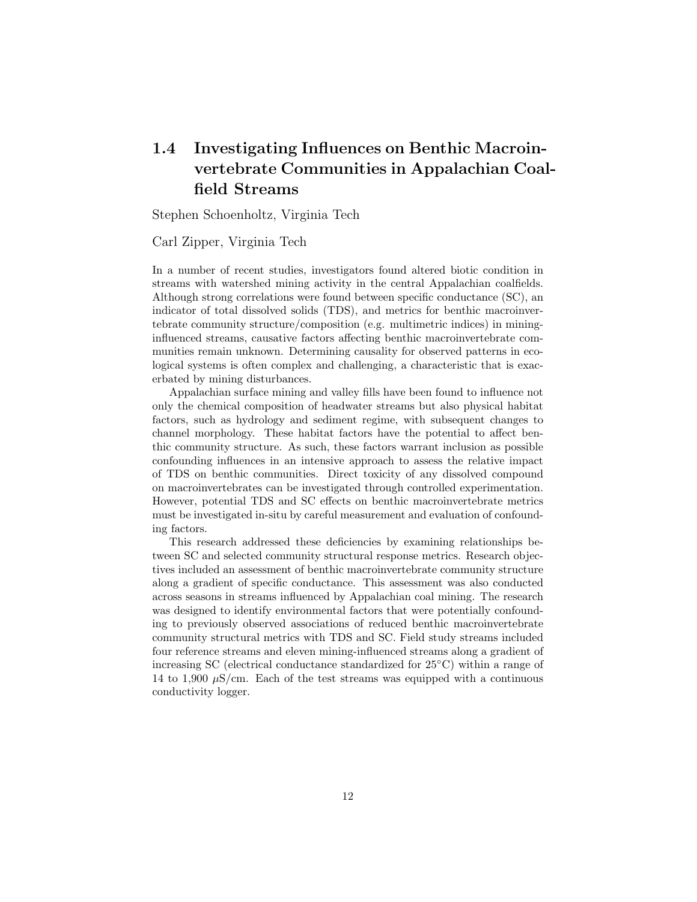## 1.4 Investigating Influences on Benthic Macroinvertebrate Communities in Appalachian Coalfield Streams

Stephen Schoenholtz, Virginia Tech

Carl Zipper, Virginia Tech

In a number of recent studies, investigators found altered biotic condition in streams with watershed mining activity in the central Appalachian coalfields. Although strong correlations were found between specific conductance (SC), an indicator of total dissolved solids (TDS), and metrics for benthic macroinvertebrate community structure/composition (e.g. multimetric indices) in mining-influenced streams, causative factors affecting benthic macroinvertebrate communities remain unknown. Determining causality for observed patterns in ecological systems is often complex and challenging, a characteristic that is exacerbated by mining disturbances.

Appalachian surface mining and valley fills have been found to influence not only the chemical composition of headwater streams but also physical habitat factors, such as hydrology and sediment regime, with subsequent changes to channel morphology. These habitat factors have the potential to affect benthic community structure. As such, these factors warrant inclusion as possible confounding influences in an intensive approach to assess the relative impact of TDS on benthic communities. Direct toxicity of any dissolved compound on macroinvertebrates can be investigated through controlled experimentation. However, potential TDS and SC effects on benthic macroinvertebrate metrics must be investigated in-situ by careful measurement and evaluation of confounding factors.

This research addressed these deficiencies by examining relationships between SC and selected community structural response metrics. Research objectives included an assessment of benthic macroinvertebrate community structure along a gradient of specific conductance. This assessment was also conducted across seasons in streams influenced by Appalachian coal mining. The research was designed to identify environmental factors that were potentially confounding to previously observed associations of reduced benthic macroinvertebrate community structural metrics with TDS and SC. Field study streams included four reference streams and eleven mining-influenced streams along a gradient of increasing SC (electrical conductance standardized for 25°C) within a range of 14 to 1,900 $\mu$S/cm. Each of the test streams was equipped with a continuous conductivity logger.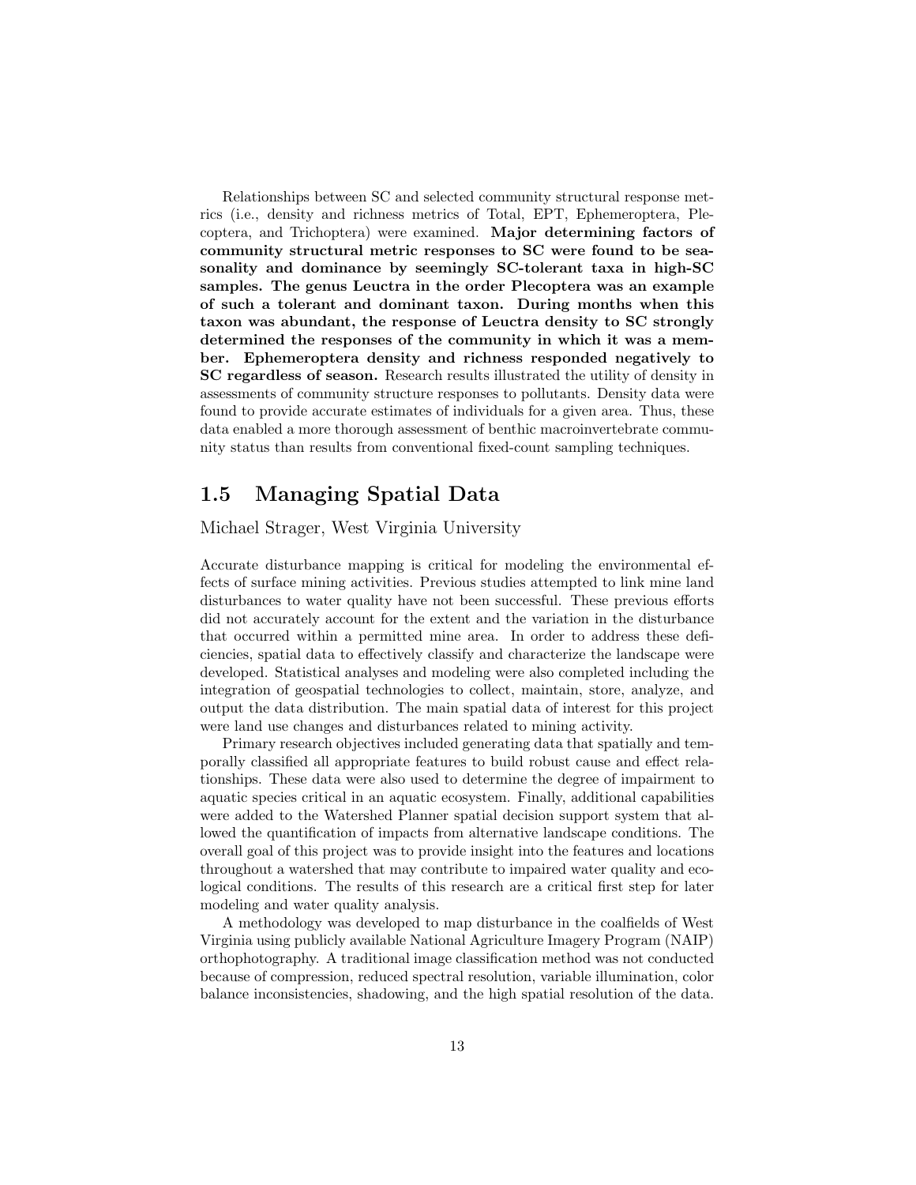Relationships between SC and selected community structural response metrics (i.e., density and richness metrics of Total, EPT, Ephemeroptera, Plecoptera, and Trichoptera) were examined. **Major determining factors of community structural metric responses to SC were found to be seasonality and dominance by seemingly SC-tolerant taxa in high-SC samples. The genus Leuctra in the order Plecoptera was an example of such a tolerant and dominant taxon. During months when this taxon was abundant, the response of Leuctra density to SC strongly determined the responses of the community in which it was a member. Ephemeroptera density and richness responded negatively to SC regardless of season.** Research results illustrated the utility of density in assessments of community structure responses to pollutants. Density data were found to provide accurate estimates of individuals for a given area. Thus, these data enabled a more thorough assessment of benthic macroinvertebrate community status than results from conventional fixed-count sampling techniques.

## 1.5 Managing Spatial Data

Michael Strager, West Virginia University

Accurate disturbance mapping is critical for modeling the environmental effects of surface mining activities. Previous studies attempted to link mine land disturbances to water quality have not been successful. These previous efforts did not accurately account for the extent and the variation in the disturbance that occurred within a permitted mine area. In order to address these deficiencies, spatial data to effectively classify and characterize the landscape were developed. Statistical analyses and modeling were also completed including the integration of geospatial technologies to collect, maintain, store, analyze, and output the data distribution. The main spatial data of interest for this project were land use changes and disturbances related to mining activity.

Primary research objectives included generating data that spatially and temporally classified all appropriate features to build robust cause and effect relationships. These data were also used to determine the degree of impairment to aquatic species critical in an aquatic ecosystem. Finally, additional capabilities were added to the Watershed Planner spatial decision support system that allowed the quantification of impacts from alternative landscape conditions. The overall goal of this project was to provide insight into the features and locations throughout a watershed that may contribute to impaired water quality and ecological conditions. The results of this research are a critical first step for later modeling and water quality analysis.

A methodology was developed to map disturbance in the coalfields of West Virginia using publicly available National Agriculture Imagery Program (NAIP) orthophotography. A traditional image classification method was not conducted because of compression, reduced spectral resolution, variable illumination, color balance inconsistencies, shadowing, and the high spatial resolution of the data.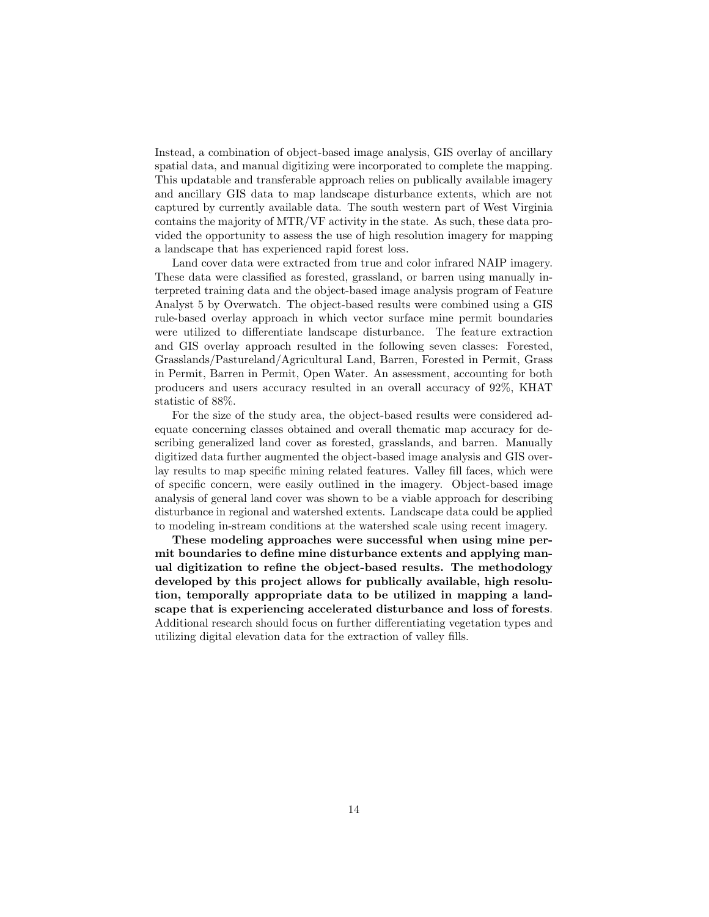Instead, a combination of object-based image analysis, GIS overlay of ancillary spatial data, and manual digitizing were incorporated to complete the mapping. This updatable and transferable approach relies on publically available imagery and ancillary GIS data to map landscape disturbance extents, which are not captured by currently available data. The south western part of West Virginia contains the majority of MTR/VF activity in the state. As such, these data provided the opportunity to assess the use of high resolution imagery for mapping a landscape that has experienced rapid forest loss.

Land cover data were extracted from true and color infrared NAIP imagery. These data were classified as forested, grassland, or barren using manually interpreted training data and the object-based image analysis program of Feature Analyst 5 by Overwatch. The object-based results were combined using a GIS rule-based overlay approach in which vector surface mine permit boundaries were utilized to differentiate landscape disturbance. The feature extraction and GIS overlay approach resulted in the following seven classes: Forested, Grasslands/Pastureland/Agricultural Land, Barren, Forested in Permit, Grass in Permit, Barren in Permit, Open Water. An assessment, accounting for both producers and users accuracy resulted in an overall accuracy of 92%, KHAT statistic of 88%.

For the size of the study area, the object-based results were considered adequate concerning classes obtained and overall thematic map accuracy for describing generalized land cover as forested, grasslands, and barren. Manually digitized data further augmented the object-based image analysis and GIS overlay results to map specific mining related features. Valley fill faces, which were of specific concern, were easily outlined in the imagery. Object-based image analysis of general land cover was shown to be a viable approach for describing disturbance in regional and watershed extents. Landscape data could be applied to modeling in-stream conditions at the watershed scale using recent imagery.

**These modeling approaches were successful when using mine permit boundaries to define mine disturbance extents and applying manual digitization to refine the object-based results. The methodology developed by this project allows for publically available, high resolution, temporally appropriate data to be utilized in mapping a landscape that is experiencing accelerated disturbance and loss of forests**. Additional research should focus on further differentiating vegetation types and utilizing digital elevation data for the extraction of valley fills.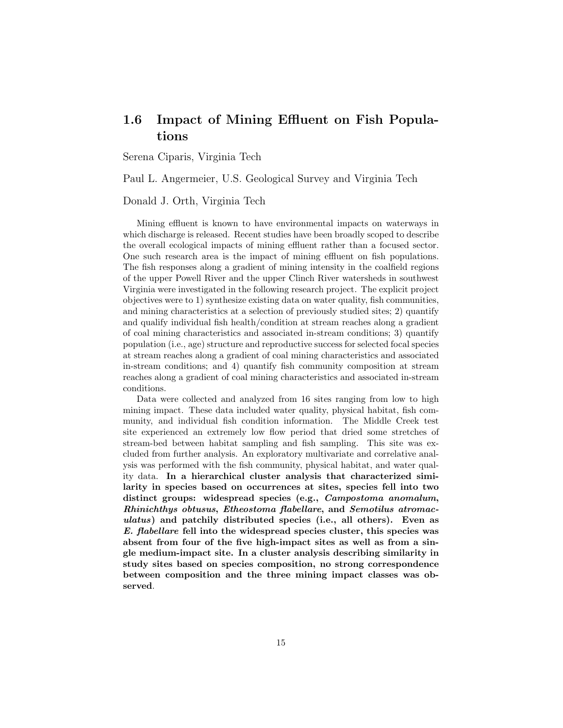## 1.6 Impact of Mining Effluent on Fish Populations

Serena Ciparis, Virginia Tech

Paul L. Angermeier, U.S. Geological Survey and Virginia Tech

Donald J. Orth, Virginia Tech

Mining effluent is known to have environmental impacts on waterways in which discharge is released. Recent studies have been broadly scoped to describe the overall ecological impacts of mining effluent rather than a focused sector. One such research area is the impact of mining effluent on fish populations. The fish responses along a gradient of mining intensity in the coalfield regions of the upper Powell River and the upper Clinch River watersheds in southwest Virginia were investigated in the following research project. The explicit project objectives were to 1) synthesize existing data on water quality, fish communities, and mining characteristics at a selection of previously studied sites; 2) quantify and qualify individual fish health/condition at stream reaches along a gradient of coal mining characteristics and associated in-stream conditions; 3) quantify population (i.e., age) structure and reproductive success for selected focal species at stream reaches along a gradient of coal mining characteristics and associated in-stream conditions; and 4) quantify fish community composition at stream reaches along a gradient of coal mining characteristics and associated in-stream conditions.

Data were collected and analyzed from 16 sites ranging from low to high mining impact. These data included water quality, physical habitat, fish community, and individual fish condition information. The Middle Creek test site experienced an extremely low flow period that dried some stretches of stream-bed between habitat sampling and fish sampling. This site was excluded from further analysis. An exploratory multivariate and correlative analysis was performed with the fish community, physical habitat, and water quality data. **In a hierarchical cluster analysis that characterized similarity in species based on occurrences at sites, species fell into two distinct groups: widespread species (e.g., *Campostoma anomalum*, *Rhinichthys obtusus*, *Etheostoma flabellare*, and *Semotilus atromaculatus*) and patchily distributed species (i.e., all others). Even as *E. flabellare* fell into the widespread species cluster, this species was absent from four of the five high-impact sites as well as from a single medium-impact site. In a cluster analysis describing similarity in study sites based on species composition, no strong correspondence between composition and the three mining impact classes was observed**.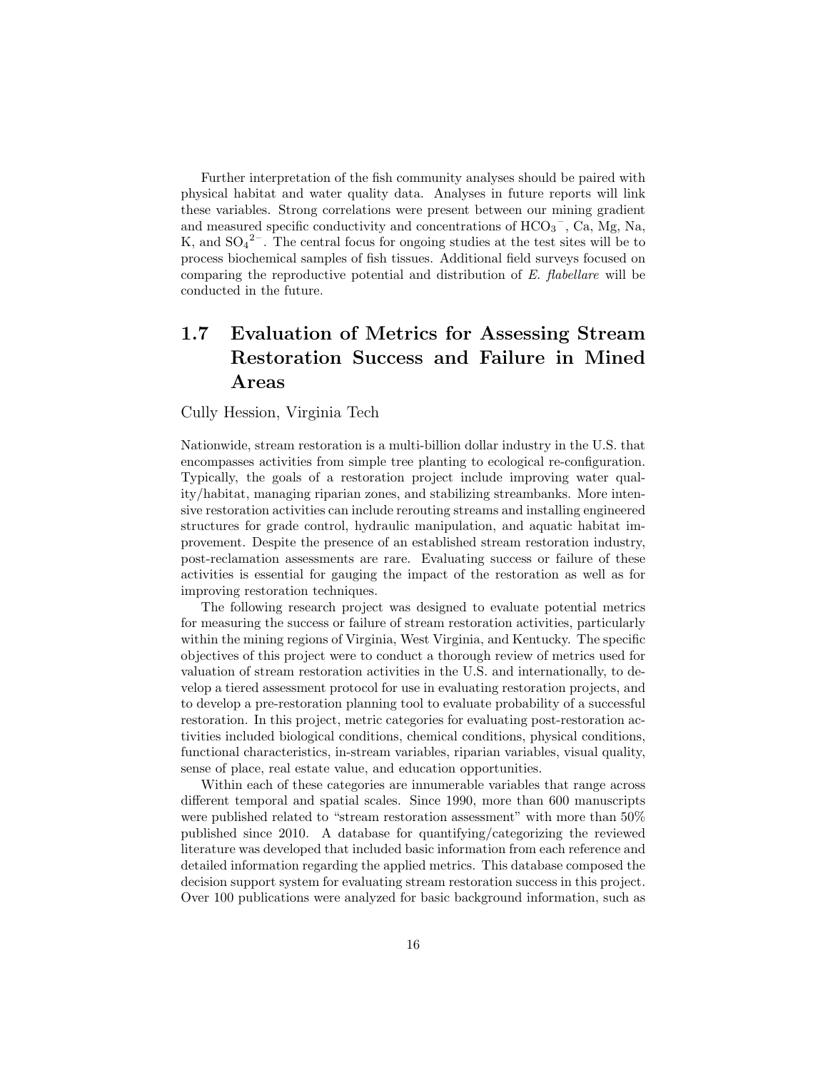Further interpretation of the fish community analyses should be paired with physical habitat and water quality data. Analyses in future reports will link these variables. Strong correlations were present between our mining gradient and measured specific conductivity and concentrations of $HCO_3^-$, Ca, Mg, Na, K, and $SO_4^{2-}$. The central focus for ongoing studies at the test sites will be to process biochemical samples of fish tissues. Additional field surveys focused on comparing the reproductive potential and distribution of *E. flabellare* will be conducted in the future.

## 1.7 Evaluation of Metrics for Assessing Stream Restoration Success and Failure in Mined Areas

Cully Hession, Virginia Tech

Nationwide, stream restoration is a multi-billion dollar industry in the U.S. that encompasses activities from simple tree planting to ecological re-configuration. Typically, the goals of a restoration project include improving water quality/habitat, managing riparian zones, and stabilizing streambanks. More intensive restoration activities can include rerouting streams and installing engineered structures for grade control, hydraulic manipulation, and aquatic habitat improvement. Despite the presence of an established stream restoration industry, post-reclamation assessments are rare. Evaluating success or failure of these activities is essential for gauging the impact of the restoration as well as for improving restoration techniques.

The following research project was designed to evaluate potential metrics for measuring the success or failure of stream restoration activities, particularly within the mining regions of Virginia, West Virginia, and Kentucky. The specific objectives of this project were to conduct a thorough review of metrics used for valuation of stream restoration activities in the U.S. and internationally, to develop a tiered assessment protocol for use in evaluating restoration projects, and to develop a pre-restoration planning tool to evaluate probability of a successful restoration. In this project, metric categories for evaluating post-restoration activities included biological conditions, chemical conditions, physical conditions, functional characteristics, in-stream variables, riparian variables, visual quality, sense of place, real estate value, and education opportunities.

Within each of these categories are innumerable variables that range across different temporal and spatial scales. Since 1990, more than 600 manuscripts were published related to "stream restoration assessment" with more than 50% published since 2010. A database for quantifying/categorizing the reviewed literature was developed that included basic information from each reference and detailed information regarding the applied metrics. This database composed the decision support system for evaluating stream restoration success in this project. Over 100 publications were analyzed for basic background information, such as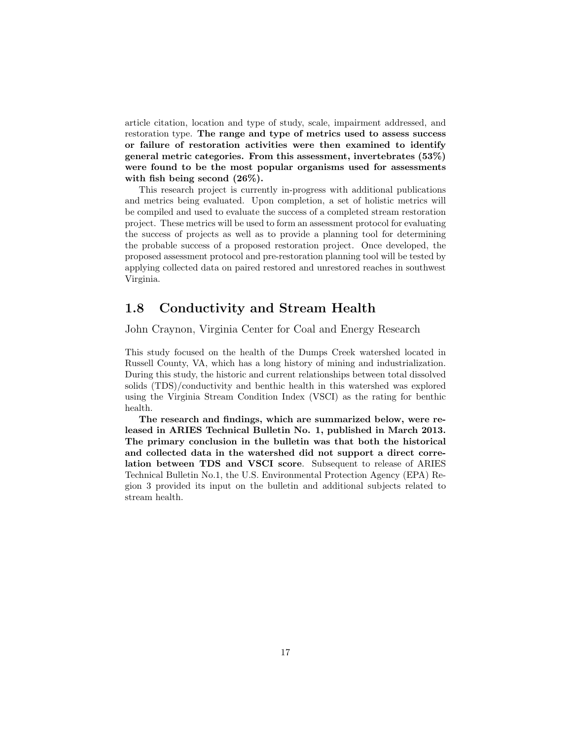article citation, location and type of study, scale, impairment addressed, and restoration type. **The range and type of metrics used to assess success or failure of restoration activities were then examined to identify general metric categories. From this assessment, invertebrates (53%) were found to be the most popular organisms used for assessments with fish being second (26%).**

This research project is currently in-progress with additional publications and metrics being evaluated. Upon completion, a set of holistic metrics will be compiled and used to evaluate the success of a completed stream restoration project. These metrics will be used to form an assessment protocol for evaluating the success of projects as well as to provide a planning tool for determining the probable success of a proposed restoration project. Once developed, the proposed assessment protocol and pre-restoration planning tool will be tested by applying collected data on paired restored and unrestored reaches in southwest Virginia.

## 1.8 Conductivity and Stream Health

John Craynon, Virginia Center for Coal and Energy Research

This study focused on the health of the Dumps Creek watershed located in Russell County, VA, which has a long history of mining and industrialization. During this study, the historic and current relationships between total dissolved solids (TDS)/conductivity and benthic health in this watershed was explored using the Virginia Stream Condition Index (VSCI) as the rating for benthic health.

**The research and findings, which are summarized below, were released in ARIES Technical Bulletin No. 1, published in March 2013. The primary conclusion in the bulletin was that both the historical and collected data in the watershed did not support a direct correlation between TDS and VSCI score**. Subsequent to release of ARIES Technical Bulletin No.1, the U.S. Environmental Protection Agency (EPA) Region 3 provided its input on the bulletin and additional subjects related to stream health.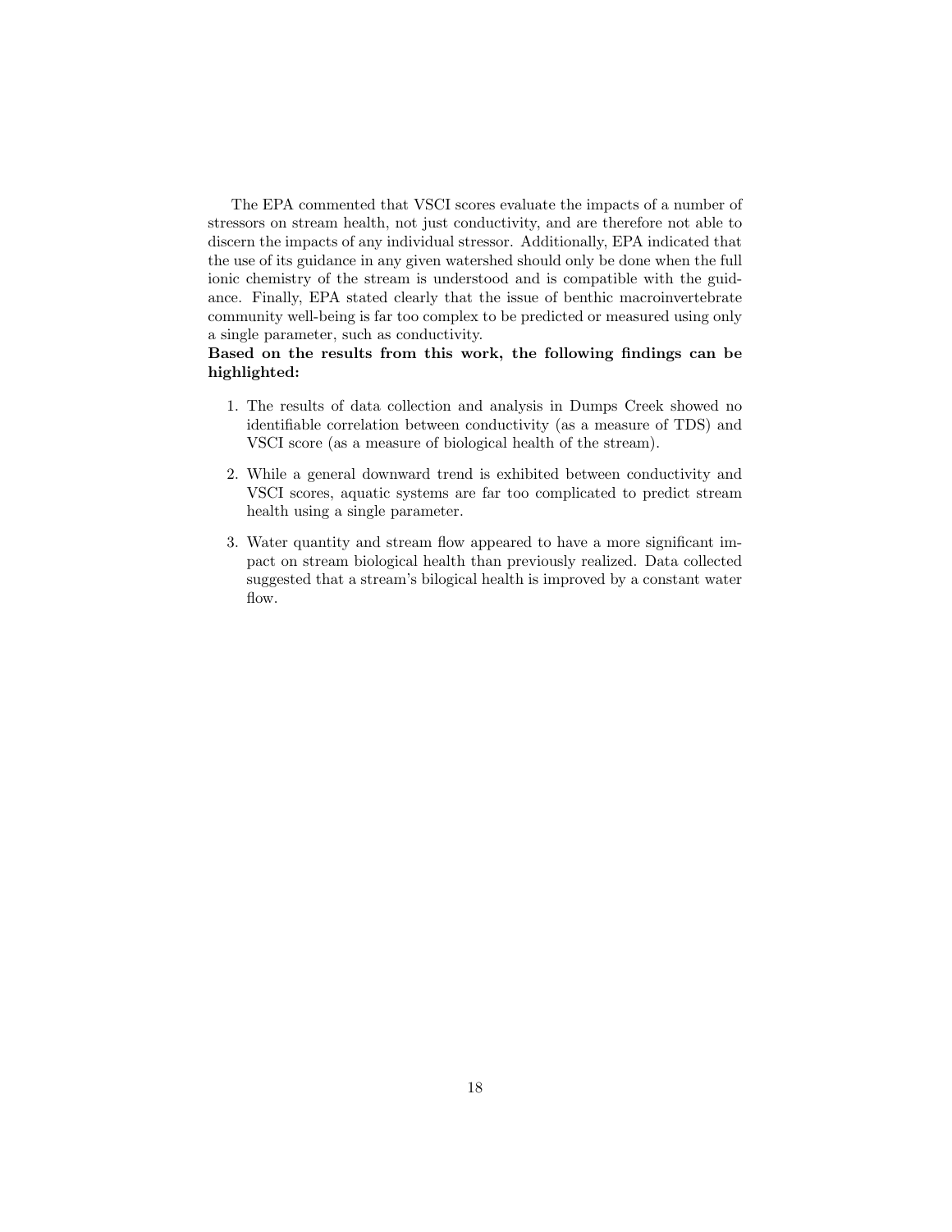The EPA commented that VSCI scores evaluate the impacts of a number of stressors on stream health, not just conductivity, and are therefore not able to discern the impacts of any individual stressor. Additionally, EPA indicated that the use of its guidance in any given watershed should only be done when the full ionic chemistry of the stream is understood and is compatible with the guidance. Finally, EPA stated clearly that the issue of benthic macroinvertebrate community well-being is far too complex to be predicted or measured using only a single parameter, such as conductivity.

**Based on the results from this work, the following findings can be highlighted:**

1. The results of data collection and analysis in Dumps Creek showed no identifiable correlation between conductivity (as a measure of TDS) and VSCI score (as a measure of biological health of the stream).
2. While a general downward trend is exhibited between conductivity and VSCI scores, aquatic systems are far too complicated to predict stream health using a single parameter.
3. Water quantity and stream flow appeared to have a more significant impact on stream biological health than previously realized. Data collected suggested that a stream's bilogical health is improved by a constant water flow.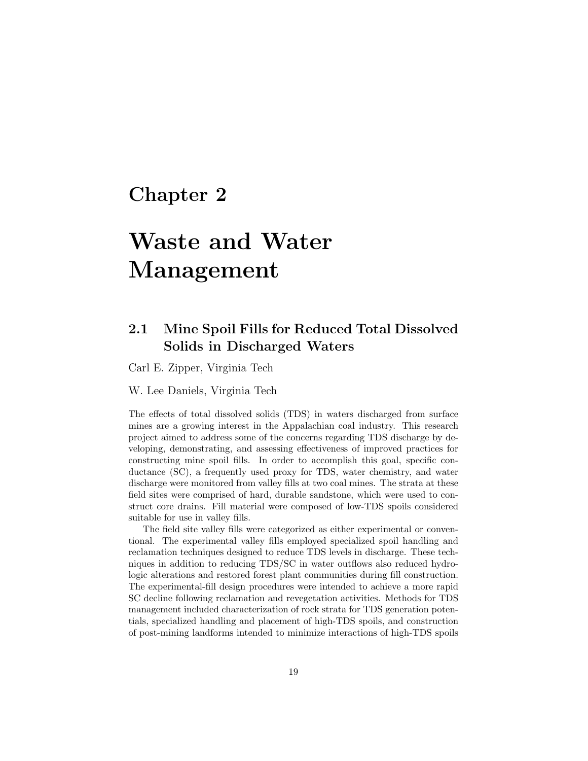# Chapter 2

# Waste and Water Management

## 2.1 Mine Spoil Fills for Reduced Total Dissolved Solids in Discharged Waters

Carl E. Zipper, Virginia Tech

W. Lee Daniels, Virginia Tech

The effects of total dissolved solids (TDS) in waters discharged from surface mines are a growing interest in the Appalachian coal industry. This research project aimed to address some of the concerns regarding TDS discharge by developing, demonstrating, and assessing effectiveness of improved practices for constructing mine spoil fills. In order to accomplish this goal, specific conductance (SC), a frequently used proxy for TDS, water chemistry, and water discharge were monitored from valley fills at two coal mines. The strata at these field sites were comprised of hard, durable sandstone, which were used to construct core drains. Fill material were composed of low-TDS spoils considered suitable for use in valley fills.

The field site valley fills were categorized as either experimental or conventional. The experimental valley fills employed specialized spoil handling and reclamation techniques designed to reduce TDS levels in discharge. These techniques in addition to reducing TDS/SC in water outflows also reduced hydrologic alterations and restored forest plant communities during fill construction. The experimental-fill design procedures were intended to achieve a more rapid SC decline following reclamation and revegetation activities. Methods for TDS management included characterization of rock strata for TDS generation potentials, specialized handling and placement of high-TDS spoils, and construction of post-mining landforms intended to minimize interactions of high-TDS spoils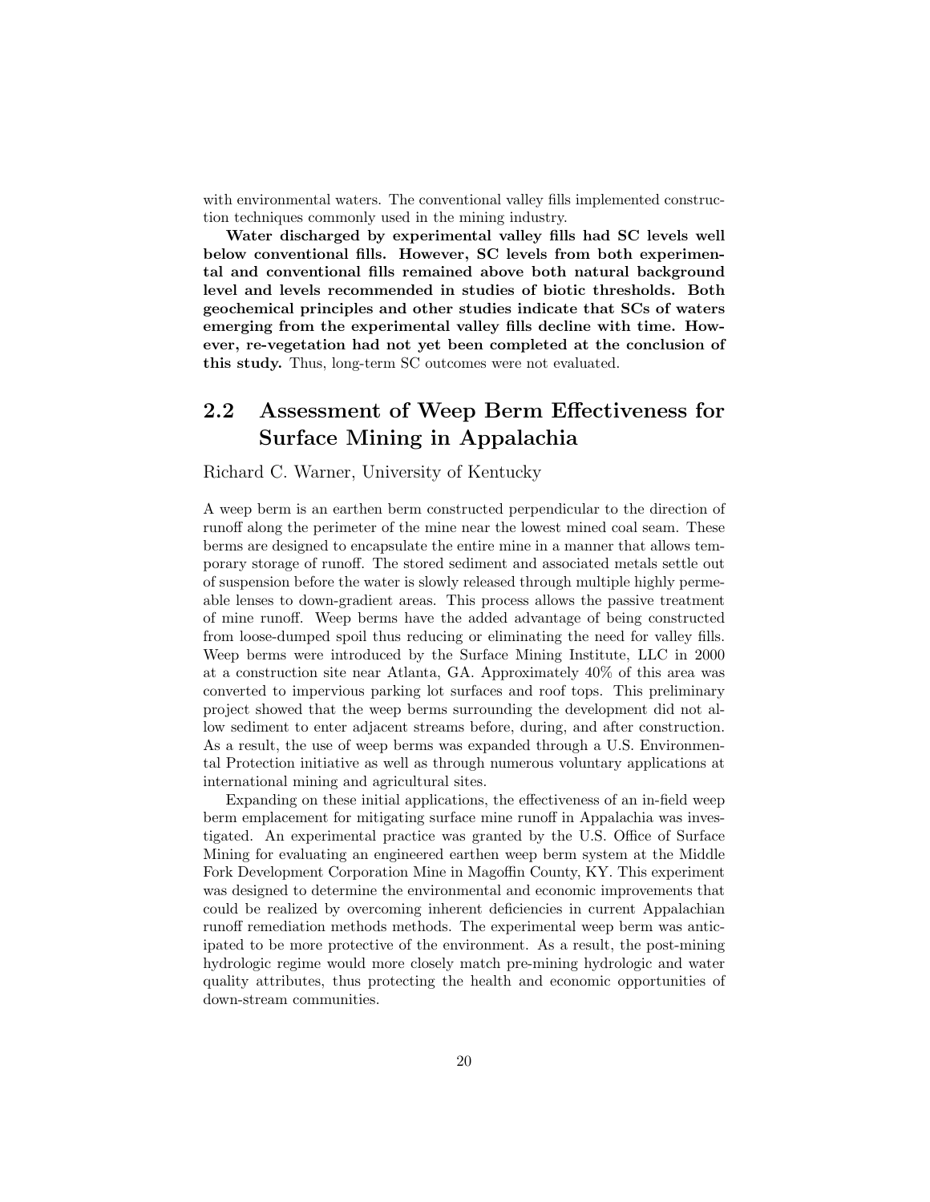with environmental waters. The conventional valley fills implemented construction techniques commonly used in the mining industry.

**Water discharged by experimental valley fills had SC levels well below conventional fills. However, SC levels from both experimental and conventional fills remained above both natural background level and levels recommended in studies of biotic thresholds. Both geochemical principles and other studies indicate that SCs of waters emerging from the experimental valley fills decline with time. However, re-vegetation had not yet been completed at the conclusion of this study.** Thus, long-term SC outcomes were not evaluated.

## 2.2 Assessment of Weep Berm Effectiveness for Surface Mining in Appalachia

Richard C. Warner, University of Kentucky

A weep berm is an earthen berm constructed perpendicular to the direction of runoff along the perimeter of the mine near the lowest mined coal seam. These berms are designed to encapsulate the entire mine in a manner that allows temporary storage of runoff. The stored sediment and associated metals settle out of suspension before the water is slowly released through multiple highly permeable lenses to down-gradient areas. This process allows the passive treatment of mine runoff. Weep berms have the added advantage of being constructed from loose-dumped spoil thus reducing or eliminating the need for valley fills. Weep berms were introduced by the Surface Mining Institute, LLC in 2000 at a construction site near Atlanta, GA. Approximately 40% of this area was converted to impervious parking lot surfaces and roof tops. This preliminary project showed that the weep berms surrounding the development did not allow sediment to enter adjacent streams before, during, and after construction. As a result, the use of weep berms was expanded through a U.S. Environmental Protection initiative as well as through numerous voluntary applications at international mining and agricultural sites.

Expanding on these initial applications, the effectiveness of an in-field weep berm emplacement for mitigating surface mine runoff in Appalachia was investigated. An experimental practice was granted by the U.S. Office of Surface Mining for evaluating an engineered earthen weep berm system at the Middle Fork Development Corporation Mine in Magoffin County, KY. This experiment was designed to determine the environmental and economic improvements that could be realized by overcoming inherent deficiencies in current Appalachian runoff remediation methods methods. The experimental weep berm was anticipated to be more protective of the environment. As a result, the post-mining hydrologic regime would more closely match pre-mining hydrologic and water quality attributes, thus protecting the health and economic opportunities of down-stream communities.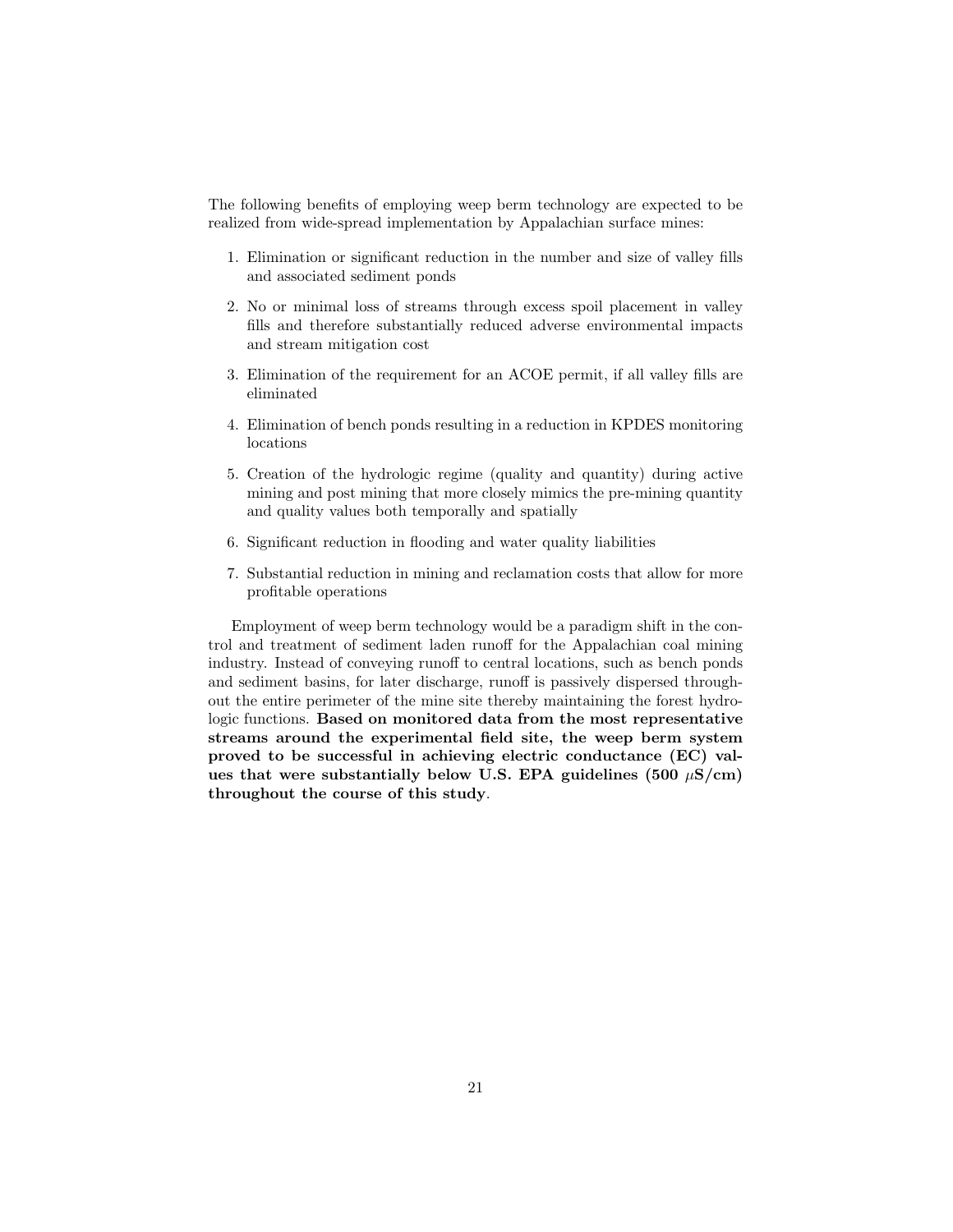The following benefits of employing weep berm technology are expected to be realized from wide-spread implementation by Appalachian surface mines:

1. Elimination or significant reduction in the number and size of valley fills and associated sediment ponds
2. No or minimal loss of streams through excess spoil placement in valley fills and therefore substantially reduced adverse environmental impacts and stream mitigation cost
3. Elimination of the requirement for an ACOE permit, if all valley fills are eliminated
4. Elimination of bench ponds resulting in a reduction in KPDES monitoring locations
5. Creation of the hydrologic regime (quality and quantity) during active mining and post mining that more closely mimics the pre-mining quantity and quality values both temporally and spatially
6. Significant reduction in flooding and water quality liabilities
7. Substantial reduction in mining and reclamation costs that allow for more profitable operations

Employment of weep berm technology would be a paradigm shift in the control and treatment of sediment laden runoff for the Appalachian coal mining industry. Instead of conveying runoff to central locations, such as bench ponds and sediment basins, for later discharge, runoff is passively dispersed throughout the entire perimeter of the mine site thereby maintaining the forest hydrologic functions. **Based on monitored data from the most representative streams around the experimental field site, the weep berm system proved to be successful in achieving electric conductance (EC) values that were substantially below U.S. EPA guidelines (500 $\mu$S/cm) throughout the course of this study**.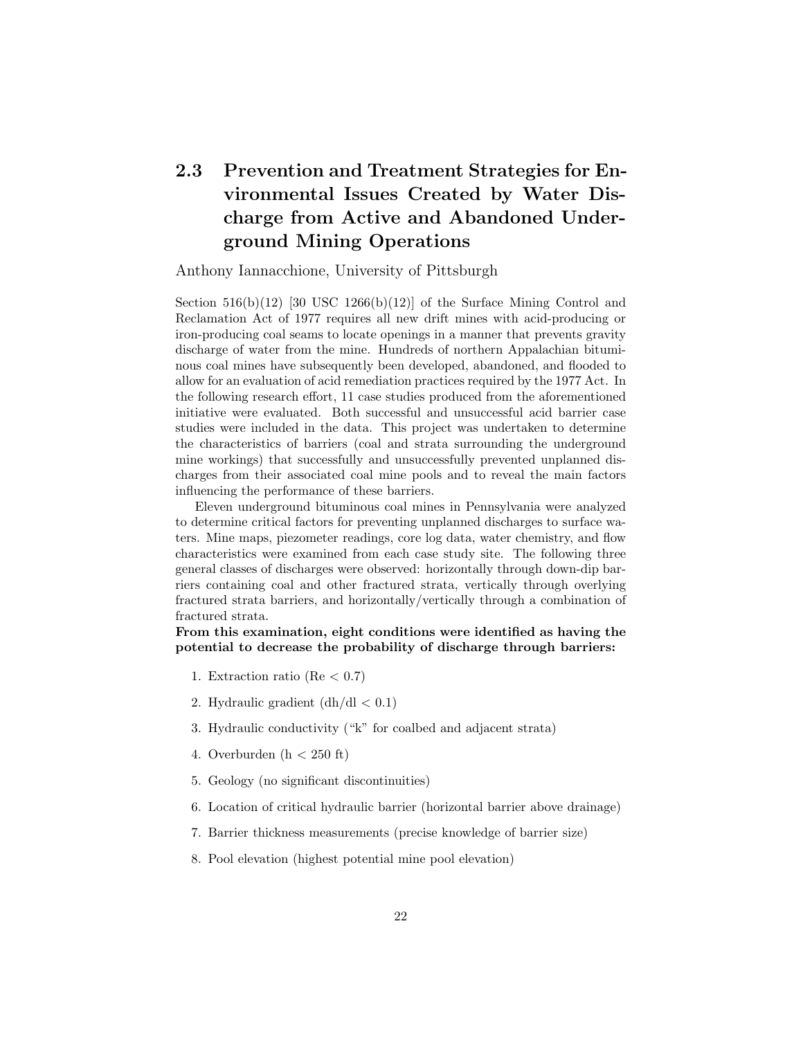## 2.3 Prevention and Treatment Strategies for Environmental Issues Created by Water Discharge from Active and Abandoned Underground Mining Operations

Anthony Iannacchione, University of Pittsburgh

Section 516(b)(12) [30 USC 1266(b)(12)] of the Surface Mining Control and Reclamation Act of 1977 requires all new drift mines with acid-producing or iron-producing coal seams to locate openings in a manner that prevents gravity discharge of water from the mine. Hundreds of northern Appalachian bituminous coal mines have subsequently been developed, abandoned, and flooded to allow for an evaluation of acid remediation practices required by the 1977 Act. In the following research effort, 11 case studies produced from the aforementioned initiative were evaluated. Both successful and unsuccessful acid barrier case studies were included in the data. This project was undertaken to determine the characteristics of barriers (coal and strata surrounding the underground mine workings) that successfully and unsuccessfully prevented unplanned discharges from their associated coal mine pools and to reveal the main factors influencing the performance of these barriers.

Eleven underground bituminous coal mines in Pennsylvania were analyzed to determine critical factors for preventing unplanned discharges to surface waters. Mine maps, piezometer readings, core log data, water chemistry, and flow characteristics were examined from each case study site. The following three general classes of discharges were observed: horizontally through down-dip barriers containing coal and other fractured strata, vertically through overlying fractured strata barriers, and horizontally/vertically through a combination of fractured strata.

**From this examination, eight conditions were identified as having the potential to decrease the probability of discharge through barriers:**

1. Extraction ratio ($Re < 0.7$)
2. Hydraulic gradient ($dh/dl < 0.1$)
3. Hydraulic conductivity ("k" for coalbed and adjacent strata)
4. Overburden ($h < 250$ ft)
5. Geology (no significant discontinuities)
6. Location of critical hydraulic barrier (horizontal barrier above drainage)
7. Barrier thickness measurements (precise knowledge of barrier size)
8. Pool elevation (highest potential mine pool elevation)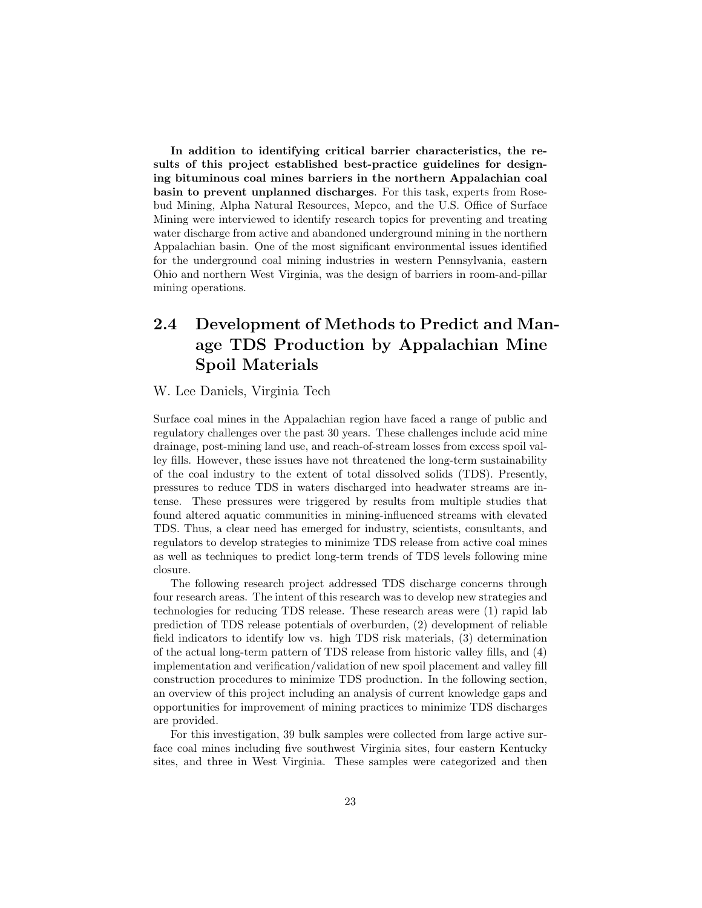**In addition to identifying critical barrier characteristics, the results of this project established best-practice guidelines for designing bituminous coal mines barriers in the northern Appalachian coal basin to prevent unplanned discharges**. For this task, experts from Rosebud Mining, Alpha Natural Resources, Mepco, and the U.S. Office of Surface Mining were interviewed to identify research topics for preventing and treating water discharge from active and abandoned underground mining in the northern Appalachian basin. One of the most significant environmental issues identified for the underground coal mining industries in western Pennsylvania, eastern Ohio and northern West Virginia, was the design of barriers in room-and-pillar mining operations.

## 2.4 Development of Methods to Predict and Manage TDS Production by Appalachian Mine Spoil Materials

W. Lee Daniels, Virginia Tech

Surface coal mines in the Appalachian region have faced a range of public and regulatory challenges over the past 30 years. These challenges include acid mine drainage, post-mining land use, and reach-of-stream losses from excess spoil valley fills. However, these issues have not threatened the long-term sustainability of the coal industry to the extent of total dissolved solids (TDS). Presently, pressures to reduce TDS in waters discharged into headwater streams are intense. These pressures were triggered by results from multiple studies that found altered aquatic communities in mining-influenced streams with elevated TDS. Thus, a clear need has emerged for industry, scientists, consultants, and regulators to develop strategies to minimize TDS release from active coal mines as well as techniques to predict long-term trends of TDS levels following mine closure.

The following research project addressed TDS discharge concerns through four research areas. The intent of this research was to develop new strategies and technologies for reducing TDS release. These research areas were (1) rapid lab prediction of TDS release potentials of overburden, (2) development of reliable field indicators to identify low vs. high TDS risk materials, (3) determination of the actual long-term pattern of TDS release from historic valley fills, and (4) implementation and verification/validation of new spoil placement and valley fill construction procedures to minimize TDS production. In the following section, an overview of this project including an analysis of current knowledge gaps and opportunities for improvement of mining practices to minimize TDS discharges are provided.

For this investigation, 39 bulk samples were collected from large active surface coal mines including five southwest Virginia sites, four eastern Kentucky sites, and three in West Virginia. These samples were categorized and then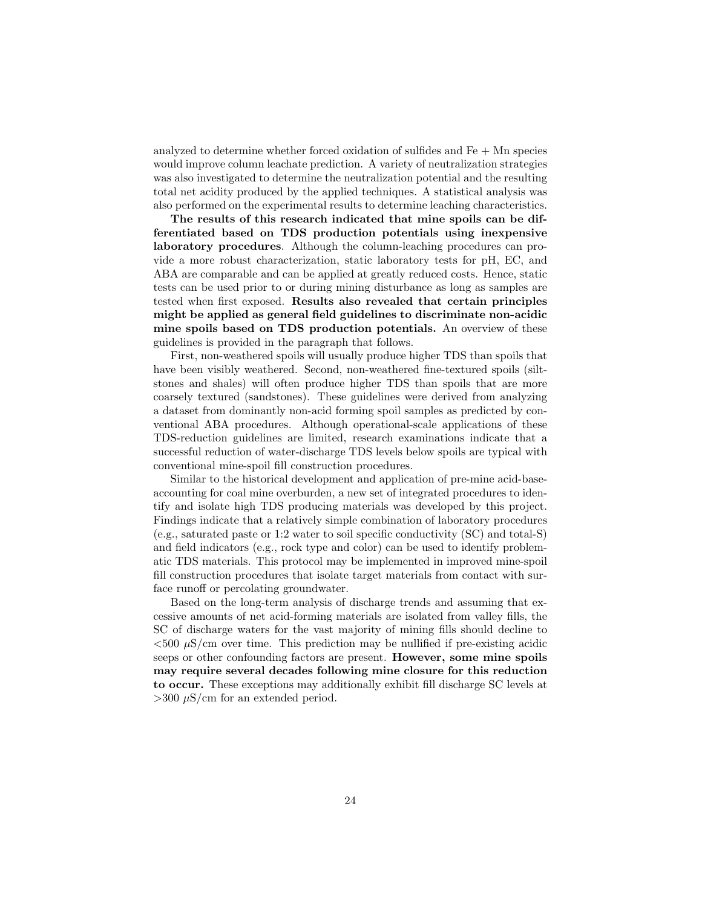analyzed to determine whether forced oxidation of sulfides and Fe + Mn species would improve column leachate prediction. A variety of neutralization strategies was also investigated to determine the neutralization potential and the resulting total net acidity produced by the applied techniques. A statistical analysis was also performed on the experimental results to determine leaching characteristics.

**The results of this research indicated that mine spoils can be differentiated based on TDS production potentials using inexpensive laboratory procedures**. Although the column-leaching procedures can provide a more robust characterization, static laboratory tests for pH, EC, and ABA are comparable and can be applied at greatly reduced costs. Hence, static tests can be used prior to or during mining disturbance as long as samples are tested when first exposed. **Results also revealed that certain principles might be applied as general field guidelines to discriminate non-acidic mine spoils based on TDS production potentials.** An overview of these guidelines is provided in the paragraph that follows.

First, non-weathered spoils will usually produce higher TDS than spoils that have been visibly weathered. Second, non-weathered fine-textured spoils (siltstones and shales) will often produce higher TDS than spoils that are more coarsely textured (sandstones). These guidelines were derived from analyzing a dataset from dominantly non-acid forming spoil samples as predicted by conventional ABA procedures. Although operational-scale applications of these TDS-reduction guidelines are limited, research examinations indicate that a successful reduction of water-discharge TDS levels below spoils are typical with conventional mine-spoil fill construction procedures.

Similar to the historical development and application of pre-mine acid-base-accounting for coal mine overburden, a new set of integrated procedures to identify and isolate high TDS producing materials was developed by this project. Findings indicate that a relatively simple combination of laboratory procedures (e.g., saturated paste or 1:2 water to soil specific conductivity (SC) and total-S) and field indicators (e.g., rock type and color) can be used to identify problematic TDS materials. This protocol may be implemented in improved mine-spoil fill construction procedures that isolate target materials from contact with surface runoff or percolating groundwater.

Based on the long-term analysis of discharge trends and assuming that excessive amounts of net acid-forming materials are isolated from valley fills, the SC of discharge waters for the vast majority of mining fills should decline to $<500$ $\mu$S/cm over time. This prediction may be nullified if pre-existing acidic seeps or other confounding factors are present. **However, some mine spoils may require several decades following mine closure for this reduction to occur.** These exceptions may additionally exhibit fill discharge SC levels at $>300$ $\mu$S/cm for an extended period.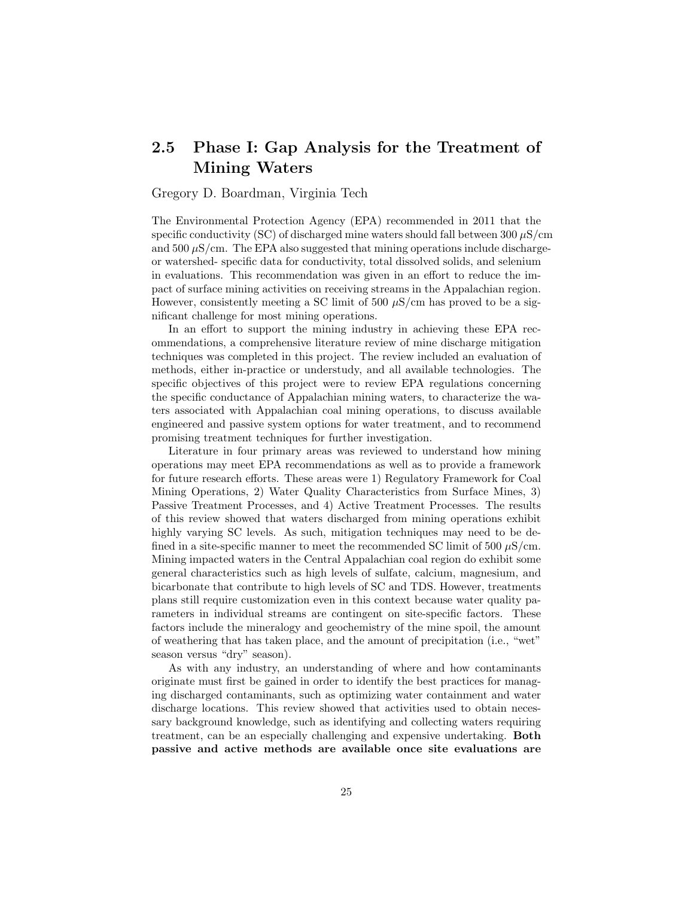## 2.5 Phase I: Gap Analysis for the Treatment of Mining Waters

Gregory D. Boardman, Virginia Tech

The Environmental Protection Agency (EPA) recommended in 2011 that the specific conductivity (SC) of discharged mine waters should fall between 300 $\mu$S/cm and 500 $\mu$S/cm. The EPA also suggested that mining operations include discharge- or watershed- specific data for conductivity, total dissolved solids, and selenium in evaluations. This recommendation was given in an effort to reduce the impact of surface mining activities on receiving streams in the Appalachian region. However, consistently meeting a SC limit of 500 $\mu$S/cm has proved to be a significant challenge for most mining operations.

In an effort to support the mining industry in achieving these EPA recommendations, a comprehensive literature review of mine discharge mitigation techniques was completed in this project. The review included an evaluation of methods, either in-practice or understudy, and all available technologies. The specific objectives of this project were to review EPA regulations concerning the specific conductance of Appalachian mining waters, to characterize the waters associated with Appalachian coal mining operations, to discuss available engineered and passive system options for water treatment, and to recommend promising treatment techniques for further investigation.

Literature in four primary areas was reviewed to understand how mining operations may meet EPA recommendations as well as to provide a framework for future research efforts. These areas were 1) Regulatory Framework for Coal Mining Operations, 2) Water Quality Characteristics from Surface Mines, 3) Passive Treatment Processes, and 4) Active Treatment Processes. The results of this review showed that waters discharged from mining operations exhibit highly varying SC levels. As such, mitigation techniques may need to be defined in a site-specific manner to meet the recommended SC limit of 500 $\mu$S/cm. Mining impacted waters in the Central Appalachian coal region do exhibit some general characteristics such as high levels of sulfate, calcium, magnesium, and bicarbonate that contribute to high levels of SC and TDS. However, treatments plans still require customization even in this context because water quality parameters in individual streams are contingent on site-specific factors. These factors include the mineralogy and geochemistry of the mine spoil, the amount of weathering that has taken place, and the amount of precipitation (i.e., "wet" season versus "dry" season).

As with any industry, an understanding of where and how contaminants originate must first be gained in order to identify the best practices for managing discharged contaminants, such as optimizing water containment and water discharge locations. This review showed that activities used to obtain necessary background knowledge, such as identifying and collecting waters requiring treatment, can be an especially challenging and expensive undertaking. **Both passive and active methods are available once site evaluations are**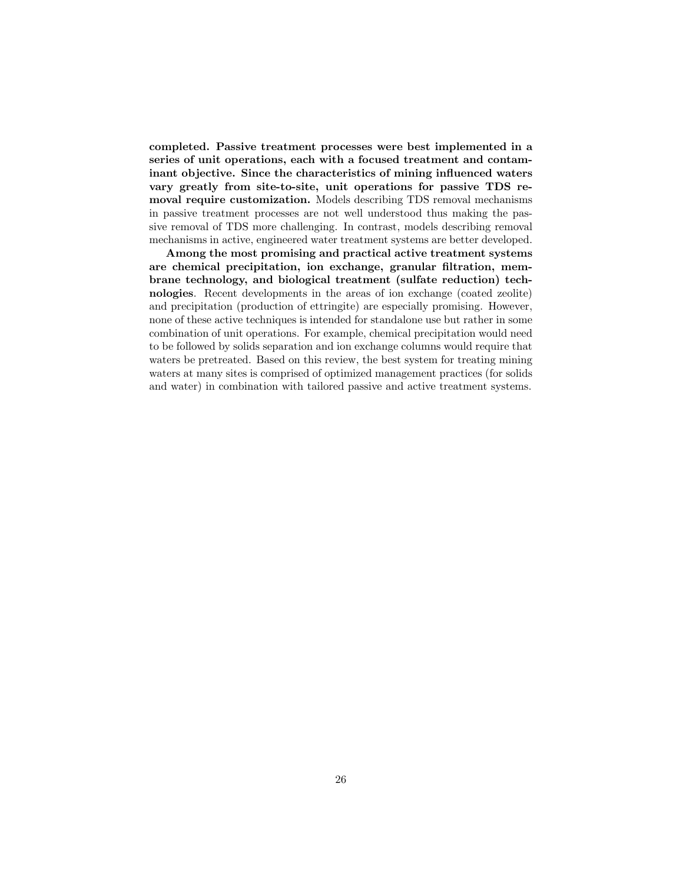**completed. Passive treatment processes were best implemented in a series of unit operations, each with a focused treatment and contaminant objective. Since the characteristics of mining influenced waters vary greatly from site-to-site, unit operations for passive TDS removal require customization.** Models describing TDS removal mechanisms in passive treatment processes are not well understood thus making the passive removal of TDS more challenging. In contrast, models describing removal mechanisms in active, engineered water treatment systems are better developed.

**Among the most promising and practical active treatment systems are chemical precipitation, ion exchange, granular filtration, membrane technology, and biological treatment (sulfate reduction) technologies**. Recent developments in the areas of ion exchange (coated zeolite) and precipitation (production of ettringite) are especially promising. However, none of these active techniques is intended for standalone use but rather in some combination of unit operations. For example, chemical precipitation would need to be followed by solids separation and ion exchange columns would require that waters be pretreated. Based on this review, the best system for treating mining waters at many sites is comprised of optimized management practices (for solids and water) in combination with tailored passive and active treatment systems.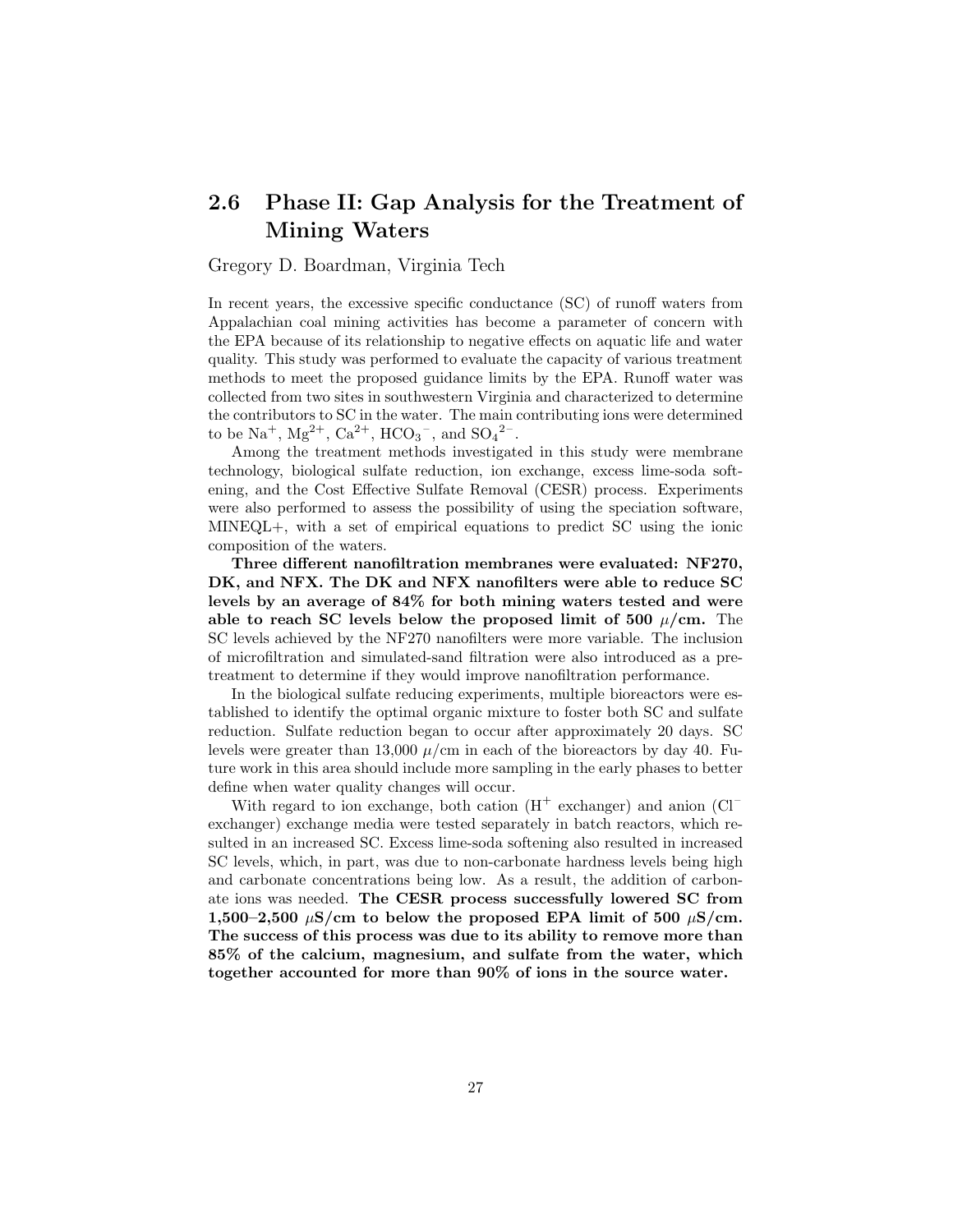## 2.6 Phase II: Gap Analysis for the Treatment of Mining Waters

Gregory D. Boardman, Virginia Tech

In recent years, the excessive specific conductance (SC) of runoff waters from Appalachian coal mining activities has become a parameter of concern with the EPA because of its relationship to negative effects on aquatic life and water quality. This study was performed to evaluate the capacity of various treatment methods to meet the proposed guidance limits by the EPA. Runoff water was collected from two sites in southwestern Virginia and characterized to determine the contributors to SC in the water. The main contributing ions were determined to be $Na^+$, $Mg^{2+}$, $Ca^{2+}$, $HCO_3^-$, and $SO_4^{2-}$.

Among the treatment methods investigated in this study were membrane technology, biological sulfate reduction, ion exchange, excess lime-soda softening, and the Cost Effective Sulfate Removal (CESR) process. Experiments were also performed to assess the possibility of using the speciation software, MINEQL+, with a set of empirical equations to predict SC using the ionic composition of the waters.

**Three different nanofiltration membranes were evaluated: NF270, DK, and NFX. The DK and NFX nanofilters were able to reduce SC levels by an average of 84% for both mining waters tested and were able to reach SC levels below the proposed limit of 500 $\mu$/cm.** The SC levels achieved by the NF270 nanofilters were more variable. The inclusion of microfiltration and simulated-sand filtration were also introduced as a pretreatment to determine if they would improve nanofiltration performance.

In the biological sulfate reducing experiments, multiple bioreactors were established to identify the optimal organic mixture to foster both SC and sulfate reduction. Sulfate reduction began to occur after approximately 20 days. SC levels were greater than 13,000 $\mu$/cm in each of the bioreactors by day 40. Future work in this area should include more sampling in the early phases to better define when water quality changes will occur.

With regard to ion exchange, both cation ($H^+$ exchanger) and anion ($Cl^-$ exchanger) exchange media were tested separately in batch reactors, which resulted in an increased SC. Excess lime-soda softening also resulted in increased SC levels, which, in part, was due to non-carbonate hardness levels being high and carbonate concentrations being low. As a result, the addition of carbonate ions was needed. **The CESR process successfully lowered SC from 1,500–2,500 $\mu$S/cm to below the proposed EPA limit of 500 $\mu$S/cm. The success of this process was due to its ability to remove more than 85% of the calcium, magnesium, and sulfate from the water, which together accounted for more than 90% of ions in the source water.**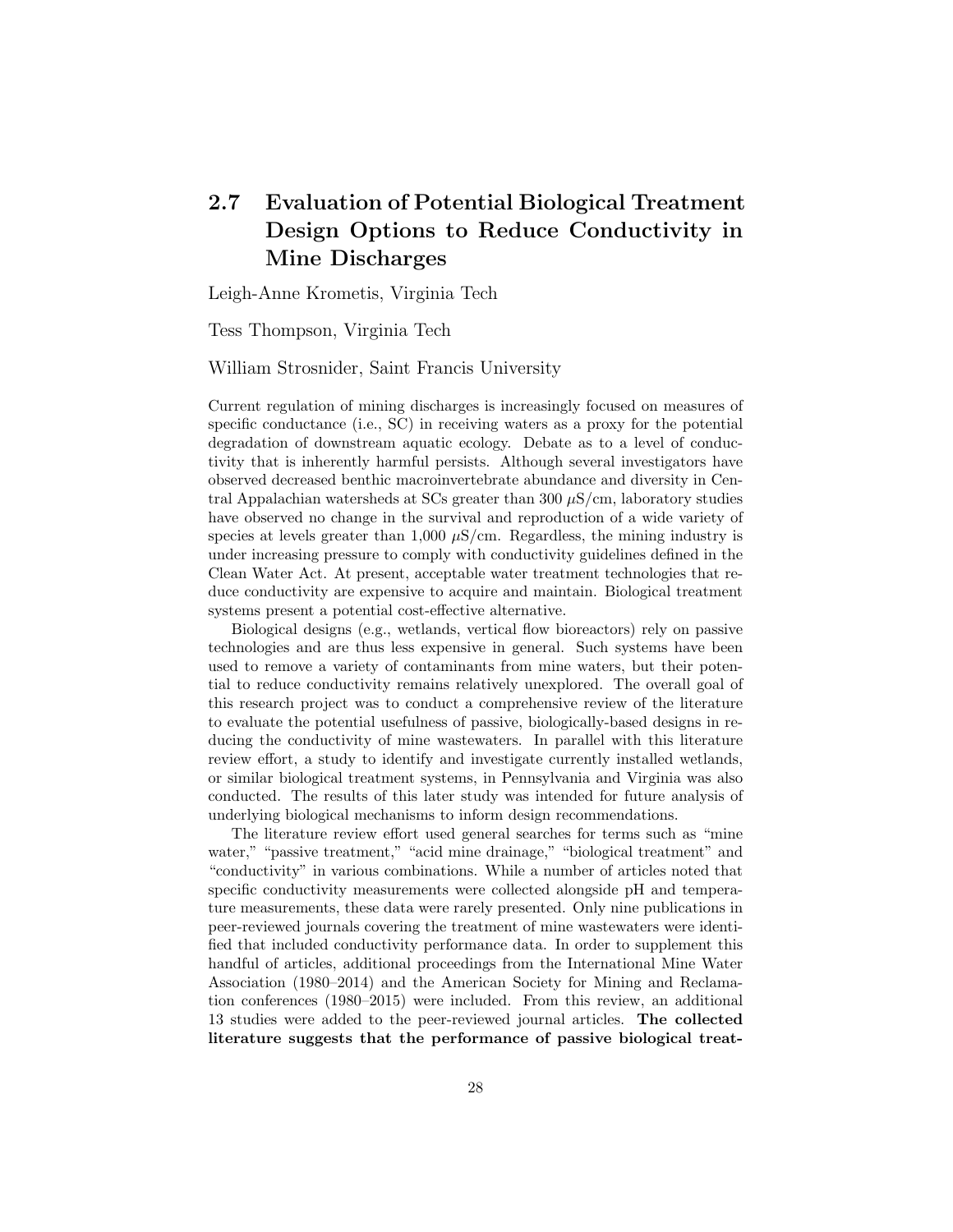## 2.7 Evaluation of Potential Biological Treatment Design Options to Reduce Conductivity in Mine Discharges

Leigh-Anne Krometis, Virginia Tech

Tess Thompson, Virginia Tech

William Strosnider, Saint Francis University

Current regulation of mining discharges is increasingly focused on measures of specific conductance (i.e., SC) in receiving waters as a proxy for the potential degradation of downstream aquatic ecology. Debate as to a level of conductivity that is inherently harmful persists. Although several investigators have observed decreased benthic macroinvertebrate abundance and diversity in Central Appalachian watersheds at SCs greater than 300 $\mu$S/cm, laboratory studies have observed no change in the survival and reproduction of a wide variety of species at levels greater than 1,000 $\mu$S/cm. Regardless, the mining industry is under increasing pressure to comply with conductivity guidelines defined in the Clean Water Act. At present, acceptable water treatment technologies that reduce conductivity are expensive to acquire and maintain. Biological treatment systems present a potential cost-effective alternative.

Biological designs (e.g., wetlands, vertical flow bioreactors) rely on passive technologies and are thus less expensive in general. Such systems have been used to remove a variety of contaminants from mine waters, but their potential to reduce conductivity remains relatively unexplored. The overall goal of this research project was to conduct a comprehensive review of the literature to evaluate the potential usefulness of passive, biologically-based designs in reducing the conductivity of mine wastewaters. In parallel with this literature review effort, a study to identify and investigate currently installed wetlands, or similar biological treatment systems, in Pennsylvania and Virginia was also conducted. The results of this later study was intended for future analysis of underlying biological mechanisms to inform design recommendations.

The literature review effort used general searches for terms such as "mine water," "passive treatment," "acid mine drainage," "biological treatment" and "conductivity" in various combinations. While a number of articles noted that specific conductivity measurements were collected alongside pH and temperature measurements, these data were rarely presented. Only nine publications in peer-reviewed journals covering the treatment of mine wastewaters were identified that included conductivity performance data. In order to supplement this handful of articles, additional proceedings from the International Mine Water Association (1980–2014) and the American Society for Mining and Reclamation conferences (1980–2015) were included. From this review, an additional 13 studies were added to the peer-reviewed journal articles. **The collected literature suggests that the performance of passive biological treat-**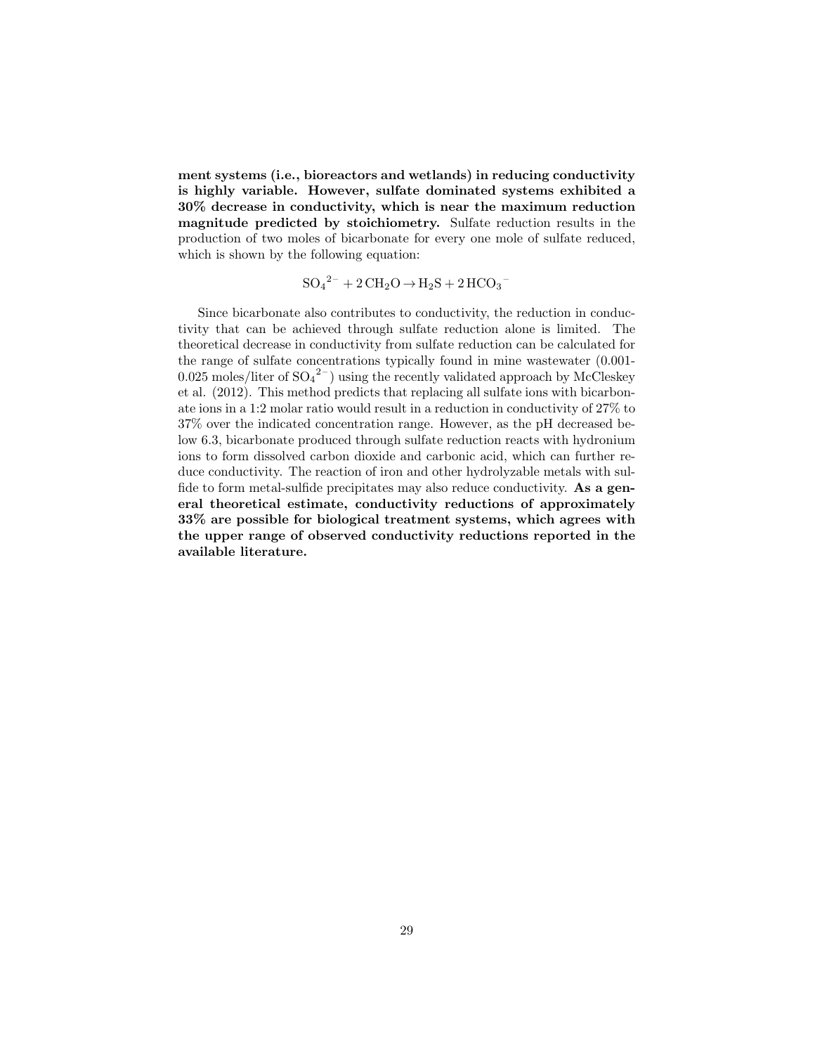**ment systems (i.e., bioreactors and wetlands) in reducing conductivity is highly variable. However, sulfate dominated systems exhibited a 30% decrease in conductivity, which is near the maximum reduction magnitude predicted by stoichiometry.** Sulfate reduction results in the production of two moles of bicarbonate for every one mole of sulfate reduced, which is shown by the following equation:

$$SO_4^{2-} + 2\,CH_2O \rightarrow H_2S + 2\,HCO_3^{-}$$

Since bicarbonate also contributes to conductivity, the reduction in conductivity that can be achieved through sulfate reduction alone is limited. The theoretical decrease in conductivity from sulfate reduction can be calculated for the range of sulfate concentrations typically found in mine wastewater (0.001-0.025 moles/liter of $SO_4^{2-}$) using the recently validated approach by McCleskey et al. (2012). This method predicts that replacing all sulfate ions with bicarbonate ions in a 1:2 molar ratio would result in a reduction in conductivity of 27% to 37% over the indicated concentration range. However, as the pH decreased below 6.3, bicarbonate produced through sulfate reduction reacts with hydronium ions to form dissolved carbon dioxide and carbonic acid, which can further reduce conductivity. The reaction of iron and other hydrolyzable metals with sulfide to form metal-sulfide precipitates may also reduce conductivity. **As a general theoretical estimate, conductivity reductions of approximately 33% are possible for biological treatment systems, which agrees with the upper range of observed conductivity reductions reported in the available literature.**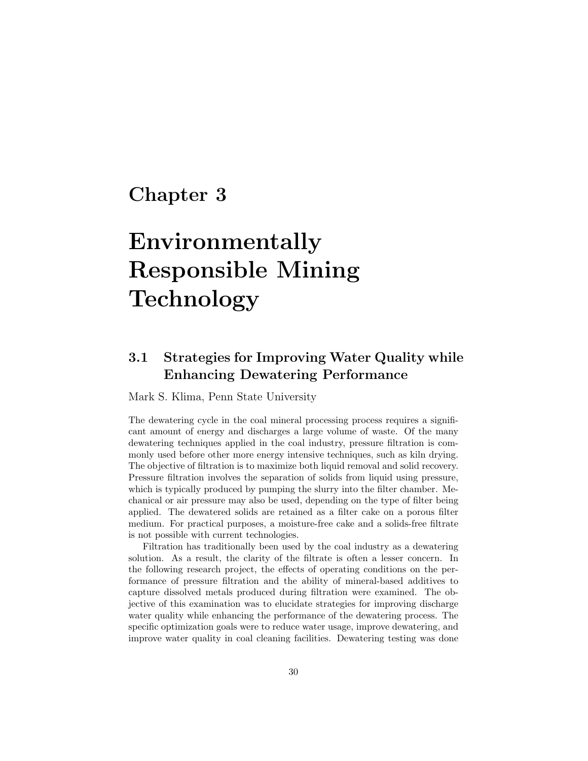# Chapter 3

# Environmentally Responsible Mining Technology

## 3.1 Strategies for Improving Water Quality while Enhancing Dewatering Performance

Mark S. Klima, Penn State University

The dewatering cycle in the coal mineral processing process requires a significant amount of energy and discharges a large volume of waste. Of the many dewatering techniques applied in the coal industry, pressure filtration is commonly used before other more energy intensive techniques, such as kiln drying. The objective of filtration is to maximize both liquid removal and solid recovery. Pressure filtration involves the separation of solids from liquid using pressure, which is typically produced by pumping the slurry into the filter chamber. Mechanical or air pressure may also be used, depending on the type of filter being applied. The dewatered solids are retained as a filter cake on a porous filter medium. For practical purposes, a moisture-free cake and a solids-free filtrate is not possible with current technologies.

Filtration has traditionally been used by the coal industry as a dewatering solution. As a result, the clarity of the filtrate is often a lesser concern. In the following research project, the effects of operating conditions on the performance of pressure filtration and the ability of mineral-based additives to capture dissolved metals produced during filtration were examined. The objective of this examination was to elucidate strategies for improving discharge water quality while enhancing the performance of the dewatering process. The specific optimization goals were to reduce water usage, improve dewatering, and improve water quality in coal cleaning facilities. Dewatering testing was done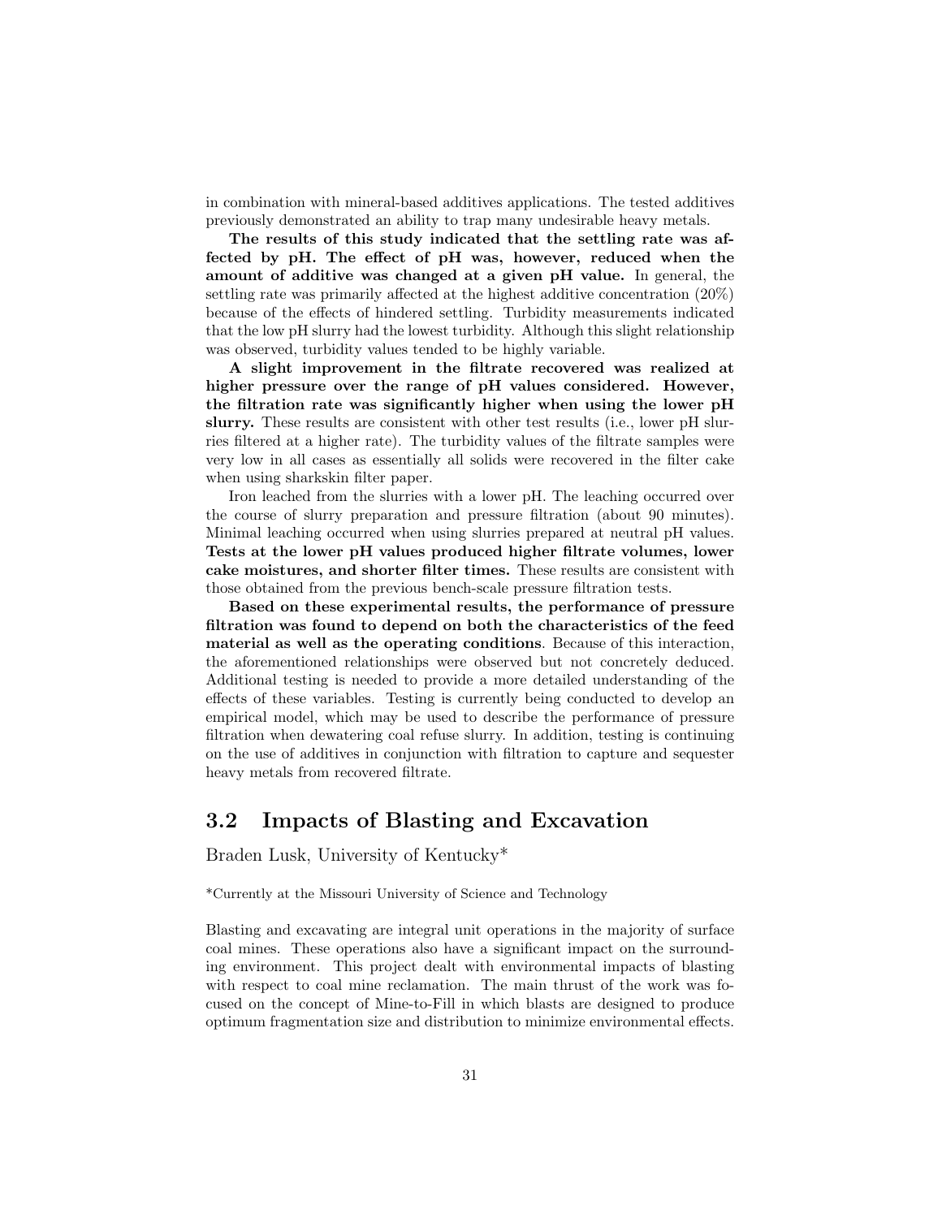in combination with mineral-based additives applications. The tested additives previously demonstrated an ability to trap many undesirable heavy metals.

**The results of this study indicated that the settling rate was affected by pH. The effect of pH was, however, reduced when the amount of additive was changed at a given pH value.** In general, the settling rate was primarily affected at the highest additive concentration (20%) because of the effects of hindered settling. Turbidity measurements indicated that the low pH slurry had the lowest turbidity. Although this slight relationship was observed, turbidity values tended to be highly variable.

**A slight improvement in the filtrate recovered was realized at higher pressure over the range of pH values considered. However, the filtration rate was significantly higher when using the lower pH slurry.** These results are consistent with other test results (i.e., lower pH slurries filtered at a higher rate). The turbidity values of the filtrate samples were very low in all cases as essentially all solids were recovered in the filter cake when using sharkskin filter paper.

Iron leached from the slurries with a lower pH. The leaching occurred over the course of slurry preparation and pressure filtration (about 90 minutes). Minimal leaching occurred when using slurries prepared at neutral pH values. **Tests at the lower pH values produced higher filtrate volumes, lower cake moistures, and shorter filter times.** These results are consistent with those obtained from the previous bench-scale pressure filtration tests.

**Based on these experimental results, the performance of pressure filtration was found to depend on both the characteristics of the feed material as well as the operating conditions**. Because of this interaction, the aforementioned relationships were observed but not concretely deduced. Additional testing is needed to provide a more detailed understanding of the effects of these variables. Testing is currently being conducted to develop an empirical model, which may be used to describe the performance of pressure filtration when dewatering coal refuse slurry. In addition, testing is continuing on the use of additives in conjunction with filtration to capture and sequester heavy metals from recovered filtrate.

## 3.2 Impacts of Blasting and Excavation

Braden Lusk, University of Kentucky*

*Currently at the Missouri University of Science and Technology

Blasting and excavating are integral unit operations in the majority of surface coal mines. These operations also have a significant impact on the surrounding environment. This project dealt with environmental impacts of blasting with respect to coal mine reclamation. The main thrust of the work was focused on the concept of Mine-to-Fill in which blasts are designed to produce optimum fragmentation size and distribution to minimize environmental effects.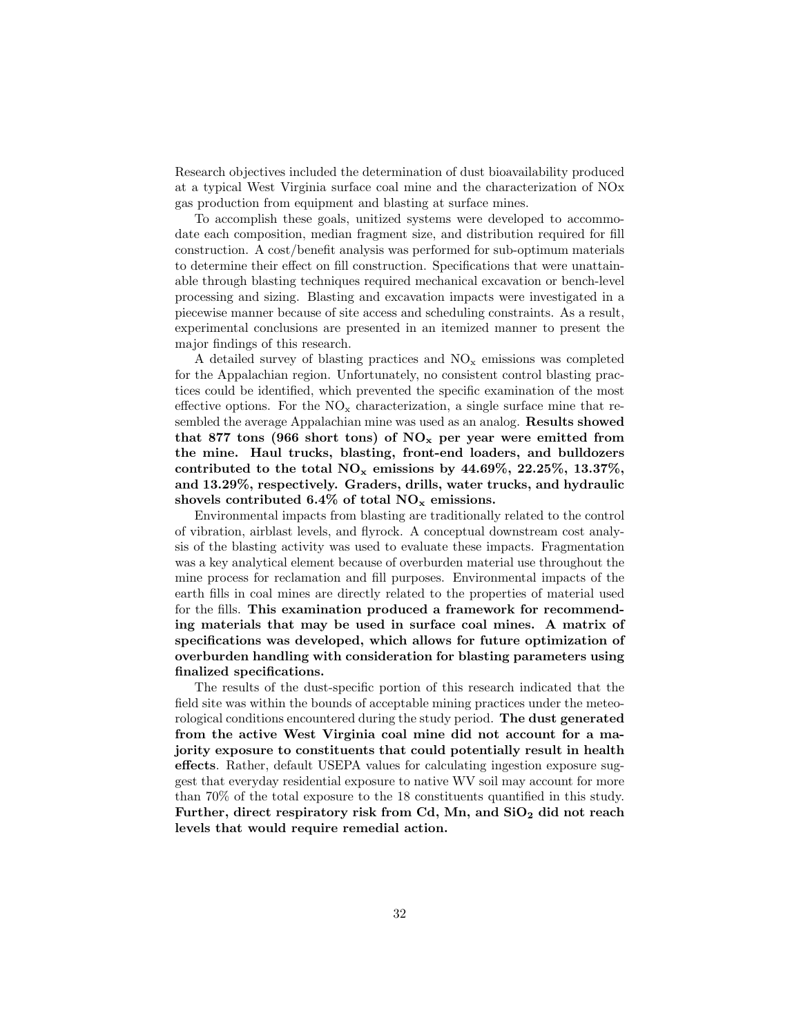Research objectives included the determination of dust bioavailability produced at a typical West Virginia surface coal mine and the characterization of NOx gas production from equipment and blasting at surface mines.

To accomplish these goals, unitized systems were developed to accommodate each composition, median fragment size, and distribution required for fill construction. A cost/benefit analysis was performed for sub-optimum materials to determine their effect on fill construction. Specifications that were unattainable through blasting techniques required mechanical excavation or bench-level processing and sizing. Blasting and excavation impacts were investigated in a piecewise manner because of site access and scheduling constraints. As a result, experimental conclusions are presented in an itemized manner to present the major findings of this research.

A detailed survey of blasting practices and $NO_x$ emissions was completed for the Appalachian region. Unfortunately, no consistent control blasting practices could be identified, which prevented the specific examination of the most effective options. For the $NO_x$ characterization, a single surface mine that resembled the average Appalachian mine was used as an analog. **Results showed that 877 tons (966 short tons) of $NO_x$ per year were emitted from the mine. Haul trucks, blasting, front-end loaders, and bulldozers contributed to the total $NO_x$ emissions by 44.69%, 22.25%, 13.37%, and 13.29%, respectively. Graders, drills, water trucks, and hydraulic shovels contributed 6.4% of total $NO_x$ emissions.**

Environmental impacts from blasting are traditionally related to the control of vibration, airblast levels, and flyrock. A conceptual downstream cost analysis of the blasting activity was used to evaluate these impacts. Fragmentation was a key analytical element because of overburden material use throughout the mine process for reclamation and fill purposes. Environmental impacts of the earth fills in coal mines are directly related to the properties of material used for the fills. **This examination produced a framework for recommending materials that may be used in surface coal mines. A matrix of specifications was developed, which allows for future optimization of overburden handling with consideration for blasting parameters using finalized specifications.**

The results of the dust-specific portion of this research indicated that the field site was within the bounds of acceptable mining practices under the meteorological conditions encountered during the study period. **The dust generated from the active West Virginia coal mine did not account for a majority exposure to constituents that could potentially result in health effects**. Rather, default USEPA values for calculating ingestion exposure suggest that everyday residential exposure to native WV soil may account for more than 70% of the total exposure to the 18 constituents quantified in this study. **Further, direct respiratory risk from Cd, Mn, and $SiO_2$ did not reach levels that would require remedial action.**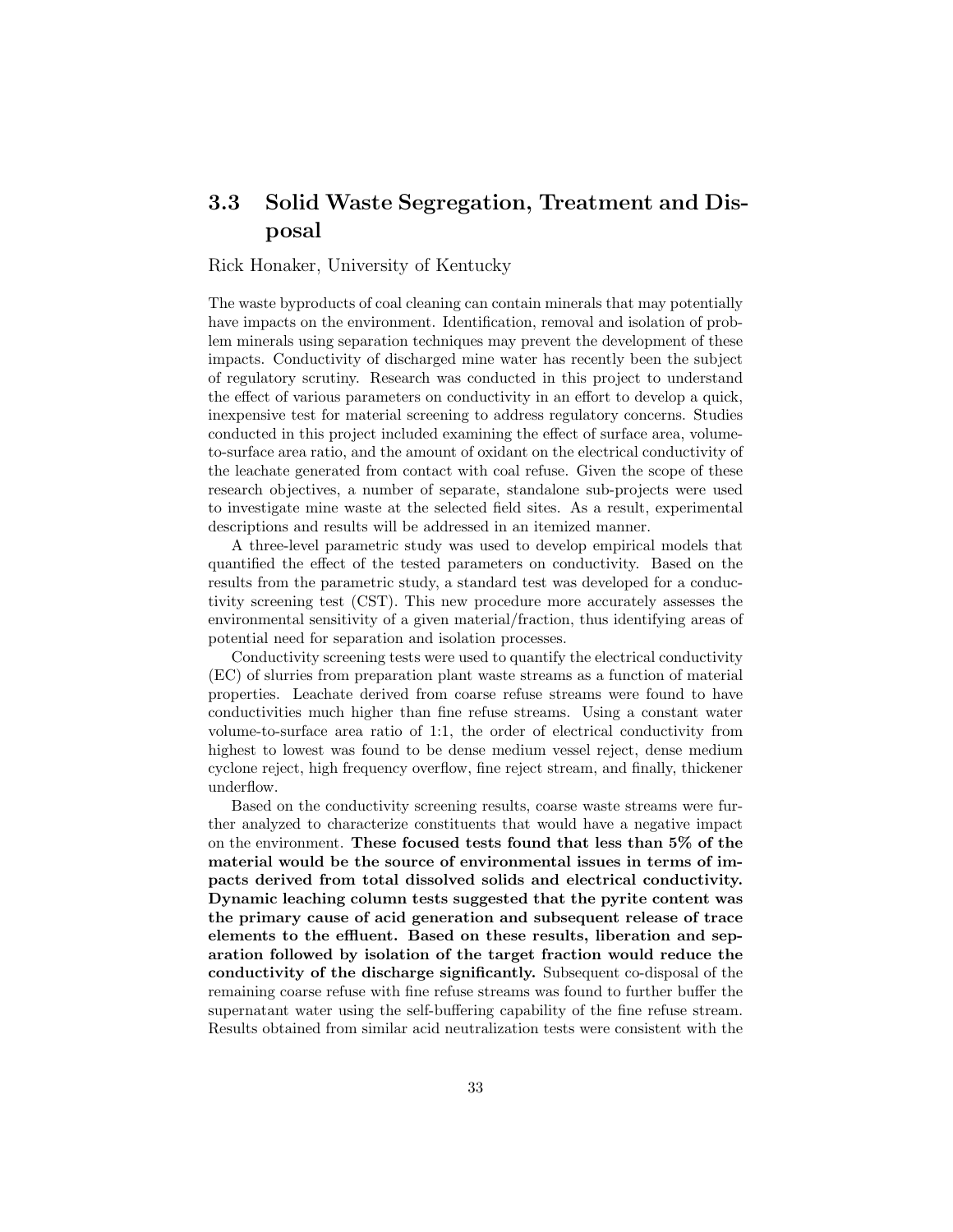## 3.3 Solid Waste Segregation, Treatment and Disposal

Rick Honaker, University of Kentucky

The waste byproducts of coal cleaning can contain minerals that may potentially have impacts on the environment. Identification, removal and isolation of problem minerals using separation techniques may prevent the development of these impacts. Conductivity of discharged mine water has recently been the subject of regulatory scrutiny. Research was conducted in this project to understand the effect of various parameters on conductivity in an effort to develop a quick, inexpensive test for material screening to address regulatory concerns. Studies conducted in this project included examining the effect of surface area, volume-to-surface area ratio, and the amount of oxidant on the electrical conductivity of the leachate generated from contact with coal refuse. Given the scope of these research objectives, a number of separate, standalone sub-projects were used to investigate mine waste at the selected field sites. As a result, experimental descriptions and results will be addressed in an itemized manner.

A three-level parametric study was used to develop empirical models that quantified the effect of the tested parameters on conductivity. Based on the results from the parametric study, a standard test was developed for a conductivity screening test (CST). This new procedure more accurately assesses the environmental sensitivity of a given material/fraction, thus identifying areas of potential need for separation and isolation processes.

Conductivity screening tests were used to quantify the electrical conductivity (EC) of slurries from preparation plant waste streams as a function of material properties. Leachate derived from coarse refuse streams were found to have conductivities much higher than fine refuse streams. Using a constant water volume-to-surface area ratio of 1:1, the order of electrical conductivity from highest to lowest was found to be dense medium vessel reject, dense medium cyclone reject, high frequency overflow, fine reject stream, and finally, thickener underflow.

Based on the conductivity screening results, coarse waste streams were further analyzed to characterize constituents that would have a negative impact on the environment. **These focused tests found that less than 5% of the material would be the source of environmental issues in terms of impacts derived from total dissolved solids and electrical conductivity. Dynamic leaching column tests suggested that the pyrite content was the primary cause of acid generation and subsequent release of trace elements to the effluent. Based on these results, liberation and separation followed by isolation of the target fraction would reduce the conductivity of the discharge significantly.** Subsequent co-disposal of the remaining coarse refuse with fine refuse streams was found to further buffer the supernatant water using the self-buffering capability of the fine refuse stream. Results obtained from similar acid neutralization tests were consistent with the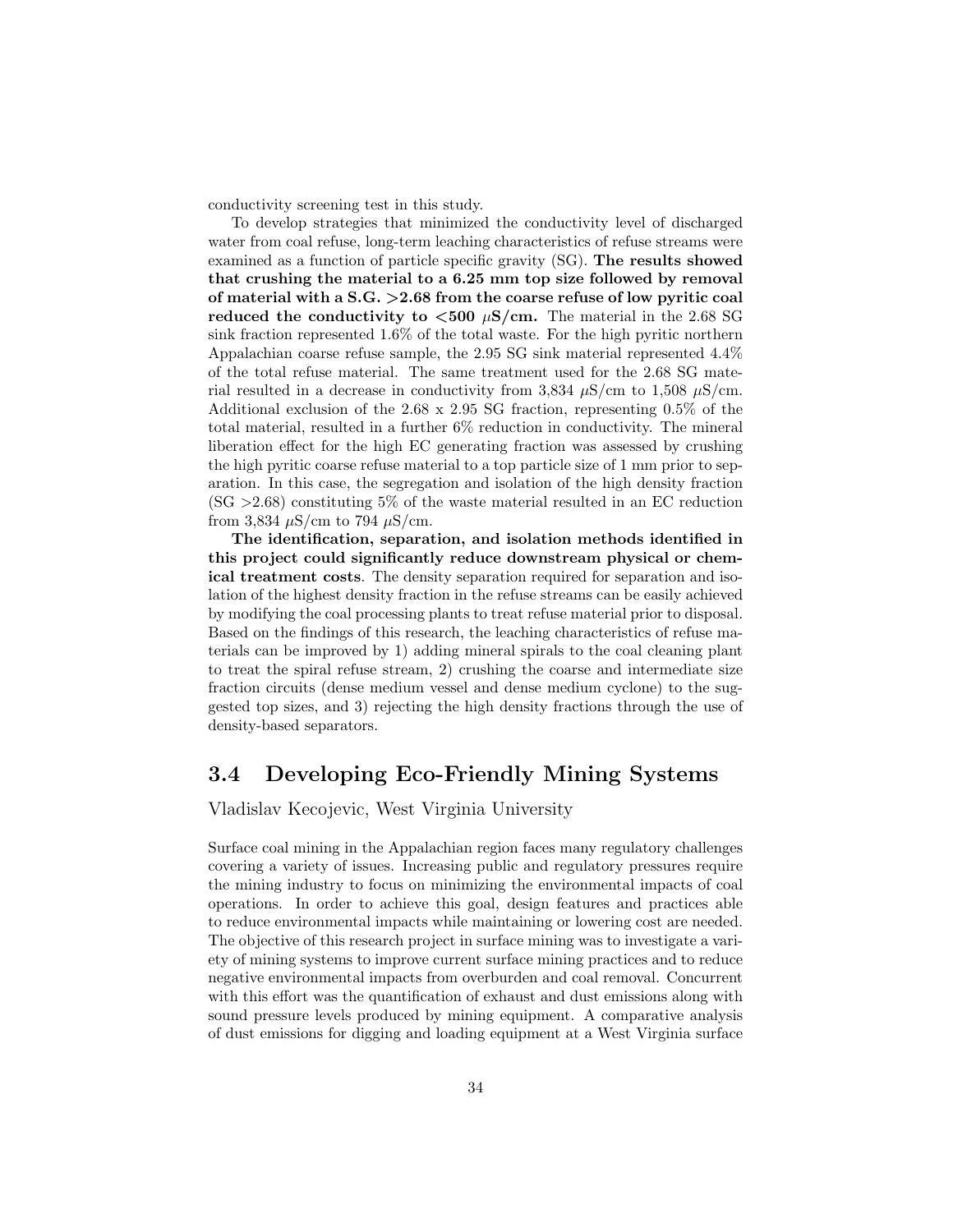conductivity screening test in this study.

To develop strategies that minimized the conductivity level of discharged water from coal refuse, long-term leaching characteristics of refuse streams were examined as a function of particle specific gravity (SG). **The results showed that crushing the material to a 6.25 mm top size followed by removal of material with a S.G. >2.68 from the coarse refuse of low pyritic coal reduced the conductivity to <500 $\mu$S/cm.** The material in the 2.68 SG sink fraction represented 1.6% of the total waste. For the high pyritic northern Appalachian coarse refuse sample, the 2.95 SG sink material represented 4.4% of the total refuse material. The same treatment used for the 2.68 SG material resulted in a decrease in conductivity from 3,834 $\mu$S/cm to 1,508 $\mu$S/cm. Additional exclusion of the 2.68 x 2.95 SG fraction, representing 0.5% of the total material, resulted in a further 6% reduction in conductivity. The mineral liberation effect for the high EC generating fraction was assessed by crushing the high pyritic coarse refuse material to a top particle size of 1 mm prior to separation. In this case, the segregation and isolation of the high density fraction (SG >2.68) constituting 5% of the waste material resulted in an EC reduction from 3,834 $\mu$S/cm to 794 $\mu$S/cm.

**The identification, separation, and isolation methods identified in this project could significantly reduce downstream physical or chemical treatment costs**. The density separation required for separation and isolation of the highest density fraction in the refuse streams can be easily achieved by modifying the coal processing plants to treat refuse material prior to disposal. Based on the findings of this research, the leaching characteristics of refuse materials can be improved by 1) adding mineral spirals to the coal cleaning plant to treat the spiral refuse stream, 2) crushing the coarse and intermediate size fraction circuits (dense medium vessel and dense medium cyclone) to the suggested top sizes, and 3) rejecting the high density fractions through the use of density-based separators.

## 3.4 Developing Eco-Friendly Mining Systems

Vladislav Kecojevic, West Virginia University

Surface coal mining in the Appalachian region faces many regulatory challenges covering a variety of issues. Increasing public and regulatory pressures require the mining industry to focus on minimizing the environmental impacts of coal operations. In order to achieve this goal, design features and practices able to reduce environmental impacts while maintaining or lowering cost are needed. The objective of this research project in surface mining was to investigate a variety of mining systems to improve current surface mining practices and to reduce negative environmental impacts from overburden and coal removal. Concurrent with this effort was the quantification of exhaust and dust emissions along with sound pressure levels produced by mining equipment. A comparative analysis of dust emissions for digging and loading equipment at a West Virginia surface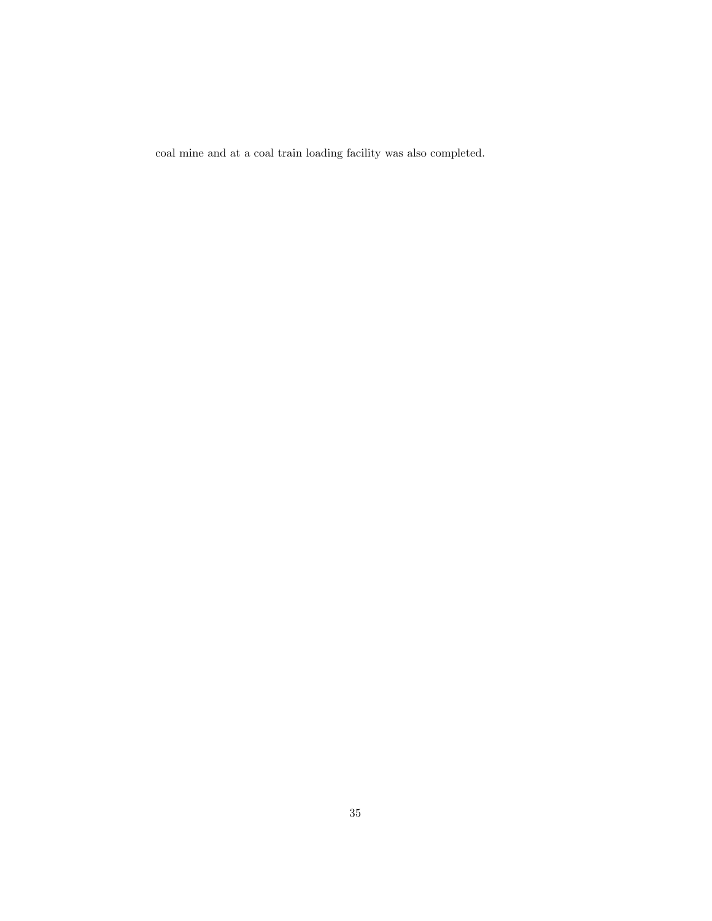coal mine and at a coal train loading facility was also completed.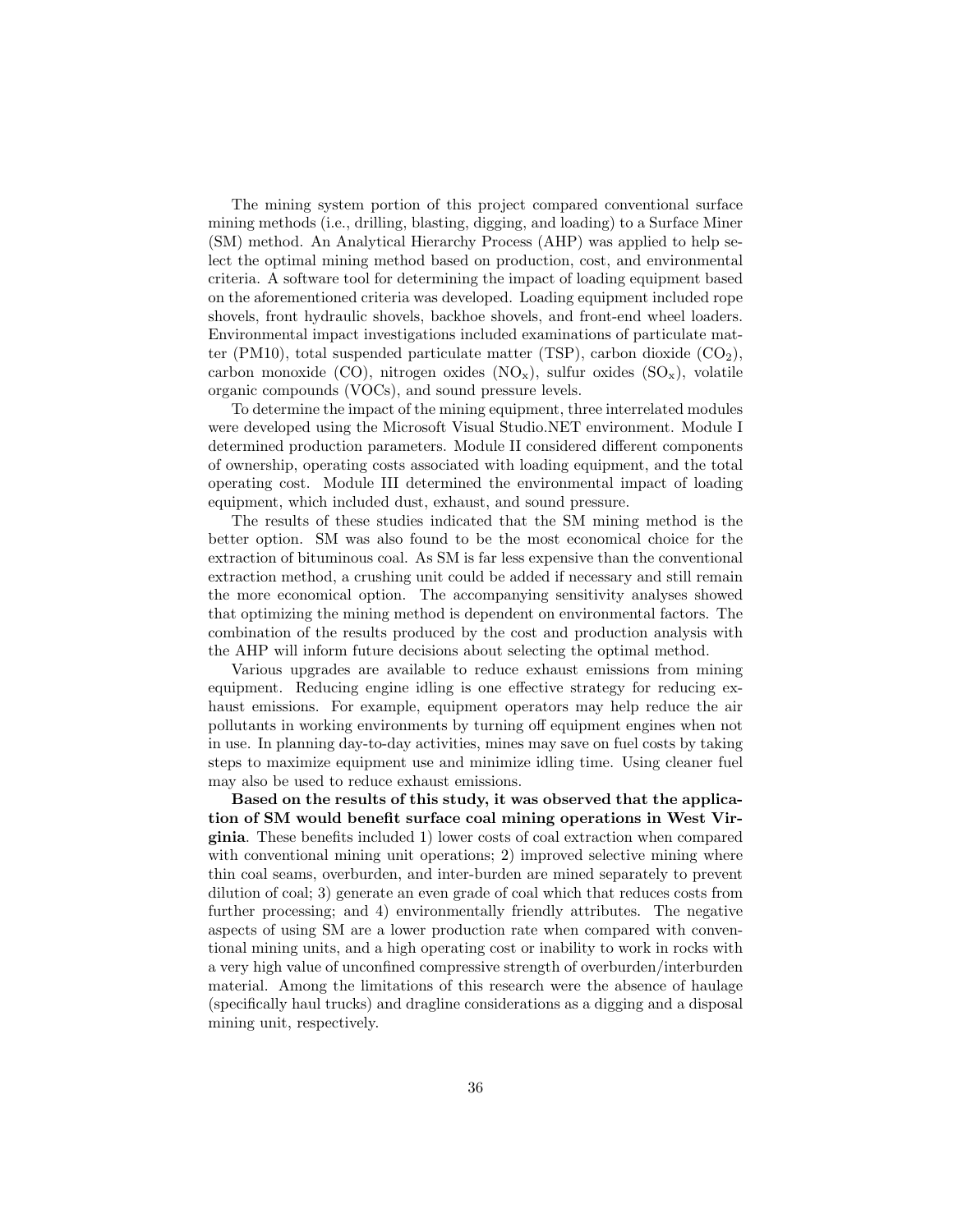The mining system portion of this project compared conventional surface mining methods (i.e., drilling, blasting, digging, and loading) to a Surface Miner (SM) method. An Analytical Hierarchy Process (AHP) was applied to help select the optimal mining method based on production, cost, and environmental criteria. A software tool for determining the impact of loading equipment based on the aforementioned criteria was developed. Loading equipment included rope shovels, front hydraulic shovels, backhoe shovels, and front-end wheel loaders. Environmental impact investigations included examinations of particulate matter (PM10), total suspended particulate matter (TSP), carbon dioxide ($CO_2$), carbon monoxide (CO), nitrogen oxides ($NO_x$), sulfur oxides ($SO_x$), volatile organic compounds (VOCs), and sound pressure levels.

To determine the impact of the mining equipment, three interrelated modules were developed using the Microsoft Visual Studio.NET environment. Module I determined production parameters. Module II considered different components of ownership, operating costs associated with loading equipment, and the total operating cost. Module III determined the environmental impact of loading equipment, which included dust, exhaust, and sound pressure.

The results of these studies indicated that the SM mining method is the better option. SM was also found to be the most economical choice for the extraction of bituminous coal. As SM is far less expensive than the conventional extraction method, a crushing unit could be added if necessary and still remain the more economical option. The accompanying sensitivity analyses showed that optimizing the mining method is dependent on environmental factors. The combination of the results produced by the cost and production analysis with the AHP will inform future decisions about selecting the optimal method.

Various upgrades are available to reduce exhaust emissions from mining equipment. Reducing engine idling is one effective strategy for reducing exhaust emissions. For example, equipment operators may help reduce the air pollutants in working environments by turning off equipment engines when not in use. In planning day-to-day activities, mines may save on fuel costs by taking steps to maximize equipment use and minimize idling time. Using cleaner fuel may also be used to reduce exhaust emissions.

**Based on the results of this study, it was observed that the application of SM would benefit surface coal mining operations in West Virginia**. These benefits included 1) lower costs of coal extraction when compared with conventional mining unit operations; 2) improved selective mining where thin coal seams, overburden, and inter-burden are mined separately to prevent dilution of coal; 3) generate an even grade of coal which that reduces costs from further processing; and 4) environmentally friendly attributes. The negative aspects of using SM are a lower production rate when compared with conventional mining units, and a high operating cost or inability to work in rocks with a very high value of unconfined compressive strength of overburden/interburden material. Among the limitations of this research were the absence of haulage (specifically haul trucks) and dragline considerations as a digging and a disposal mining unit, respectively.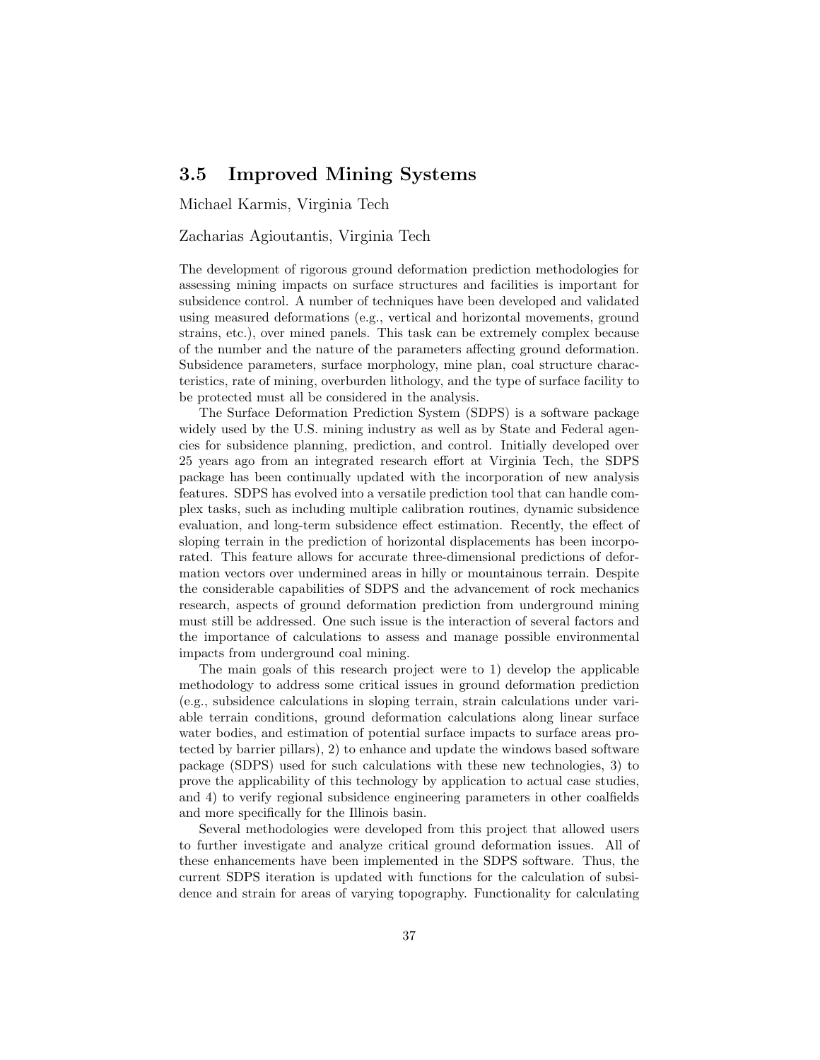## 3.5 Improved Mining Systems

Michael Karmis, Virginia Tech

Zacharias Agioutantis, Virginia Tech

The development of rigorous ground deformation prediction methodologies for assessing mining impacts on surface structures and facilities is important for subsidence control. A number of techniques have been developed and validated using measured deformations (e.g., vertical and horizontal movements, ground strains, etc.), over mined panels. This task can be extremely complex because of the number and the nature of the parameters affecting ground deformation. Subsidence parameters, surface morphology, mine plan, coal structure characteristics, rate of mining, overburden lithology, and the type of surface facility to be protected must all be considered in the analysis.

The Surface Deformation Prediction System (SDPS) is a software package widely used by the U.S. mining industry as well as by State and Federal agencies for subsidence planning, prediction, and control. Initially developed over 25 years ago from an integrated research effort at Virginia Tech, the SDPS package has been continually updated with the incorporation of new analysis features. SDPS has evolved into a versatile prediction tool that can handle complex tasks, such as including multiple calibration routines, dynamic subsidence evaluation, and long-term subsidence effect estimation. Recently, the effect of sloping terrain in the prediction of horizontal displacements has been incorporated. This feature allows for accurate three-dimensional predictions of deformation vectors over undermined areas in hilly or mountainous terrain. Despite the considerable capabilities of SDPS and the advancement of rock mechanics research, aspects of ground deformation prediction from underground mining must still be addressed. One such issue is the interaction of several factors and the importance of calculations to assess and manage possible environmental impacts from underground coal mining.

The main goals of this research project were to 1) develop the applicable methodology to address some critical issues in ground deformation prediction (e.g., subsidence calculations in sloping terrain, strain calculations under variable terrain conditions, ground deformation calculations along linear surface water bodies, and estimation of potential surface impacts to surface areas protected by barrier pillars), 2) to enhance and update the windows based software package (SDPS) used for such calculations with these new technologies, 3) to prove the applicability of this technology by application to actual case studies, and 4) to verify regional subsidence engineering parameters in other coalfields and more specifically for the Illinois basin.

Several methodologies were developed from this project that allowed users to further investigate and analyze critical ground deformation issues. All of these enhancements have been implemented in the SDPS software. Thus, the current SDPS iteration is updated with functions for the calculation of subsidence and strain for areas of varying topography. Functionality for calculating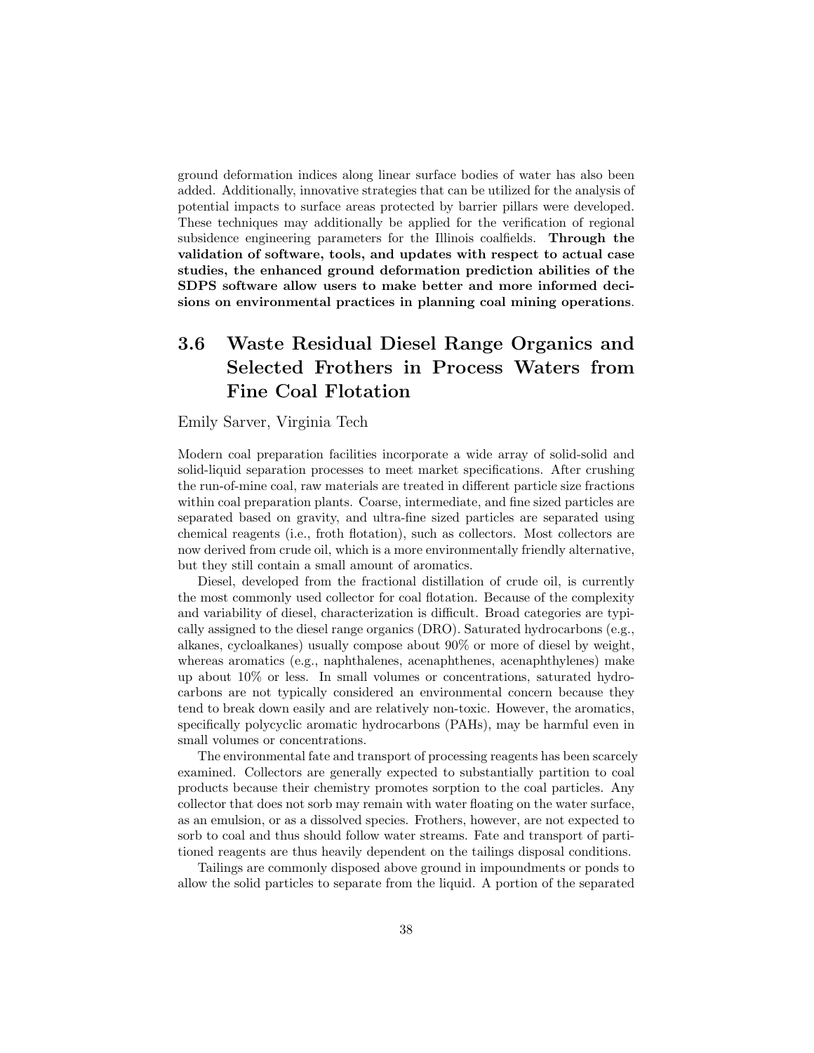ground deformation indices along linear surface bodies of water has also been added. Additionally, innovative strategies that can be utilized for the analysis of potential impacts to surface areas protected by barrier pillars were developed. These techniques may additionally be applied for the verification of regional subsidence engineering parameters for the Illinois coalfields. **Through the validation of software, tools, and updates with respect to actual case studies, the enhanced ground deformation prediction abilities of the SDPS software allow users to make better and more informed decisions on environmental practices in planning coal mining operations**.

## 3.6 Waste Residual Diesel Range Organics and Selected Frothers in Process Waters from Fine Coal Flotation

Emily Sarver, Virginia Tech

Modern coal preparation facilities incorporate a wide array of solid-solid and solid-liquid separation processes to meet market specifications. After crushing the run-of-mine coal, raw materials are treated in different particle size fractions within coal preparation plants. Coarse, intermediate, and fine sized particles are separated based on gravity, and ultra-fine sized particles are separated using chemical reagents (i.e., froth flotation), such as collectors. Most collectors are now derived from crude oil, which is a more environmentally friendly alternative, but they still contain a small amount of aromatics.

Diesel, developed from the fractional distillation of crude oil, is currently the most commonly used collector for coal flotation. Because of the complexity and variability of diesel, characterization is difficult. Broad categories are typically assigned to the diesel range organics (DRO). Saturated hydrocarbons (e.g., alkanes, cycloalkanes) usually compose about 90% or more of diesel by weight, whereas aromatics (e.g., naphthalenes, acenaphthenes, acenaphthylenes) make up about 10% or less. In small volumes or concentrations, saturated hydrocarbons are not typically considered an environmental concern because they tend to break down easily and are relatively non-toxic. However, the aromatics, specifically polycyclic aromatic hydrocarbons (PAHs), may be harmful even in small volumes or concentrations.

The environmental fate and transport of processing reagents has been scarcely examined. Collectors are generally expected to substantially partition to coal products because their chemistry promotes sorption to the coal particles. Any collector that does not sorb may remain with water floating on the water surface, as an emulsion, or as a dissolved species. Frothers, however, are not expected to sorb to coal and thus should follow water streams. Fate and transport of partitioned reagents are thus heavily dependent on the tailings disposal conditions.

Tailings are commonly disposed above ground in impoundments or ponds to allow the solid particles to separate from the liquid. A portion of the separated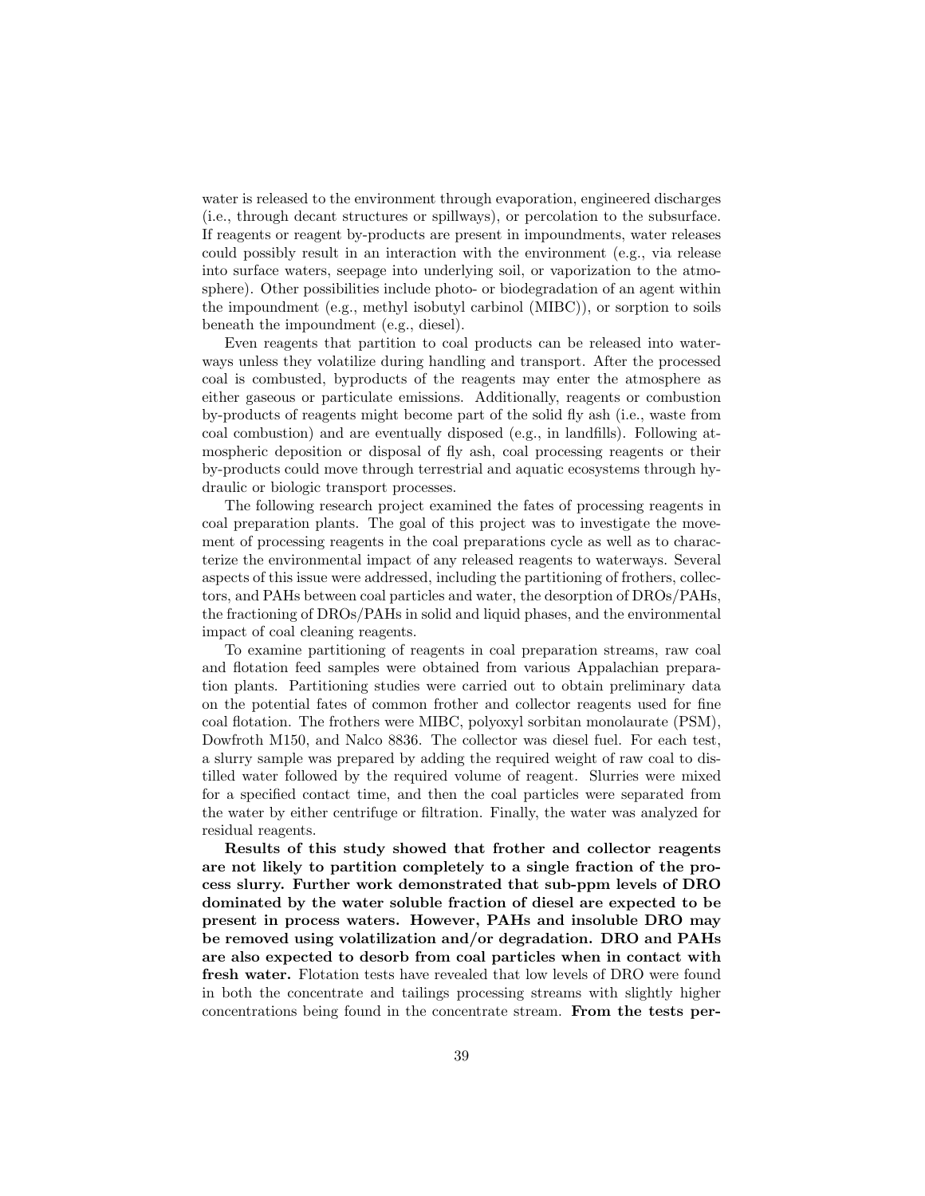water is released to the environment through evaporation, engineered discharges (i.e., through decant structures or spillways), or percolation to the subsurface. If reagents or reagent by-products are present in impoundments, water releases could possibly result in an interaction with the environment (e.g., via release into surface waters, seepage into underlying soil, or vaporization to the atmosphere). Other possibilities include photo- or biodegradation of an agent within the impoundment (e.g., methyl isobutyl carbinol (MIBC)), or sorption to soils beneath the impoundment (e.g., diesel).

Even reagents that partition to coal products can be released into waterways unless they volatilize during handling and transport. After the processed coal is combusted, byproducts of the reagents may enter the atmosphere as either gaseous or particulate emissions. Additionally, reagents or combustion by-products of reagents might become part of the solid fly ash (i.e., waste from coal combustion) and are eventually disposed (e.g., in landfills). Following atmospheric deposition or disposal of fly ash, coal processing reagents or their by-products could move through terrestrial and aquatic ecosystems through hydraulic or biologic transport processes.

The following research project examined the fates of processing reagents in coal preparation plants. The goal of this project was to investigate the movement of processing reagents in the coal preparations cycle as well as to characterize the environmental impact of any released reagents to waterways. Several aspects of this issue were addressed, including the partitioning of frothers, collectors, and PAHs between coal particles and water, the desorption of DROs/PAHs, the fractioning of DROs/PAHs in solid and liquid phases, and the environmental impact of coal cleaning reagents.

To examine partitioning of reagents in coal preparation streams, raw coal and flotation feed samples were obtained from various Appalachian preparation plants. Partitioning studies were carried out to obtain preliminary data on the potential fates of common frother and collector reagents used for fine coal flotation. The frothers were MIBC, polyoxyl sorbitan monolaurate (PSM), Dowfroth M150, and Nalco 8836. The collector was diesel fuel. For each test, a slurry sample was prepared by adding the required weight of raw coal to distilled water followed by the required volume of reagent. Slurries were mixed for a specified contact time, and then the coal particles were separated from the water by either centrifuge or filtration. Finally, the water was analyzed for residual reagents.

**Results of this study showed that frother and collector reagents are not likely to partition completely to a single fraction of the process slurry. Further work demonstrated that sub-ppm levels of DRO dominated by the water soluble fraction of diesel are expected to be present in process waters. However, PAHs and insoluble DRO may be removed using volatilization and/or degradation. DRO and PAHs are also expected to desorb from coal particles when in contact with fresh water.** Flotation tests have revealed that low levels of DRO were found in both the concentrate and tailings processing streams with slightly higher concentrations being found in the concentrate stream. **From the tests per-**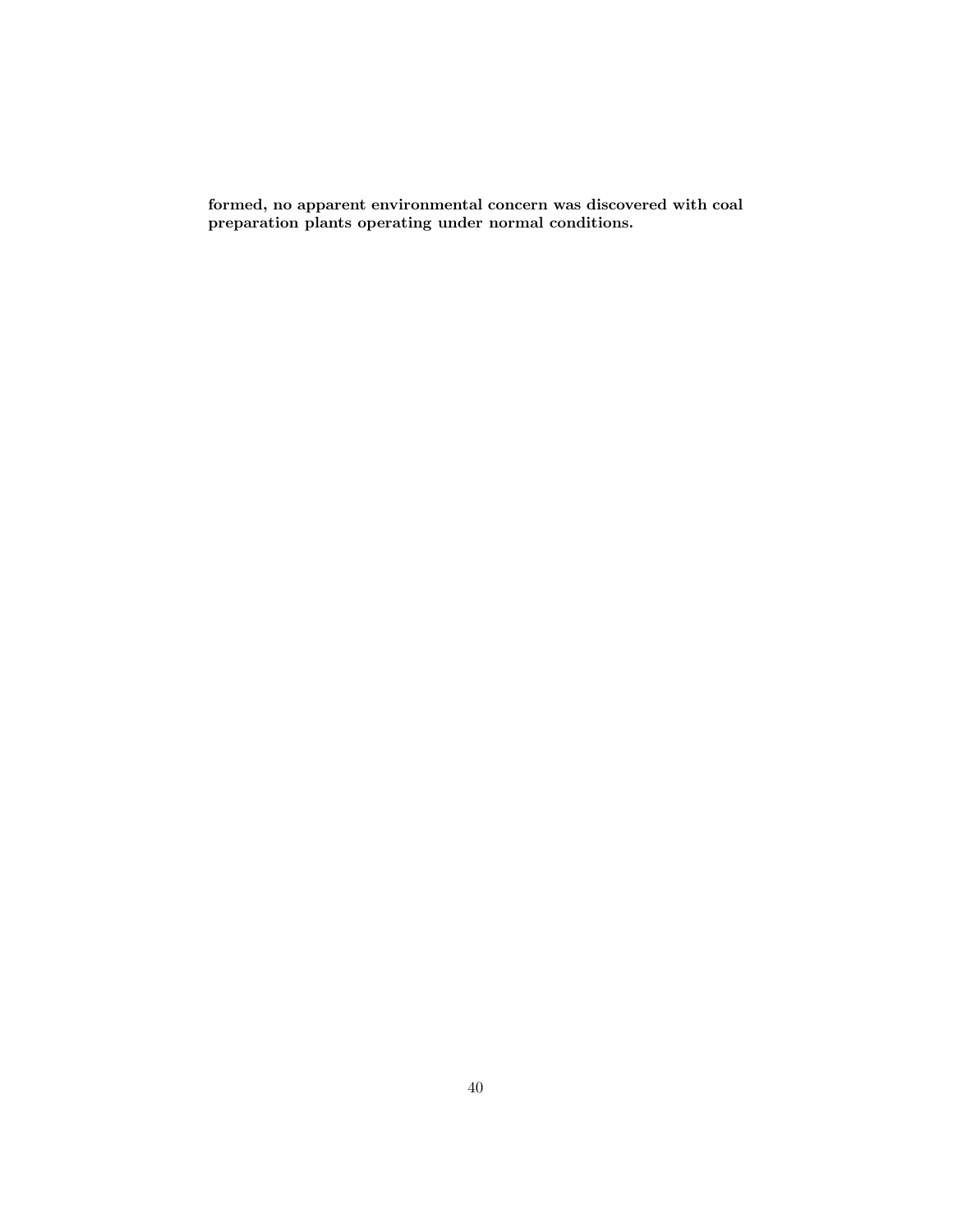**formed, no apparent environmental concern was discovered with coal preparation plants operating under normal conditions.**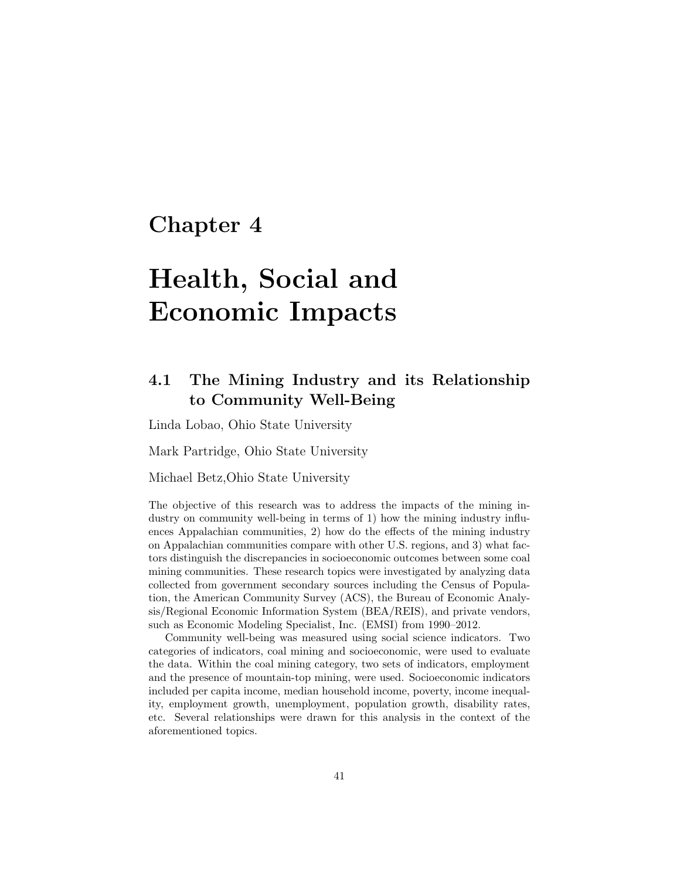# Chapter 4

# Health, Social and Economic Impacts

## 4.1 The Mining Industry and its Relationship to Community Well-Being

Linda Lobao, Ohio State University

Mark Partridge, Ohio State University

Michael Betz,Ohio State University

The objective of this research was to address the impacts of the mining industry on community well-being in terms of 1) how the mining industry influences Appalachian communities, 2) how do the effects of the mining industry on Appalachian communities compare with other U.S. regions, and 3) what factors distinguish the discrepancies in socioeconomic outcomes between some coal mining communities. These research topics were investigated by analyzing data collected from government secondary sources including the Census of Population, the American Community Survey (ACS), the Bureau of Economic Analysis/Regional Economic Information System (BEA/REIS), and private vendors, such as Economic Modeling Specialist, Inc. (EMSI) from 1990–2012.

Community well-being was measured using social science indicators. Two categories of indicators, coal mining and socioeconomic, were used to evaluate the data. Within the coal mining category, two sets of indicators, employment and the presence of mountain-top mining, were used. Socioeconomic indicators included per capita income, median household income, poverty, income inequality, employment growth, unemployment, population growth, disability rates, etc. Several relationships were drawn for this analysis in the context of the aforementioned topics.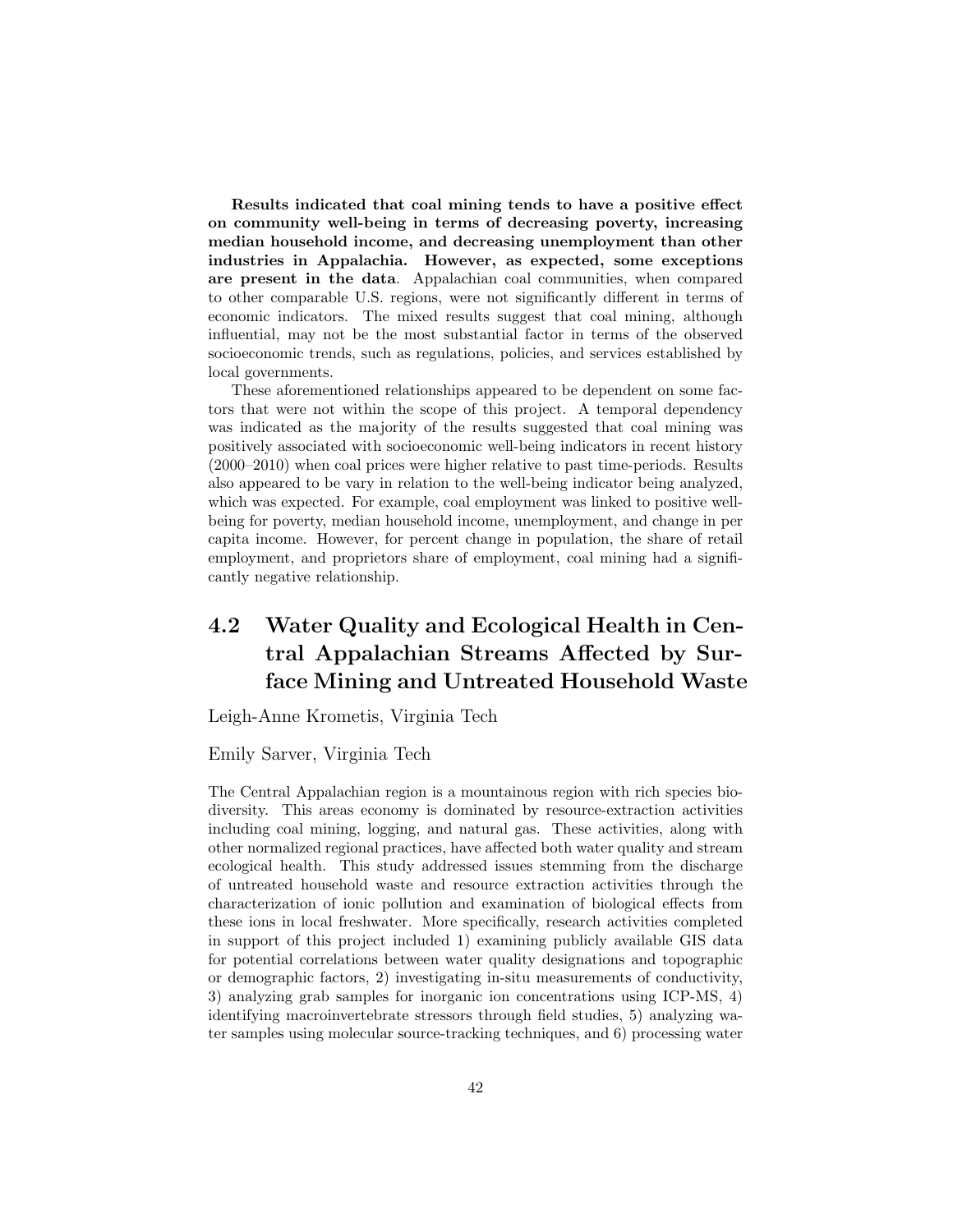**Results indicated that coal mining tends to have a positive effect on community well-being in terms of decreasing poverty, increasing median household income, and decreasing unemployment than other industries in Appalachia. However, as expected, some exceptions are present in the data**. Appalachian coal communities, when compared to other comparable U.S. regions, were not significantly different in terms of economic indicators. The mixed results suggest that coal mining, although influential, may not be the most substantial factor in terms of the observed socioeconomic trends, such as regulations, policies, and services established by local governments.

These aforementioned relationships appeared to be dependent on some factors that were not within the scope of this project. A temporal dependency was indicated as the majority of the results suggested that coal mining was positively associated with socioeconomic well-being indicators in recent history (2000–2010) when coal prices were higher relative to past time-periods. Results also appeared to be vary in relation to the well-being indicator being analyzed, which was expected. For example, coal employment was linked to positive well-being for poverty, median household income, unemployment, and change in per capita income. However, for percent change in population, the share of retail employment, and proprietors share of employment, coal mining had a significantly negative relationship.

## 4.2 Water Quality and Ecological Health in Central Appalachian Streams Affected by Surface Mining and Untreated Household Waste

Leigh-Anne Krometis, Virginia Tech

Emily Sarver, Virginia Tech

The Central Appalachian region is a mountainous region with rich species biodiversity. This areas economy is dominated by resource-extraction activities including coal mining, logging, and natural gas. These activities, along with other normalized regional practices, have affected both water quality and stream ecological health. This study addressed issues stemming from the discharge of untreated household waste and resource extraction activities through the characterization of ionic pollution and examination of biological effects from these ions in local freshwater. More specifically, research activities completed in support of this project included 1) examining publicly available GIS data for potential correlations between water quality designations and topographic or demographic factors, 2) investigating in-situ measurements of conductivity, 3) analyzing grab samples for inorganic ion concentrations using ICP-MS, 4) identifying macroinvertebrate stressors through field studies, 5) analyzing water samples using molecular source-tracking techniques, and 6) processing water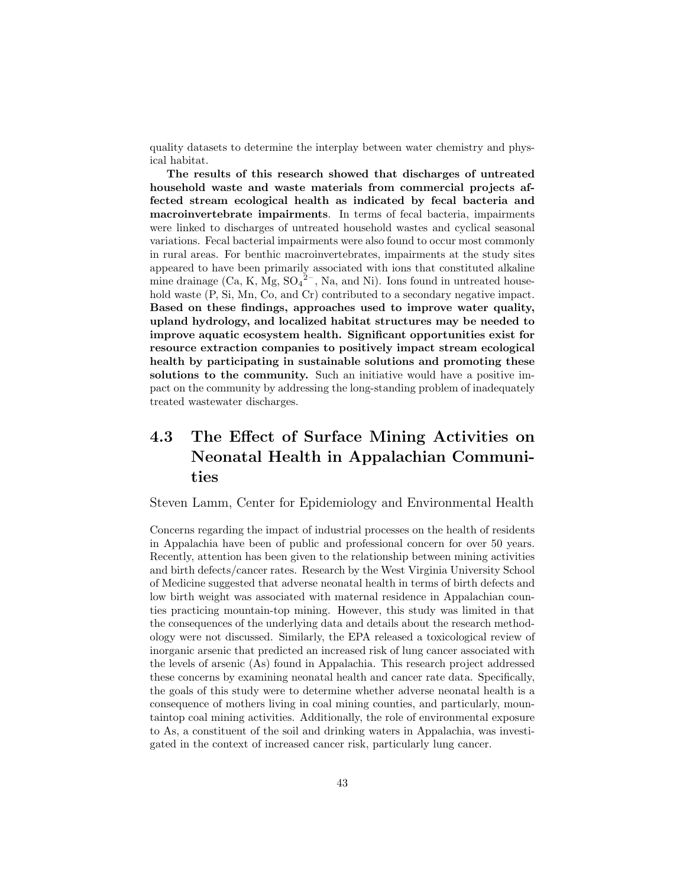quality datasets to determine the interplay between water chemistry and physical habitat.

**The results of this research showed that discharges of untreated household waste and waste materials from commercial projects affected stream ecological health as indicated by fecal bacteria and macroinvertebrate impairments**. In terms of fecal bacteria, impairments were linked to discharges of untreated household wastes and cyclical seasonal variations. Fecal bacterial impairments were also found to occur most commonly in rural areas. For benthic macroinvertebrates, impairments at the study sites appeared to have been primarily associated with ions that constituted alkaline mine drainage (Ca, K, Mg, $SO_4^{2-}$, Na, and Ni). Ions found in untreated household waste (P, Si, Mn, Co, and Cr) contributed to a secondary negative impact. **Based on these findings, approaches used to improve water quality, upland hydrology, and localized habitat structures may be needed to improve aquatic ecosystem health. Significant opportunities exist for resource extraction companies to positively impact stream ecological health by participating in sustainable solutions and promoting these solutions to the community.** Such an initiative would have a positive impact on the community by addressing the long-standing problem of inadequately treated wastewater discharges.

## 4.3 The Effect of Surface Mining Activities on Neonatal Health in Appalachian Communities

Steven Lamm, Center for Epidemiology and Environmental Health

Concerns regarding the impact of industrial processes on the health of residents in Appalachia have been of public and professional concern for over 50 years. Recently, attention has been given to the relationship between mining activities and birth defects/cancer rates. Research by the West Virginia University School of Medicine suggested that adverse neonatal health in terms of birth defects and low birth weight was associated with maternal residence in Appalachian counties practicing mountain-top mining. However, this study was limited in that the consequences of the underlying data and details about the research methodology were not discussed. Similarly, the EPA released a toxicological review of inorganic arsenic that predicted an increased risk of lung cancer associated with the levels of arsenic (As) found in Appalachia. This research project addressed these concerns by examining neonatal health and cancer rate data. Specifically, the goals of this study were to determine whether adverse neonatal health is a consequence of mothers living in coal mining counties, and particularly, mountaintop coal mining activities. Additionally, the role of environmental exposure to As, a constituent of the soil and drinking waters in Appalachia, was investigated in the context of increased cancer risk, particularly lung cancer.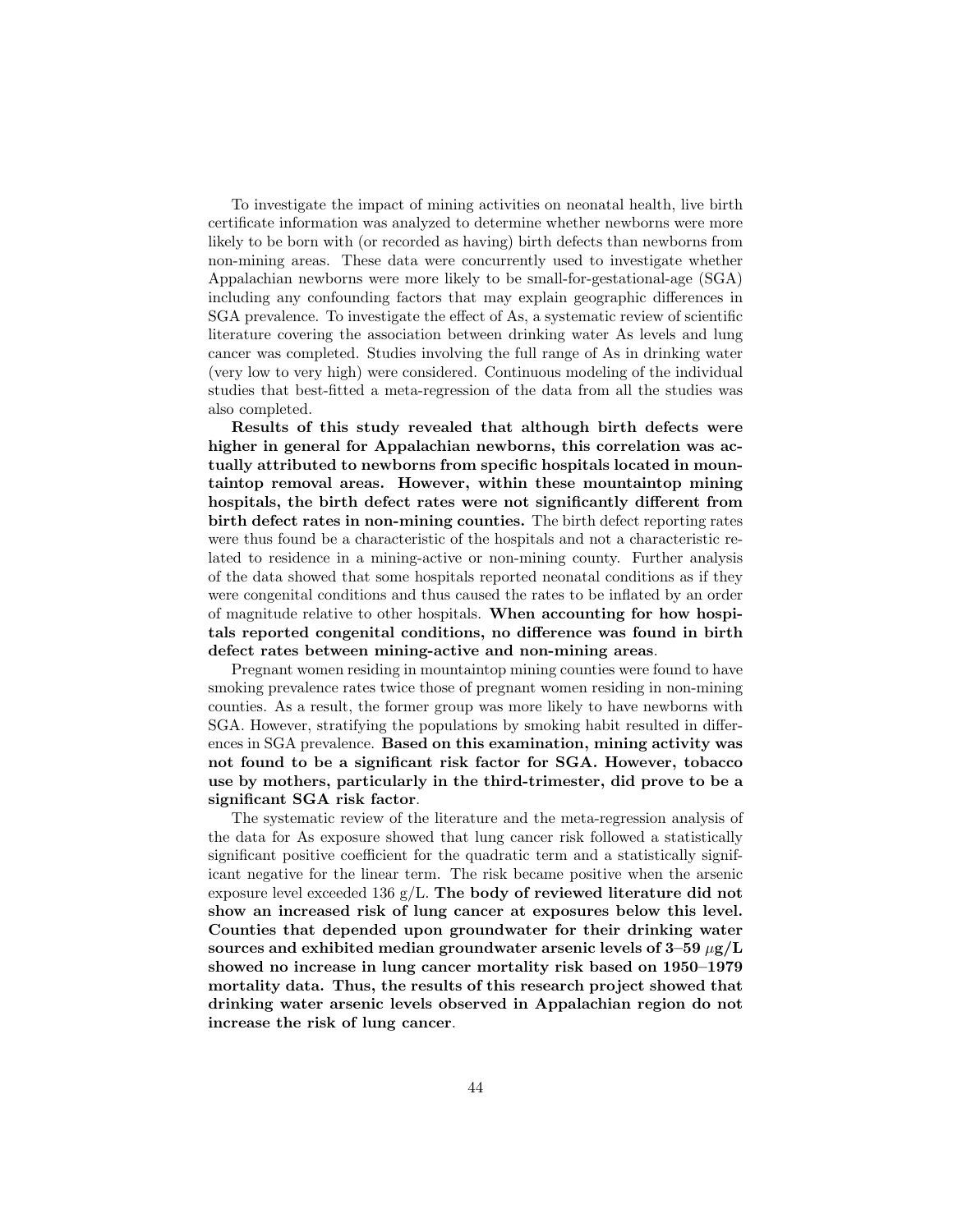To investigate the impact of mining activities on neonatal health, live birth certificate information was analyzed to determine whether newborns were more likely to be born with (or recorded as having) birth defects than newborns from non-mining areas. These data were concurrently used to investigate whether Appalachian newborns were more likely to be small-for-gestational-age (SGA) including any confounding factors that may explain geographic differences in SGA prevalence. To investigate the effect of As, a systematic review of scientific literature covering the association between drinking water As levels and lung cancer was completed. Studies involving the full range of As in drinking water (very low to very high) were considered. Continuous modeling of the individual studies that best-fitted a meta-regression of the data from all the studies was also completed.

**Results of this study revealed that although birth defects were higher in general for Appalachian newborns, this correlation was actually attributed to newborns from specific hospitals located in mountaintop removal areas. However, within these mountaintop mining hospitals, the birth defect rates were not significantly different from birth defect rates in non-mining counties.** The birth defect reporting rates were thus found be a characteristic of the hospitals and not a characteristic related to residence in a mining-active or non-mining county. Further analysis of the data showed that some hospitals reported neonatal conditions as if they were congenital conditions and thus caused the rates to be inflated by an order of magnitude relative to other hospitals. **When accounting for how hospitals reported congenital conditions, no difference was found in birth defect rates between mining-active and non-mining areas**.

Pregnant women residing in mountaintop mining counties were found to have smoking prevalence rates twice those of pregnant women residing in non-mining counties. As a result, the former group was more likely to have newborns with SGA. However, stratifying the populations by smoking habit resulted in differences in SGA prevalence. **Based on this examination, mining activity was not found to be a significant risk factor for SGA. However, tobacco use by mothers, particularly in the third-trimester, did prove to be a significant SGA risk factor**.

The systematic review of the literature and the meta-regression analysis of the data for As exposure showed that lung cancer risk followed a statistically significant positive coefficient for the quadratic term and a statistically significant negative for the linear term. The risk became positive when the arsenic exposure level exceeded 136 g/L. **The body of reviewed literature did not show an increased risk of lung cancer at exposures below this level. Counties that depended upon groundwater for their drinking water sources and exhibited median groundwater arsenic levels of 3–59 $\mu$g/L showed no increase in lung cancer mortality risk based on 1950–1979 mortality data. Thus, the results of this research project showed that drinking water arsenic levels observed in Appalachian region do not increase the risk of lung cancer**.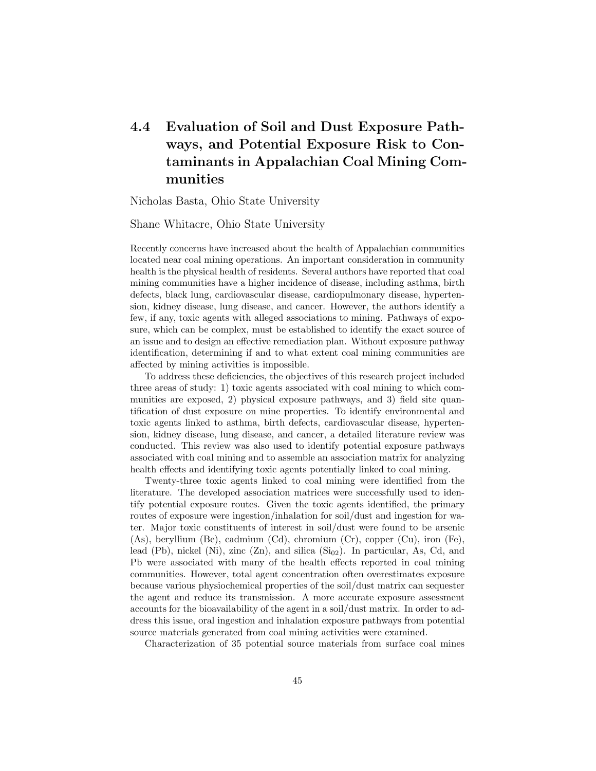## 4.4 Evaluation of Soil and Dust Exposure Pathways, and Potential Exposure Risk to Contaminants in Appalachian Coal Mining Communities

Nicholas Basta, Ohio State University

Shane Whitacre, Ohio State University

Recently concerns have increased about the health of Appalachian communities located near coal mining operations. An important consideration in community health is the physical health of residents. Several authors have reported that coal mining communities have a higher incidence of disease, including asthma, birth defects, black lung, cardiovascular disease, cardiopulmonary disease, hypertension, kidney disease, lung disease, and cancer. However, the authors identify a few, if any, toxic agents with alleged associations to mining. Pathways of exposure, which can be complex, must be established to identify the exact source of an issue and to design an effective remediation plan. Without exposure pathway identification, determining if and to what extent coal mining communities are affected by mining activities is impossible.

To address these deficiencies, the objectives of this research project included three areas of study: 1) toxic agents associated with coal mining to which communities are exposed, 2) physical exposure pathways, and 3) field site quantification of dust exposure on mine properties. To identify environmental and toxic agents linked to asthma, birth defects, cardiovascular disease, hypertension, kidney disease, lung disease, and cancer, a detailed literature review was conducted. This review was also used to identify potential exposure pathways associated with coal mining and to assemble an association matrix for analyzing health effects and identifying toxic agents potentially linked to coal mining.

Twenty-three toxic agents linked to coal mining were identified from the literature. The developed association matrices were successfully used to identify potential exposure routes. Given the toxic agents identified, the primary routes of exposure were ingestion/inhalation for soil/dust and ingestion for water. Major toxic constituents of interest in soil/dust were found to be arsenic (As), beryllium (Be), cadmium (Cd), chromium (Cr), copper (Cu), iron (Fe), lead (Pb), nickel (Ni), zinc (Zn), and silica ($Si_{02}$). In particular, As, Cd, and Pb were associated with many of the health effects reported in coal mining communities. However, total agent concentration often overestimates exposure because various physiochemical properties of the soil/dust matrix can sequester the agent and reduce its transmission. A more accurate exposure assessment accounts for the bioavailability of the agent in a soil/dust matrix. In order to address this issue, oral ingestion and inhalation exposure pathways from potential source materials generated from coal mining activities were examined.

Characterization of 35 potential source materials from surface coal mines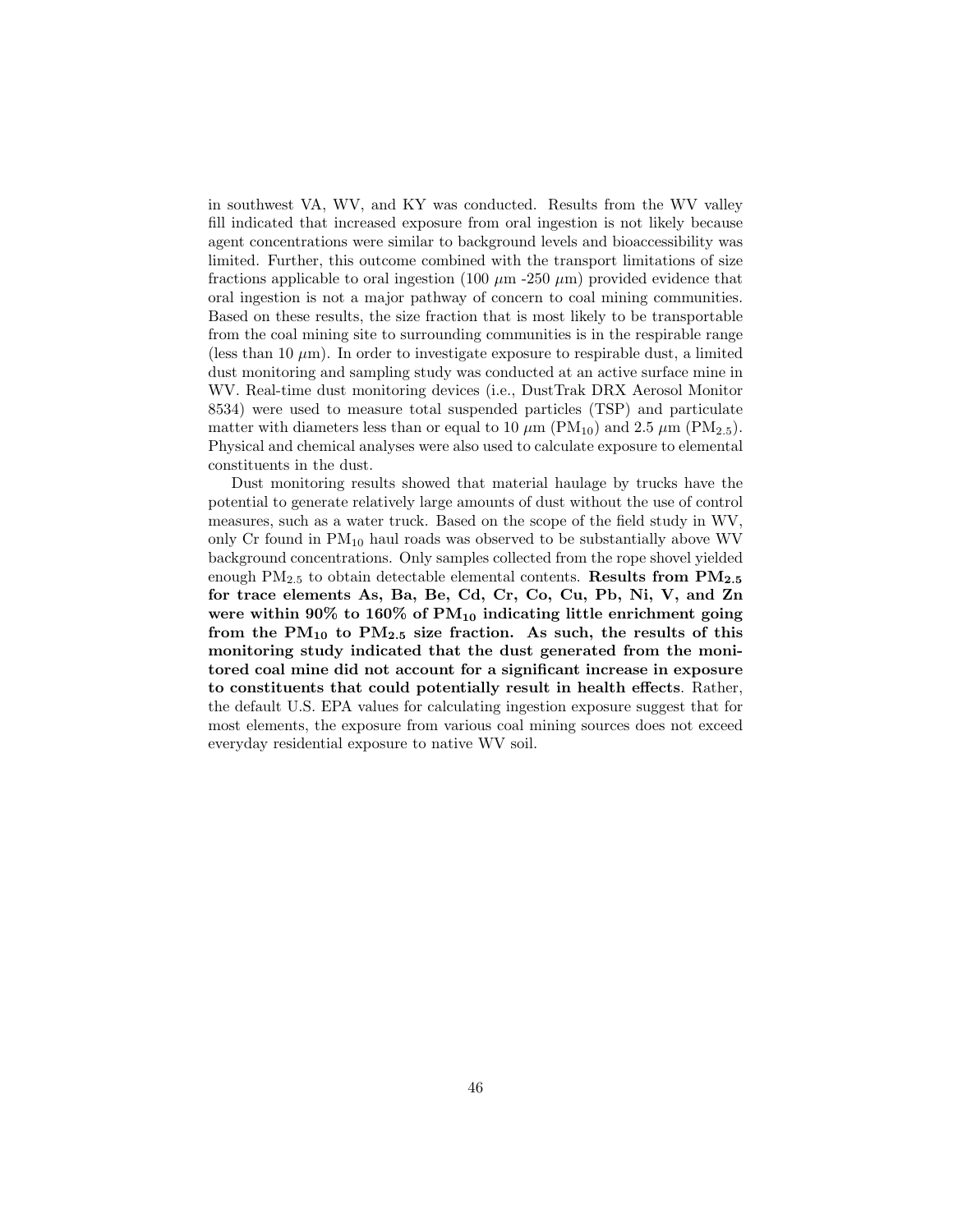in southwest VA, WV, and KY was conducted. Results from the WV valley fill indicated that increased exposure from oral ingestion is not likely because agent concentrations were similar to background levels and bioaccessibility was limited. Further, this outcome combined with the transport limitations of size fractions applicable to oral ingestion (100 $\mu$m -250 $\mu$m) provided evidence that oral ingestion is not a major pathway of concern to coal mining communities. Based on these results, the size fraction that is most likely to be transportable from the coal mining site to surrounding communities is in the respirable range (less than 10 $\mu$m). In order to investigate exposure to respirable dust, a limited dust monitoring and sampling study was conducted at an active surface mine in WV. Real-time dust monitoring devices (i.e., DustTrak DRX Aerosol Monitor 8534) were used to measure total suspended particles (TSP) and particulate matter with diameters less than or equal to 10 $\mu$m ($PM_{10}$) and 2.5 $\mu$m ($PM_{2.5}$). Physical and chemical analyses were also used to calculate exposure to elemental constituents in the dust.

Dust monitoring results showed that material haulage by trucks have the potential to generate relatively large amounts of dust without the use of control measures, such as a water truck. Based on the scope of the field study in WV, only Cr found in $PM_{10}$ haul roads was observed to be substantially above WV background concentrations. Only samples collected from the rope shovel yielded enough $PM_{2.5}$ to obtain detectable elemental contents. **Results from $PM_{2.5}$ for trace elements As, Ba, Be, Cd, Cr, Co, Cu, Pb, Ni, V, and Zn were within 90% to 160% of $PM_{10}$ indicating little enrichment going from the $PM_{10}$ to $PM_{2.5}$ size fraction. As such, the results of this monitoring study indicated that the dust generated from the monitored coal mine did not account for a significant increase in exposure to constituents that could potentially result in health effects**. Rather, the default U.S. EPA values for calculating ingestion exposure suggest that for most elements, the exposure from various coal mining sources does not exceed everyday residential exposure to native WV soil.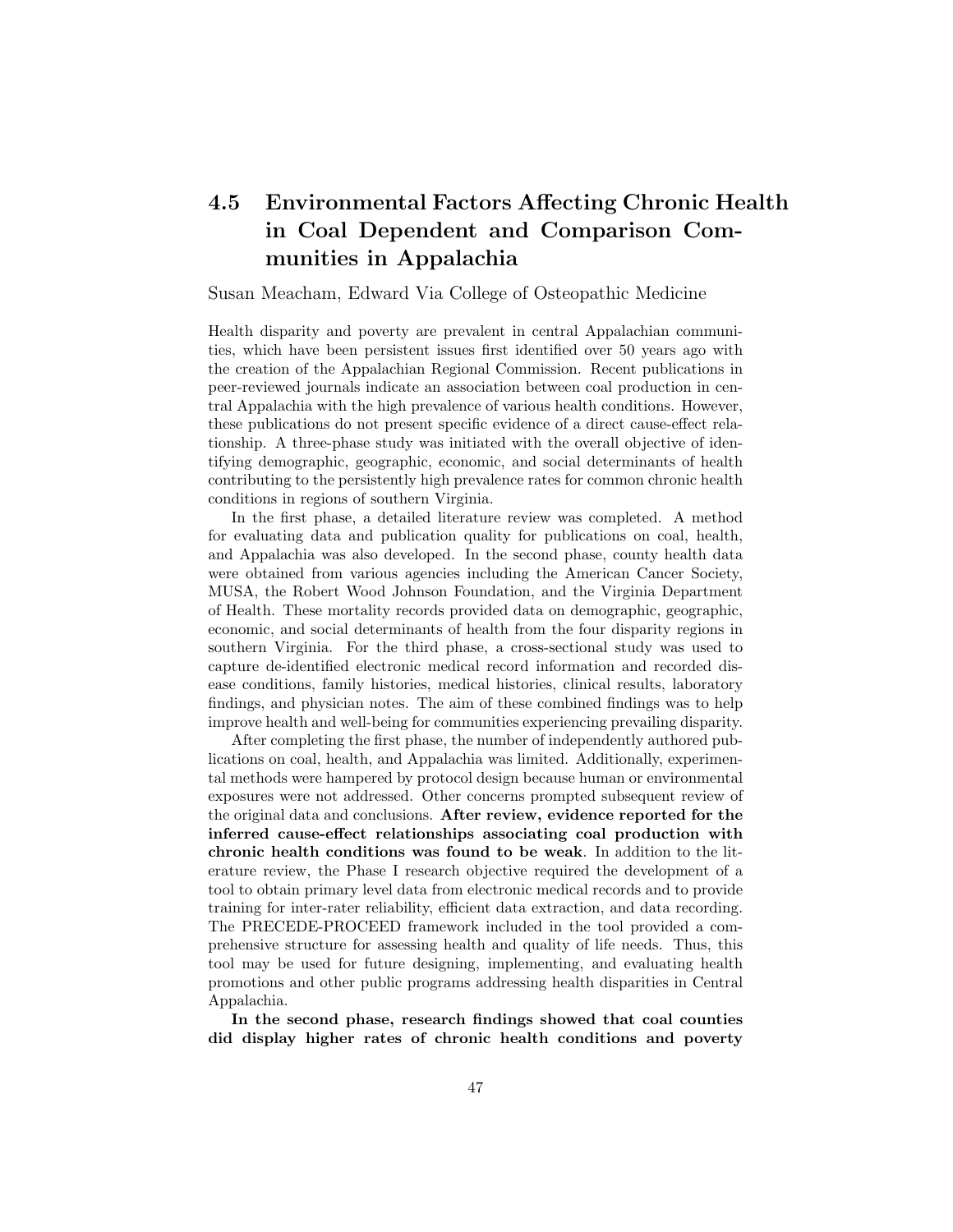## 4.5 Environmental Factors Affecting Chronic Health in Coal Dependent and Comparison Communities in Appalachia

Susan Meacham, Edward Via College of Osteopathic Medicine

Health disparity and poverty are prevalent in central Appalachian communities, which have been persistent issues first identified over 50 years ago with the creation of the Appalachian Regional Commission. Recent publications in peer-reviewed journals indicate an association between coal production in central Appalachia with the high prevalence of various health conditions. However, these publications do not present specific evidence of a direct cause-effect relationship. A three-phase study was initiated with the overall objective of identifying demographic, geographic, economic, and social determinants of health contributing to the persistently high prevalence rates for common chronic health conditions in regions of southern Virginia.

In the first phase, a detailed literature review was completed. A method for evaluating data and publication quality for publications on coal, health, and Appalachia was also developed. In the second phase, county health data were obtained from various agencies including the American Cancer Society, MUSA, the Robert Wood Johnson Foundation, and the Virginia Department of Health. These mortality records provided data on demographic, geographic, economic, and social determinants of health from the four disparity regions in southern Virginia. For the third phase, a cross-sectional study was used to capture de-identified electronic medical record information and recorded disease conditions, family histories, medical histories, clinical results, laboratory findings, and physician notes. The aim of these combined findings was to help improve health and well-being for communities experiencing prevailing disparity.

After completing the first phase, the number of independently authored publications on coal, health, and Appalachia was limited. Additionally, experimental methods were hampered by protocol design because human or environmental exposures were not addressed. Other concerns prompted subsequent review of the original data and conclusions. **After review, evidence reported for the inferred cause-effect relationships associating coal production with chronic health conditions was found to be weak**. In addition to the literature review, the Phase I research objective required the development of a tool to obtain primary level data from electronic medical records and to provide training for inter-rater reliability, efficient data extraction, and data recording. The PRECEDE-PROCEED framework included in the tool provided a comprehensive structure for assessing health and quality of life needs. Thus, this tool may be used for future designing, implementing, and evaluating health promotions and other public programs addressing health disparities in Central Appalachia.

**In the second phase, research findings showed that coal counties did display higher rates of chronic health conditions and poverty**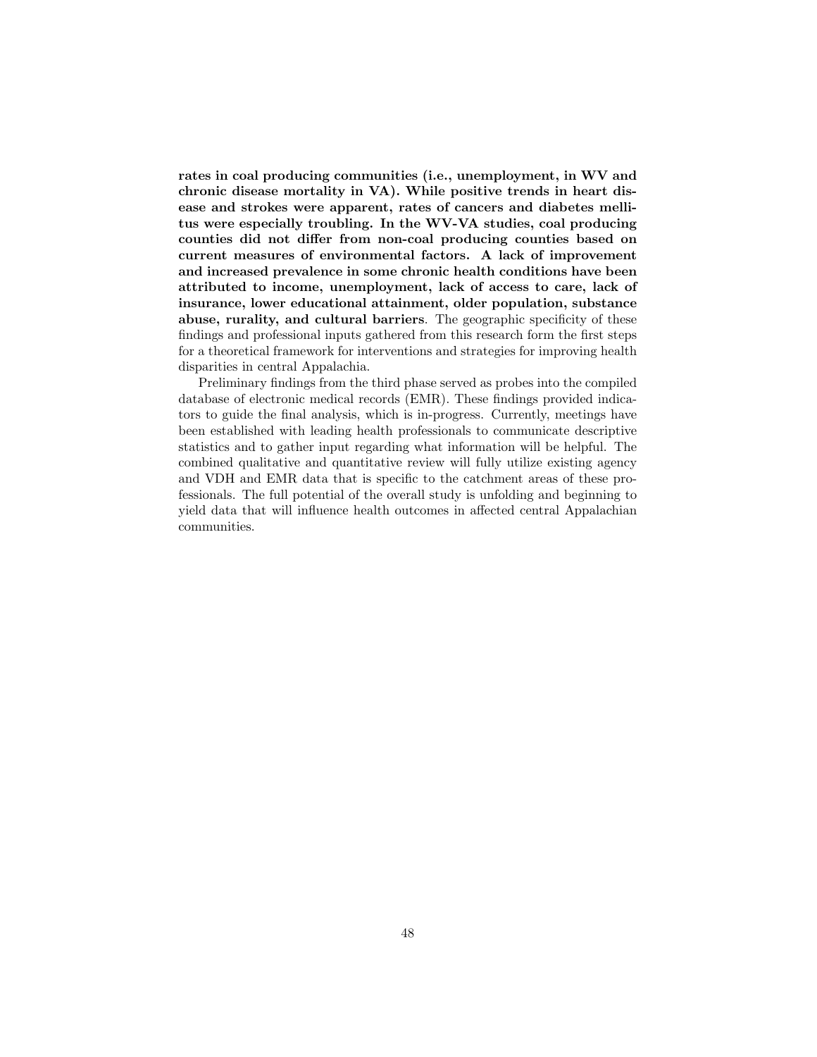**rates in coal producing communities (i.e., unemployment, in WV and chronic disease mortality in VA). While positive trends in heart disease and strokes were apparent, rates of cancers and diabetes mellitus were especially troubling. In the WV-VA studies, coal producing counties did not differ from non-coal producing counties based on current measures of environmental factors. A lack of improvement and increased prevalence in some chronic health conditions have been attributed to income, unemployment, lack of access to care, lack of insurance, lower educational attainment, older population, substance abuse, rurality, and cultural barriers**. The geographic specificity of these findings and professional inputs gathered from this research form the first steps for a theoretical framework for interventions and strategies for improving health disparities in central Appalachia.

Preliminary findings from the third phase served as probes into the compiled database of electronic medical records (EMR). These findings provided indicators to guide the final analysis, which is in-progress. Currently, meetings have been established with leading health professionals to communicate descriptive statistics and to gather input regarding what information will be helpful. The combined qualitative and quantitative review will fully utilize existing agency and VDH and EMR data that is specific to the catchment areas of these professionals. The full potential of the overall study is unfolding and beginning to yield data that will influence health outcomes in affected central Appalachian communities.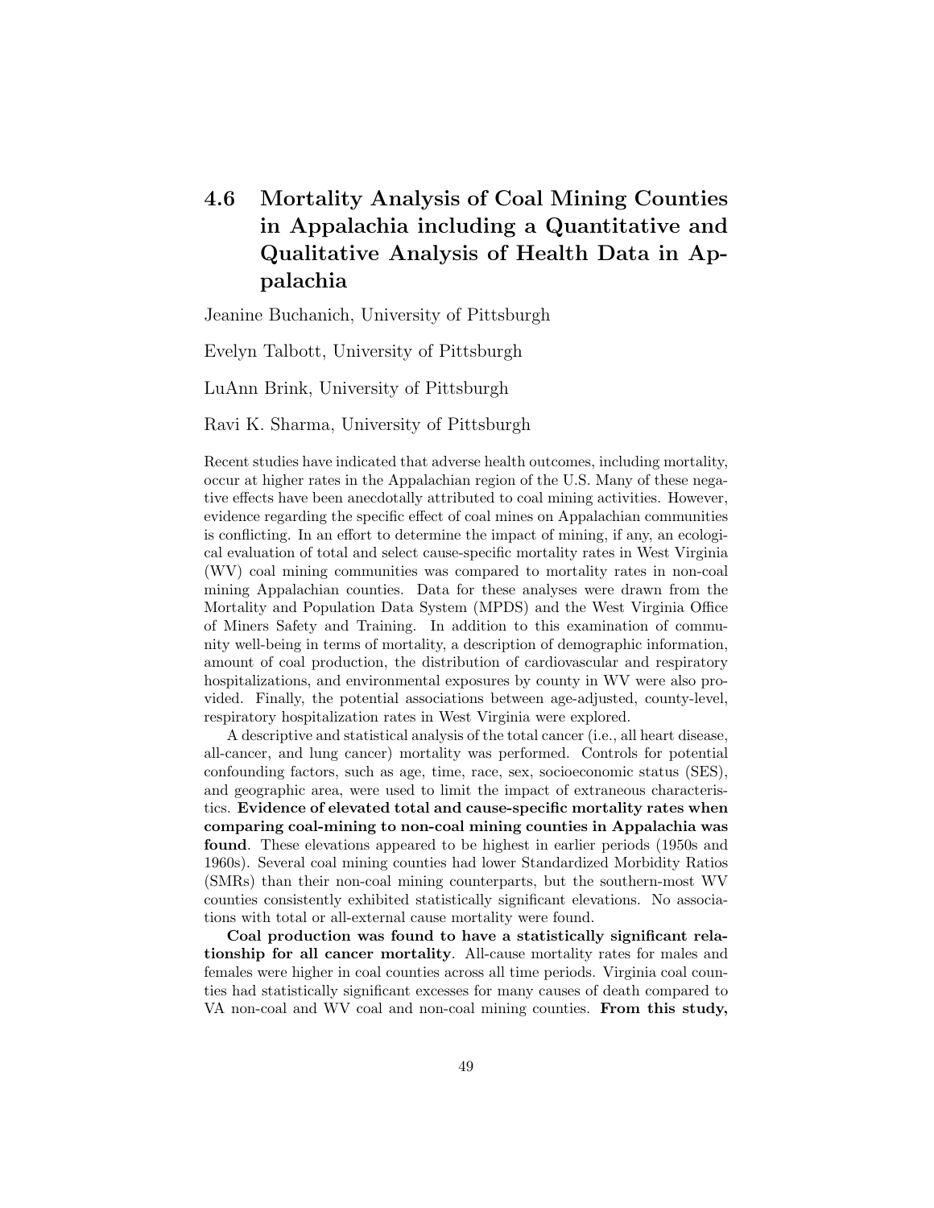## 4.6 Mortality Analysis of Coal Mining Counties in Appalachia including a Quantitative and Qualitative Analysis of Health Data in Appalachia

Jeanine Buchanich, University of Pittsburgh

Evelyn Talbott, University of Pittsburgh

LuAnn Brink, University of Pittsburgh

Ravi K. Sharma, University of Pittsburgh

Recent studies have indicated that adverse health outcomes, including mortality, occur at higher rates in the Appalachian region of the U.S. Many of these negative effects have been anecdotally attributed to coal mining activities. However, evidence regarding the specific effect of coal mines on Appalachian communities is conflicting. In an effort to determine the impact of mining, if any, an ecological evaluation of total and select cause-specific mortality rates in West Virginia (WV) coal mining communities was compared to mortality rates in non-coal mining Appalachian counties. Data for these analyses were drawn from the Mortality and Population Data System (MPDS) and the West Virginia Office of Miners Safety and Training. In addition to this examination of community well-being in terms of mortality, a description of demographic information, amount of coal production, the distribution of cardiovascular and respiratory hospitalizations, and environmental exposures by county in WV were also provided. Finally, the potential associations between age-adjusted, county-level, respiratory hospitalization rates in West Virginia were explored.

A descriptive and statistical analysis of the total cancer (i.e., all heart disease, all-cancer, and lung cancer) mortality was performed. Controls for potential confounding factors, such as age, time, race, sex, socioeconomic status (SES), and geographic area, were used to limit the impact of extraneous characteristics. **Evidence of elevated total and cause-specific mortality rates when comparing coal-mining to non-coal mining counties in Appalachia was found**. These elevations appeared to be highest in earlier periods (1950s and 1960s). Several coal mining counties had lower Standardized Morbidity Ratios (SMRs) than their non-coal mining counterparts, but the southern-most WV counties consistently exhibited statistically significant elevations. No associations with total or all-external cause mortality were found.

**Coal production was found to have a statistically significant relationship for all cancer mortality**. All-cause mortality rates for males and females were higher in coal counties across all time periods. Virginia coal counties had statistically significant excesses for many causes of death compared to VA non-coal and WV coal and non-coal mining counties. **From this study,**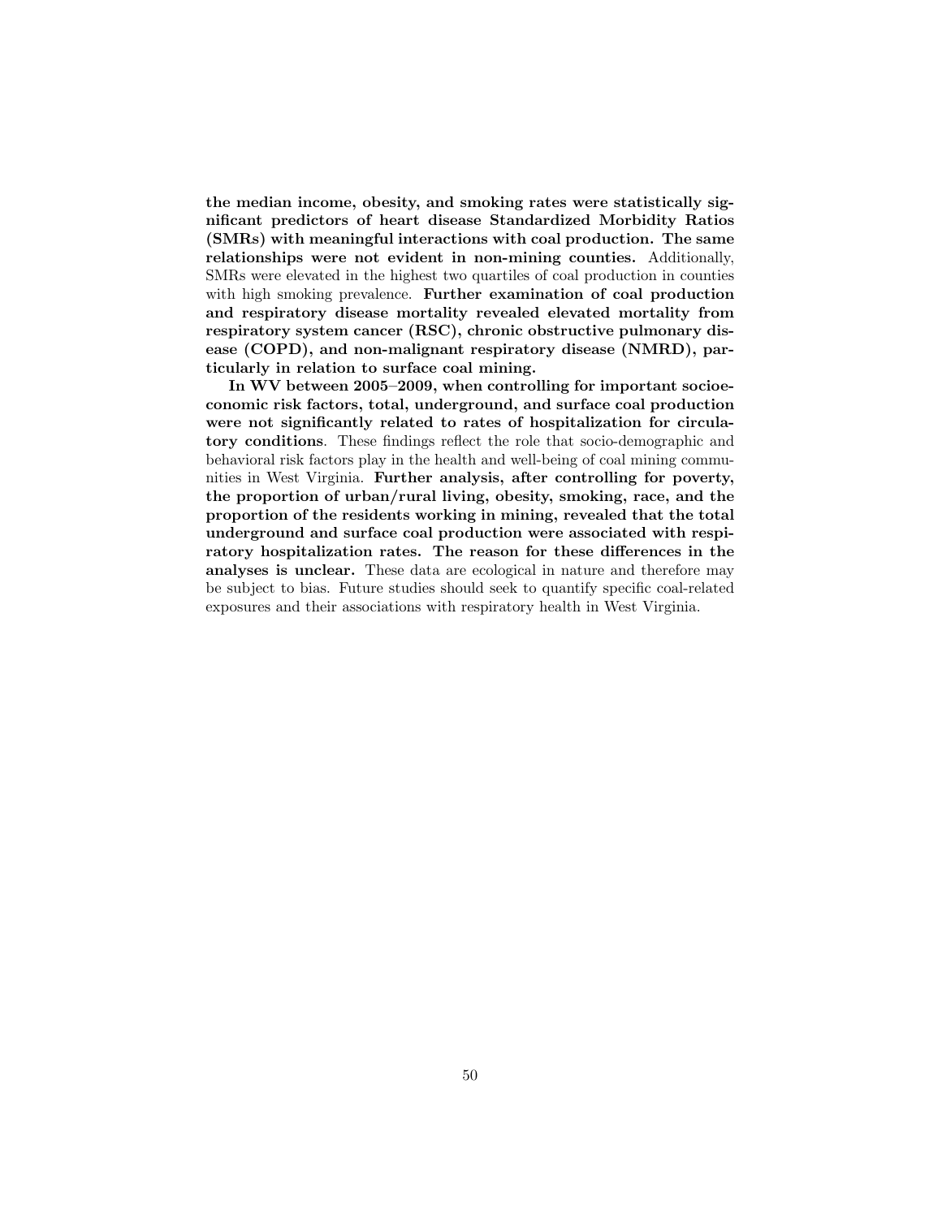**the median income, obesity, and smoking rates were statistically significant predictors of heart disease Standardized Morbidity Ratios (SMRs) with meaningful interactions with coal production. The same relationships were not evident in non-mining counties.** Additionally, SMRs were elevated in the highest two quartiles of coal production in counties with high smoking prevalence. **Further examination of coal production and respiratory disease mortality revealed elevated mortality from respiratory system cancer (RSC), chronic obstructive pulmonary disease (COPD), and non-malignant respiratory disease (NMRD), particularly in relation to surface coal mining.**

**In WV between 2005–2009, when controlling for important socioeconomic risk factors, total, underground, and surface coal production were not significantly related to rates of hospitalization for circulatory conditions**. These findings reflect the role that socio-demographic and behavioral risk factors play in the health and well-being of coal mining communities in West Virginia. **Further analysis, after controlling for poverty, the proportion of urban/rural living, obesity, smoking, race, and the proportion of the residents working in mining, revealed that the total underground and surface coal production were associated with respiratory hospitalization rates. The reason for these differences in the analyses is unclear.** These data are ecological in nature and therefore may be subject to bias. Future studies should seek to quantify specific coal-related exposures and their associations with respiratory health in West Virginia.